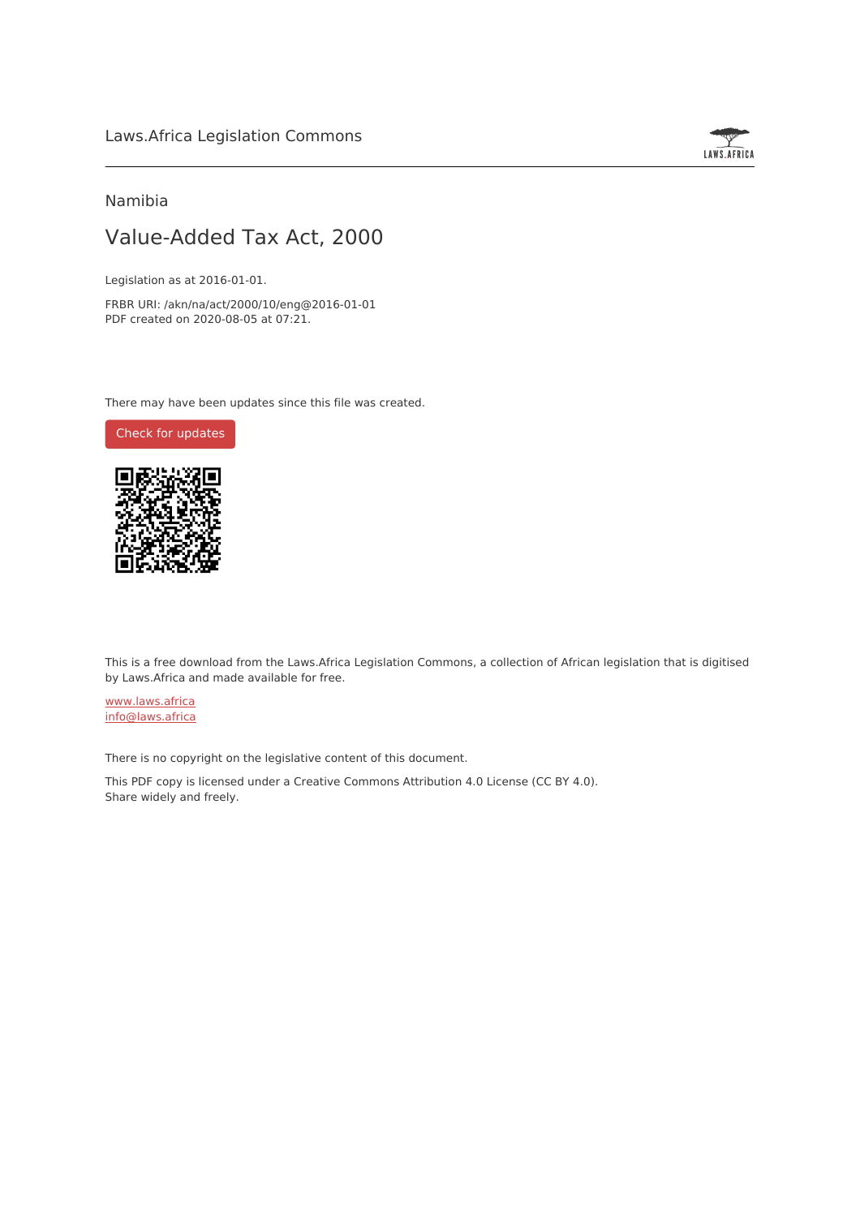Laws.Africa Legislation Commons

Namibia

# Value-Added Tax Act, 2000

Legislation as at 2016-01-01.

FRBR URI: /akn/na/act/2000/10/eng@2016-01-01
PDF created on 2020-08-05 at 07:21.

There may have been updates since this file was created.

Check for updates

This is a free download from the Laws.Africa Legislation Commons, a collection of African legislation that is digitised by Laws.Africa and made available for free.

www.laws.africa
info@laws.africa

There is no copyright on the legislative content of this document.

This PDF copy is licensed under a Creative Commons Attribution 4.0 License (CC BY 4.0).
Share widely and freely.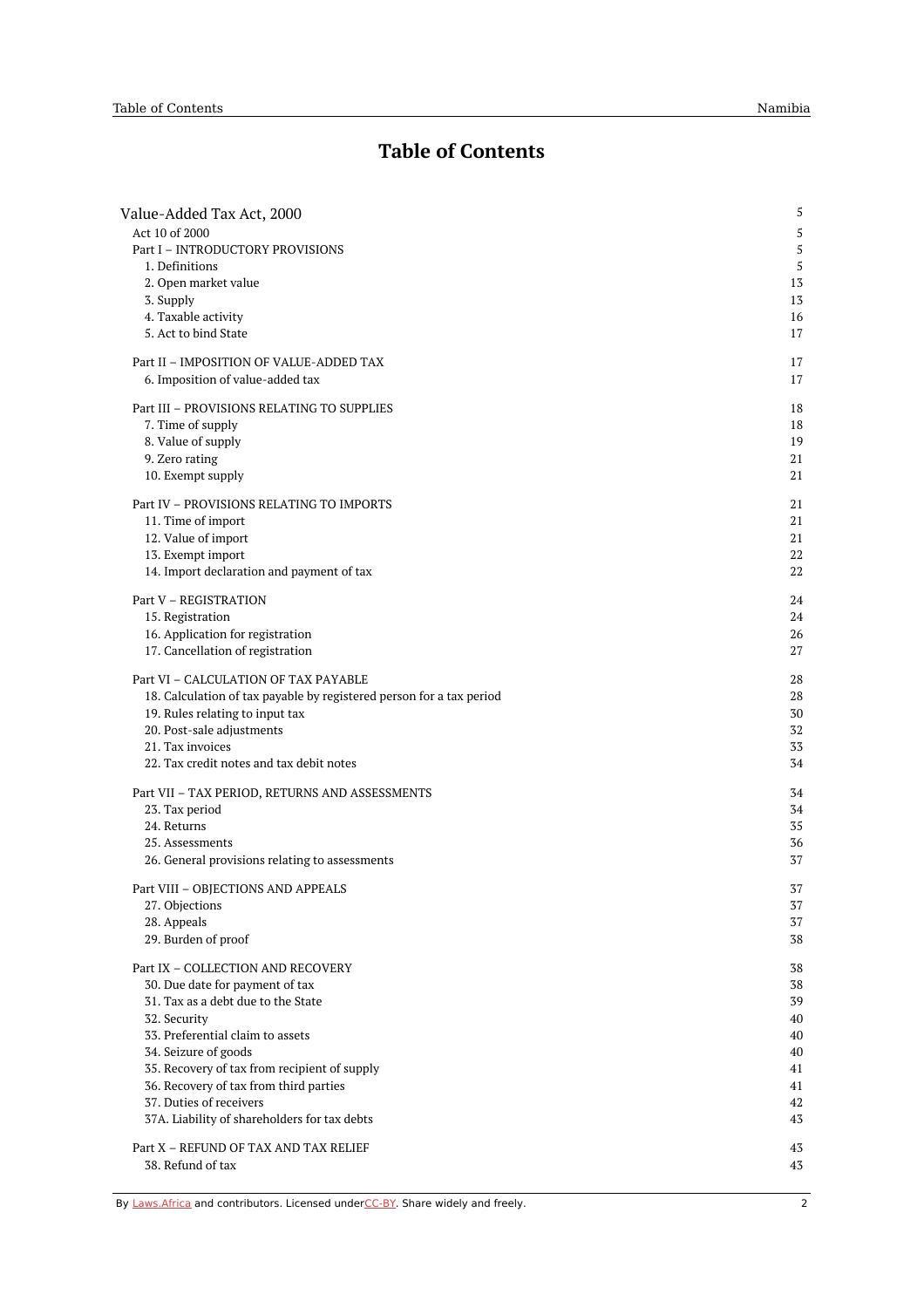# Table of Contents

| | |
|---|---|
| Value-Added Tax Act, 2000 | 5 |
| Act 10 of 2000 | 5 |
| Part I – INTRODUCTORY PROVISIONS | 5 |
| 1. Definitions | 5 |
| 2. Open market value | 13 |
| 3. Supply | 13 |
| 4. Taxable activity | 16 |
| 5. Act to bind State | 17 |
| Part II – IMPOSITION OF VALUE-ADDED TAX | 17 |
| 6. Imposition of value-added tax | 17 |
| Part III – PROVISIONS RELATING TO SUPPLIES | 18 |
| 7. Time of supply | 18 |
| 8. Value of supply | 19 |
| 9. Zero rating | 21 |
| 10. Exempt supply | 21 |
| Part IV – PROVISIONS RELATING TO IMPORTS | 21 |
| 11. Time of import | 21 |
| 12. Value of import | 21 |
| 13. Exempt import | 22 |
| 14. Import declaration and payment of tax | 22 |
| Part V – REGISTRATION | 24 |
| 15. Registration | 24 |
| 16. Application for registration | 26 |
| 17. Cancellation of registration | 27 |
| Part VI – CALCULATION OF TAX PAYABLE | 28 |
| 18. Calculation of tax payable by registered person for a tax period | 28 |
| 19. Rules relating to input tax | 30 |
| 20. Post-sale adjustments | 32 |
| 21. Tax invoices | 33 |
| 22. Tax credit notes and tax debit notes | 34 |
| Part VII – TAX PERIOD, RETURNS AND ASSESSMENTS | 34 |
| 23. Tax period | 34 |
| 24. Returns | 35 |
| 25. Assessments | 36 |
| 26. General provisions relating to assessments | 37 |
| Part VIII – OBJECTIONS AND APPEALS | 37 |
| 27. Objections | 37 |
| 28. Appeals | 37 |
| 29. Burden of proof | 38 |
| Part IX – COLLECTION AND RECOVERY | 38 |
| 30. Due date for payment of tax | 38 |
| 31. Tax as a debt due to the State | 39 |
| 32. Security | 40 |
| 33. Preferential claim to assets | 40 |
| 34. Seizure of goods | 40 |
| 35. Recovery of tax from recipient of supply | 41 |
| 36. Recovery of tax from third parties | 41 |
| 37. Duties of receivers | 42 |
| 37A. Liability of shareholders for tax debts | 43 |
| Part X – REFUND OF TAX AND TAX RELIEF | 43 |
| 38. Refund of tax | 43 |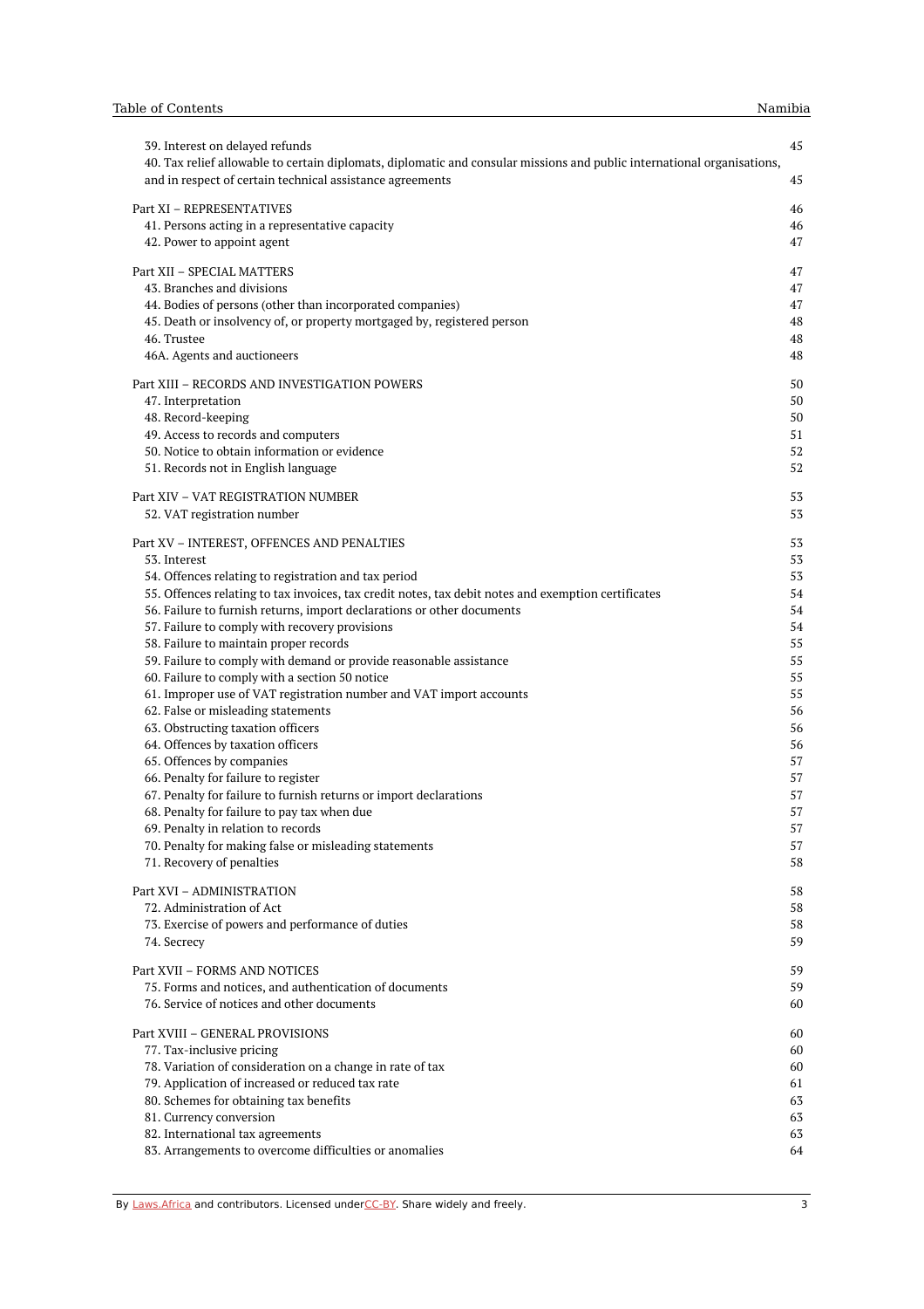39. Interest on delayed refunds 45

40. Tax relief allowable to certain diplomats, diplomatic and consular missions and public international organisations, and in respect of certain technical assistance agreements 45

Part XI – REPRESENTATIVES 46

41. Persons acting in a representative capacity 46

42. Power to appoint agent 47

Part XII – SPECIAL MATTERS 47

43. Branches and divisions 47

44. Bodies of persons (other than incorporated companies) 47

45. Death or insolvency of, or property mortgaged by, registered person 48

46. Trustee 48

46A. Agents and auctioneers 48

Part XIII – RECORDS AND INVESTIGATION POWERS 50

47. Interpretation 50

48. Record-keeping 50

49. Access to records and computers 51

50. Notice to obtain information or evidence 52

51. Records not in English language 52

Part XIV – VAT REGISTRATION NUMBER 53

52. VAT registration number 53

Part XV – INTEREST, OFFENCES AND PENALTIES 53

53. Interest 53

54. Offences relating to registration and tax period 53

55. Offences relating to tax invoices, tax credit notes, tax debit notes and exemption certificates 54

56. Failure to furnish returns, import declarations or other documents 54

57. Failure to comply with recovery provisions 54

58. Failure to maintain proper records 55

59. Failure to comply with demand or provide reasonable assistance 55

60. Failure to comply with a section 50 notice 55

61. Improper use of VAT registration number and VAT import accounts 55

62. False or misleading statements 56

63. Obstructing taxation officers 56

64. Offences by taxation officers 56

65. Offences by companies 57

66. Penalty for failure to register 57

67. Penalty for failure to furnish returns or import declarations 57

68. Penalty for failure to pay tax when due 57

69. Penalty in relation to records 57

70. Penalty for making false or misleading statements 57

71. Recovery of penalties 58

Part XVI – ADMINISTRATION 58

72. Administration of Act 58

73. Exercise of powers and performance of duties 58

74. Secrecy 59

Part XVII – FORMS AND NOTICES 59

75. Forms and notices, and authentication of documents 59

76. Service of notices and other documents 60

Part XVIII – GENERAL PROVISIONS 60

77. Tax-inclusive pricing 60

78. Variation of consideration on a change in rate of tax 60

79. Application of increased or reduced tax rate 61

80. Schemes for obtaining tax benefits 63

81. Currency conversion 63

82. International tax agreements 63

83. Arrangements to overcome difficulties or anomalies 64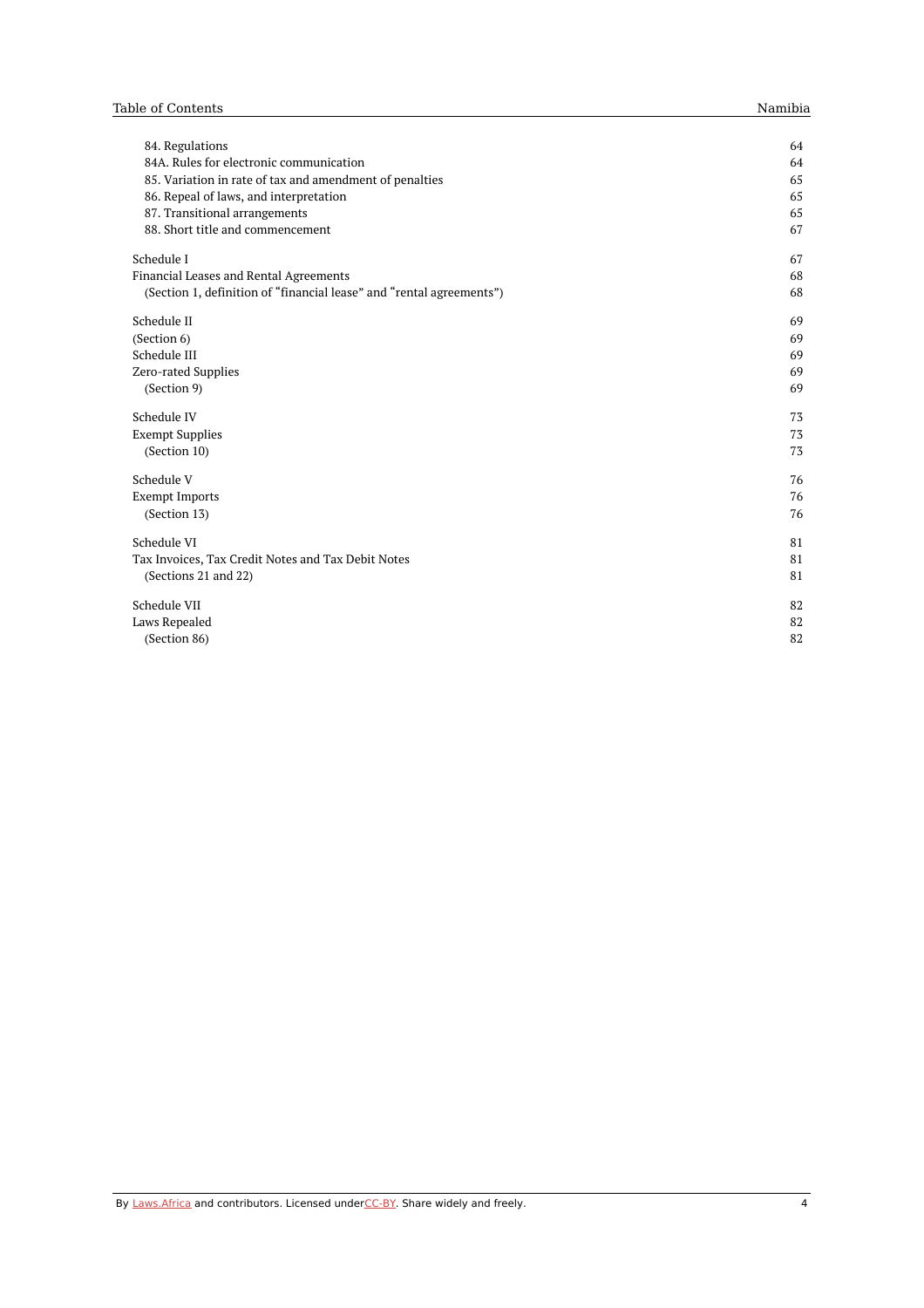| | |
|---|---|
| 84. Regulations | 64 |
| 84A. Rules for electronic communication | 64 |
| 85. Variation in rate of tax and amendment of penalties | 65 |
| 86. Repeal of laws, and interpretation | 65 |
| 87. Transitional arrangements | 65 |
| 88. Short title and commencement | 67 |
| Schedule I | 67 |
| Financial Leases and Rental Agreements | 68 |
| (Section 1, definition of "financial lease" and "rental agreements") | 68 |
| Schedule II | 69 |
| (Section 6) | 69 |
| Schedule III | 69 |
| Zero-rated Supplies | 69 |
| (Section 9) | 69 |
| Schedule IV | 73 |
| Exempt Supplies | 73 |
| (Section 10) | 73 |
| Schedule V | 76 |
| Exempt Imports | 76 |
| (Section 13) | 76 |
| Schedule VI | 81 |
| Tax Invoices, Tax Credit Notes and Tax Debit Notes | 81 |
| (Sections 21 and 22) | 81 |
| Schedule VII | 82 |
| Laws Repealed | 82 |
| (Section 86) | 82 |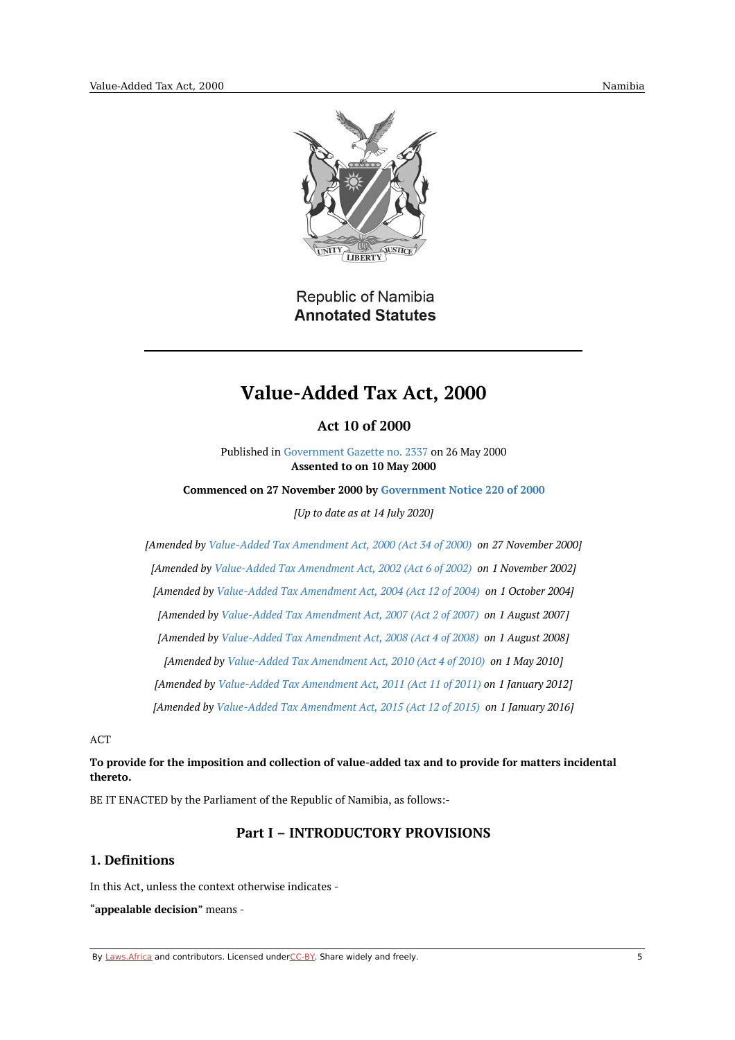Republic of Namibia
**Annotated Statutes**

# Value-Added Tax Act, 2000

## Act 10 of 2000

Published in Government Gazette no. 2337 on 26 May 2000

**Assented to on 10 May 2000**

**Commenced on 27 November 2000 by Government Notice 220 of 2000**

*[Up to date as at 14 July 2020]*

*[Amended by Value-Added Tax Amendment Act, 2000 (Act 34 of 2000) on 27 November 2000]*

*[Amended by Value-Added Tax Amendment Act, 2002 (Act 6 of 2002) on 1 November 2002]*

*[Amended by Value-Added Tax Amendment Act, 2004 (Act 12 of 2004) on 1 October 2004]*

*[Amended by Value-Added Tax Amendment Act, 2007 (Act 2 of 2007) on 1 August 2007]*

*[Amended by Value-Added Tax Amendment Act, 2008 (Act 4 of 2008) on 1 August 2008]*

*[Amended by Value-Added Tax Amendment Act, 2010 (Act 4 of 2010) on 1 May 2010]*

*[Amended by Value-Added Tax Amendment Act, 2011 (Act 11 of 2011) on 1 January 2012]*

*[Amended by Value-Added Tax Amendment Act, 2015 (Act 12 of 2015) on 1 January 2016]*

ACT

**To provide for the imposition and collection of value-added tax and to provide for matters incidental thereto.**

BE IT ENACTED by the Parliament of the Republic of Namibia, as follows:-

## Part I – INTRODUCTORY PROVISIONS

### 1. Definitions

In this Act, unless the context otherwise indicates -

"**appealable decision**" means -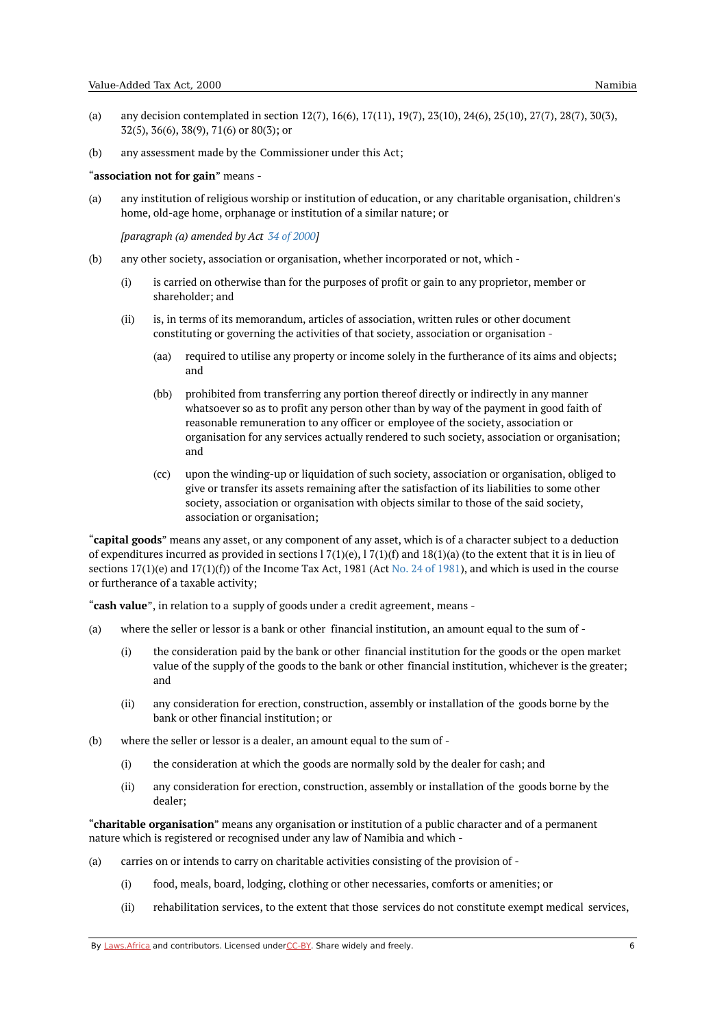(a) any decision contemplated in section 12(7), 16(6), 17(11), 19(7), 23(10), 24(6), 25(10), 27(7), 28(7), 30(3), 32(5), 36(6), 38(9), 71(6) or 80(3); or

(b) any assessment made by the Commissioner under this Act;

"**association not for gain**" means -

(a) any institution of religious worship or institution of education, or any charitable organisation, children's home, old-age home, orphanage or institution of a similar nature; or

*[paragraph (a) amended by Act 34 of 2000]*

(b) any other society, association or organisation, whether incorporated or not, which -

(i) is carried on otherwise than for the purposes of profit or gain to any proprietor, member or shareholder; and

(ii) is, in terms of its memorandum, articles of association, written rules or other document constituting or governing the activities of that society, association or organisation -

(aa) required to utilise any property or income solely in the furtherance of its aims and objects; and

(bb) prohibited from transferring any portion thereof directly or indirectly in any manner whatsoever so as to profit any person other than by way of the payment in good faith of reasonable remuneration to any officer or employee of the society, association or organisation for any services actually rendered to such society, association or organisation; and

(cc) upon the winding-up or liquidation of such society, association or organisation, obliged to give or transfer its assets remaining after the satisfaction of its liabilities to some other society, association or organisation with objects similar to those of the said society, association or organisation;

"**capital goods**" means any asset, or any component of any asset, which is of a character subject to a deduction of expenditures incurred as provided in sections l 7(1)(e), l 7(1)(f) and 18(1)(a) (to the extent that it is in lieu of sections 17(1)(e) and 17(1)(f)) of the Income Tax Act, 1981 (Act No. 24 of 1981), and which is used in the course or furtherance of a taxable activity;

"**cash value**", in relation to a supply of goods under a credit agreement, means -

(a) where the seller or lessor is a bank or other financial institution, an amount equal to the sum of -

(i) the consideration paid by the bank or other financial institution for the goods or the open market value of the supply of the goods to the bank or other financial institution, whichever is the greater; and

(ii) any consideration for erection, construction, assembly or installation of the goods borne by the bank or other financial institution; or

(b) where the seller or lessor is a dealer, an amount equal to the sum of -

(i) the consideration at which the goods are normally sold by the dealer for cash; and

(ii) any consideration for erection, construction, assembly or installation of the goods borne by the dealer;

"**charitable organisation**" means any organisation or institution of a public character and of a permanent nature which is registered or recognised under any law of Namibia and which -

(a) carries on or intends to carry on charitable activities consisting of the provision of -

(i) food, meals, board, lodging, clothing or other necessaries, comforts or amenities; or

(ii) rehabilitation services, to the extent that those services do not constitute exempt medical services,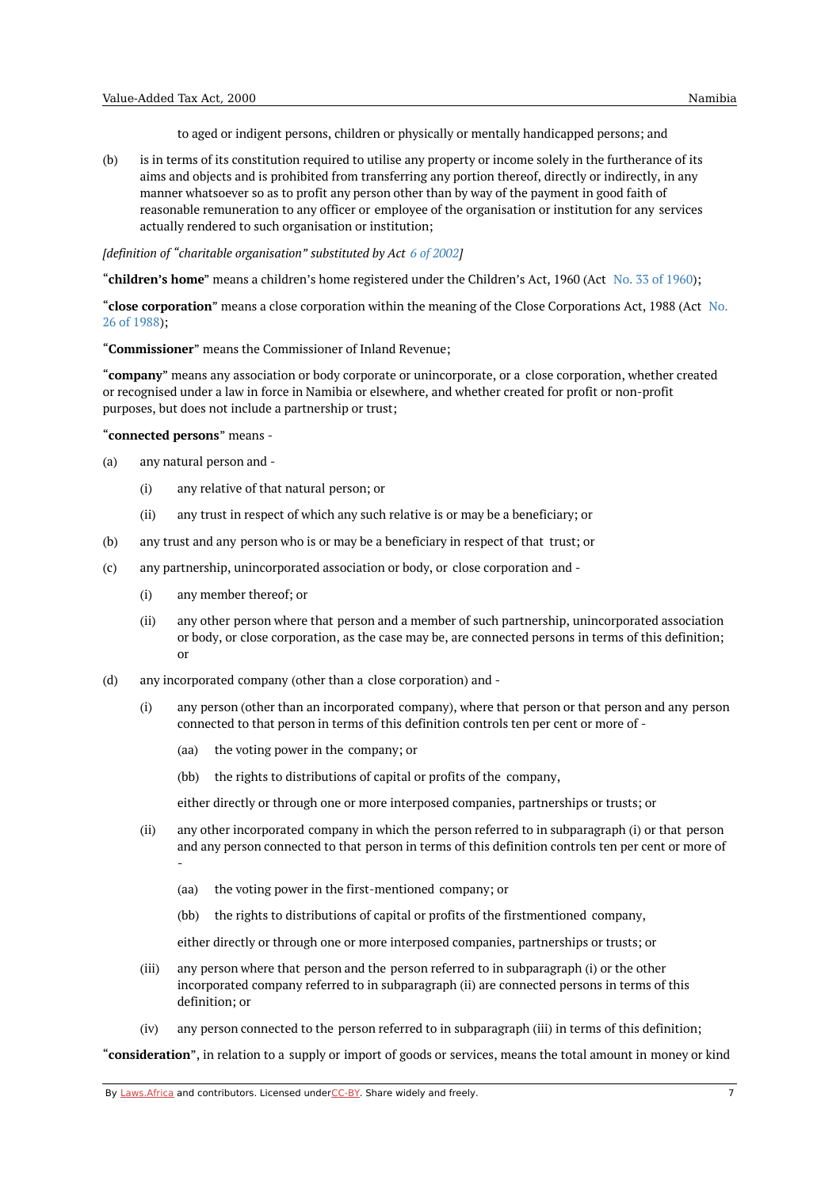to aged or indigent persons, children or physically or mentally handicapped persons; and

(b) is in terms of its constitution required to utilise any property or income solely in the furtherance of its aims and objects and is prohibited from transferring any portion thereof, directly or indirectly, in any manner whatsoever so as to profit any person other than by way of the payment in good faith of reasonable remuneration to any officer or employee of the organisation or institution for any services actually rendered to such organisation or institution;

*[definition of "charitable organisation" substituted by Act 6 of 2002]*

"**children's home**" means a children's home registered under the Children's Act, 1960 (Act No. 33 of 1960);

"**close corporation**" means a close corporation within the meaning of the Close Corporations Act, 1988 (Act No. 26 of 1988);

"**Commissioner**" means the Commissioner of Inland Revenue;

"**company**" means any association or body corporate or unincorporate, or a close corporation, whether created or recognised under a law in force in Namibia or elsewhere, and whether created for profit or non-profit purposes, but does not include a partnership or trust;

"**connected persons**" means -

(a) any natural person and -

  (i) any relative of that natural person; or

  (ii) any trust in respect of which any such relative is or may be a beneficiary; or

(b) any trust and any person who is or may be a beneficiary in respect of that trust; or

(c) any partnership, unincorporated association or body, or close corporation and -

  (i) any member thereof; or

  (ii) any other person where that person and a member of such partnership, unincorporated association or body, or close corporation, as the case may be, are connected persons in terms of this definition; or

(d) any incorporated company (other than a close corporation) and -

  (i) any person (other than an incorporated company), where that person or that person and any person connected to that person in terms of this definition controls ten per cent or more of -

    (aa) the voting power in the company; or

    (bb) the rights to distributions of capital or profits of the company,

  either directly or through one or more interposed companies, partnerships or trusts; or

  (ii) any other incorporated company in which the person referred to in subparagraph (i) or that person and any person connected to that person in terms of this definition controls ten per cent or more of -

    (aa) the voting power in the first-mentioned company; or

    (bb) the rights to distributions of capital or profits of the firstmentioned company,

  either directly or through one or more interposed companies, partnerships or trusts; or

  (iii) any person where that person and the person referred to in subparagraph (i) or the other incorporated company referred to in subparagraph (ii) are connected persons in terms of this definition; or

  (iv) any person connected to the person referred to in subparagraph (iii) in terms of this definition;

"**consideration**", in relation to a supply or import of goods or services, means the total amount in money or kind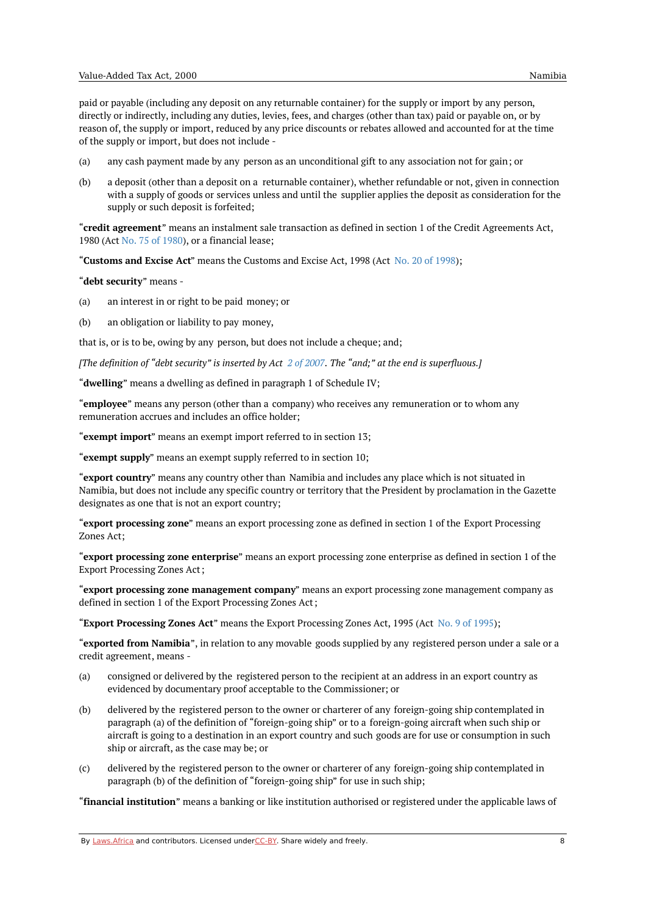paid or payable (including any deposit on any returnable container) for the supply or import by any person, directly or indirectly, including any duties, levies, fees, and charges (other than tax) paid or payable on, or by reason of, the supply or import, reduced by any price discounts or rebates allowed and accounted for at the time of the supply or import, but does not include -

(a) any cash payment made by any person as an unconditional gift to any association not for gain; or

(b) a deposit (other than a deposit on a returnable container), whether refundable or not, given in connection with a supply of goods or services unless and until the supplier applies the deposit as consideration for the supply or such deposit is forfeited;

"**credit agreement**" means an instalment sale transaction as defined in section 1 of the Credit Agreements Act, 1980 (Act No. 75 of 1980), or a financial lease;

"**Customs and Excise Act**" means the Customs and Excise Act, 1998 (Act No. 20 of 1998);

"**debt security**" means -

(a) an interest in or right to be paid money; or

(b) an obligation or liability to pay money,

that is, or is to be, owing by any person, but does not include a cheque; and;

*[The definition of "debt security" is inserted by Act 2 of 2007. The "and;" at the end is superfluous.]*

"**dwelling**" means a dwelling as defined in paragraph 1 of Schedule IV;

"**employee**" means any person (other than a company) who receives any remuneration or to whom any remuneration accrues and includes an office holder;

"**exempt import**" means an exempt import referred to in section 13;

"**exempt supply**" means an exempt supply referred to in section 10;

"**export country**" means any country other than Namibia and includes any place which is not situated in Namibia, but does not include any specific country or territory that the President by proclamation in the Gazette designates as one that is not an export country;

"**export processing zone**" means an export processing zone as defined in section 1 of the Export Processing Zones Act;

"**export processing zone enterprise**" means an export processing zone enterprise as defined in section 1 of the Export Processing Zones Act;

"**export processing zone management company**" means an export processing zone management company as defined in section 1 of the Export Processing Zones Act;

"**Export Processing Zones Act**" means the Export Processing Zones Act, 1995 (Act No. 9 of 1995);

"**exported from Namibia**", in relation to any movable goods supplied by any registered person under a sale or a credit agreement, means -

(a) consigned or delivered by the registered person to the recipient at an address in an export country as evidenced by documentary proof acceptable to the Commissioner; or

(b) delivered by the registered person to the owner or charterer of any foreign-going ship contemplated in paragraph (a) of the definition of "foreign-going ship" or to a foreign-going aircraft when such ship or aircraft is going to a destination in an export country and such goods are for use or consumption in such ship or aircraft, as the case may be; or

(c) delivered by the registered person to the owner or charterer of any foreign-going ship contemplated in paragraph (b) of the definition of "foreign-going ship" for use in such ship;

"**financial institution**" means a banking or like institution authorised or registered under the applicable laws of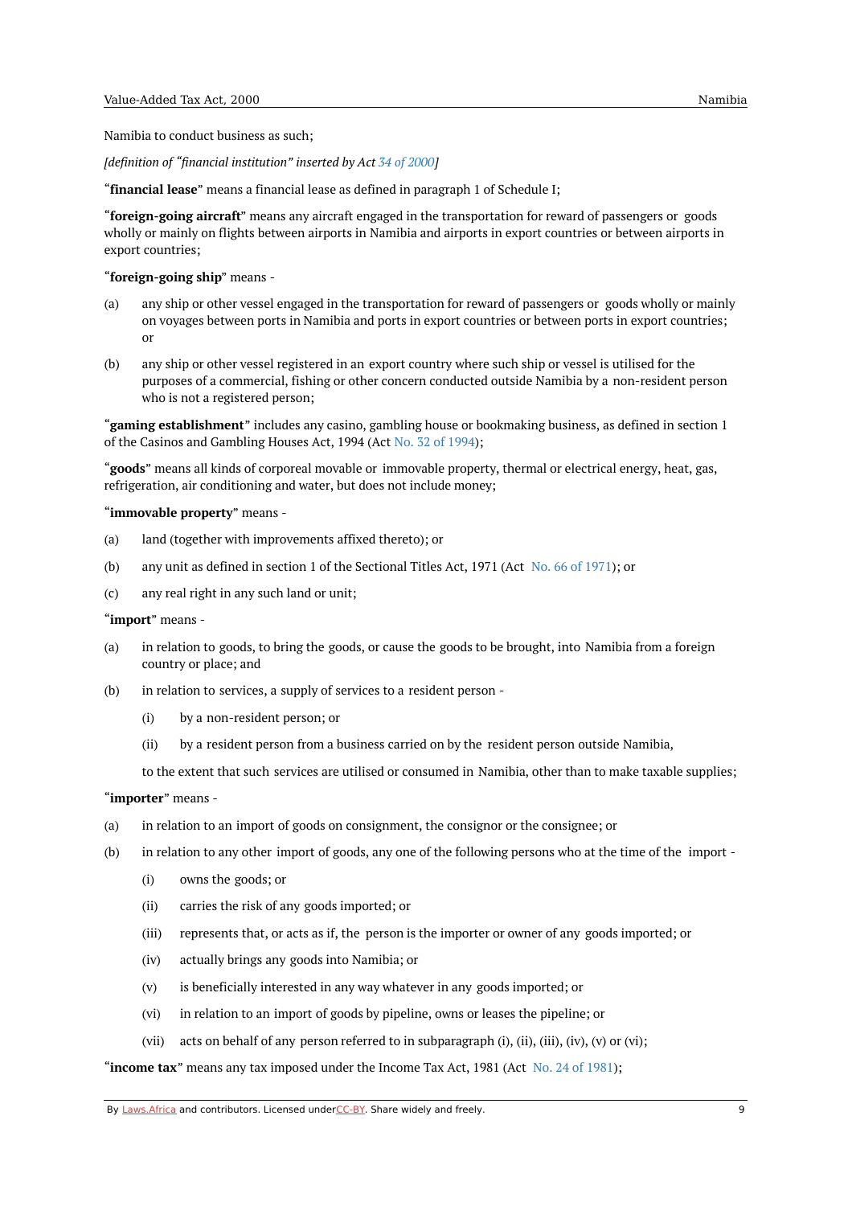Namibia to conduct business as such;

*[definition of "financial institution" inserted by Act 34 of 2000]*

"**financial lease**" means a financial lease as defined in paragraph 1 of Schedule I;

"**foreign-going aircraft**" means any aircraft engaged in the transportation for reward of passengers or goods wholly or mainly on flights between airports in Namibia and airports in export countries or between airports in export countries;

"**foreign-going ship**" means -

(a) any ship or other vessel engaged in the transportation for reward of passengers or goods wholly or mainly on voyages between ports in Namibia and ports in export countries or between ports in export countries; or

(b) any ship or other vessel registered in an export country where such ship or vessel is utilised for the purposes of a commercial, fishing or other concern conducted outside Namibia by a non-resident person who is not a registered person;

"**gaming establishment**" includes any casino, gambling house or bookmaking business, as defined in section 1 of the Casinos and Gambling Houses Act, 1994 (Act No. 32 of 1994);

"**goods**" means all kinds of corporeal movable or immovable property, thermal or electrical energy, heat, gas, refrigeration, air conditioning and water, but does not include money;

"**immovable property**" means -

(a) land (together with improvements affixed thereto); or

(b) any unit as defined in section 1 of the Sectional Titles Act, 1971 (Act No. 66 of 1971); or

(c) any real right in any such land or unit;

"**import**" means -

(a) in relation to goods, to bring the goods, or cause the goods to be brought, into Namibia from a foreign country or place; and

(b) in relation to services, a supply of services to a resident person -

 (i) by a non-resident person; or

 (ii) by a resident person from a business carried on by the resident person outside Namibia,

 to the extent that such services are utilised or consumed in Namibia, other than to make taxable supplies;

"**importer**" means -

(a) in relation to an import of goods on consignment, the consignor or the consignee; or

(b) in relation to any other import of goods, any one of the following persons who at the time of the import -

 (i) owns the goods; or

 (ii) carries the risk of any goods imported; or

 (iii) represents that, or acts as if, the person is the importer or owner of any goods imported; or

 (iv) actually brings any goods into Namibia; or

 (v) is beneficially interested in any way whatever in any goods imported; or

 (vi) in relation to an import of goods by pipeline, owns or leases the pipeline; or

 (vii) acts on behalf of any person referred to in subparagraph (i), (ii), (iii), (iv), (v) or (vi);

"**income tax**" means any tax imposed under the Income Tax Act, 1981 (Act No. 24 of 1981);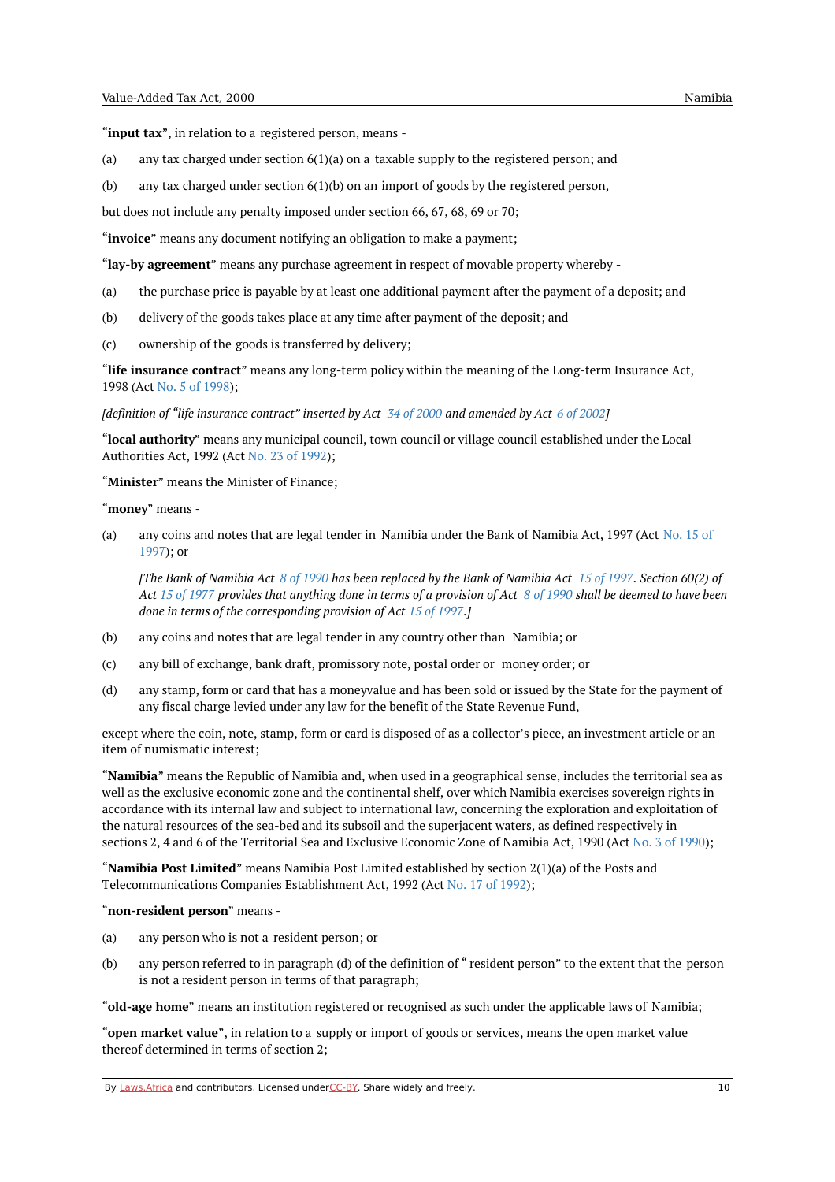“**input tax**”, in relation to a registered person, means -

(a) any tax charged under section 6(1)(a) on a taxable supply to the registered person; and

(b) any tax charged under section 6(1)(b) on an import of goods by the registered person,

but does not include any penalty imposed under section 66, 67, 68, 69 or 70;

“**invoice**” means any document notifying an obligation to make a payment;

“**lay-by agreement**” means any purchase agreement in respect of movable property whereby -

(a) the purchase price is payable by at least one additional payment after the payment of a deposit; and

(b) delivery of the goods takes place at any time after payment of the deposit; and

(c) ownership of the goods is transferred by delivery;

“**life insurance contract**” means any long-term policy within the meaning of the Long-term Insurance Act, 1998 (Act No. 5 of 1998);

*[definition of “life insurance contract” inserted by Act 34 of 2000 and amended by Act 6 of 2002]*

“**local authority**” means any municipal council, town council or village council established under the Local Authorities Act, 1992 (Act No. 23 of 1992);

“**Minister**” means the Minister of Finance;

“**money**” means -

(a) any coins and notes that are legal tender in Namibia under the Bank of Namibia Act, 1997 (Act No. 15 of 1997); or

*[The Bank of Namibia Act 8 of 1990 has been replaced by the Bank of Namibia Act 15 of 1997. Section 60(2) of Act 15 of 1977 provides that anything done in terms of a provision of Act 8 of 1990 shall be deemed to have been done in terms of the corresponding provision of Act 15 of 1997.]*

(b) any coins and notes that are legal tender in any country other than Namibia; or

(c) any bill of exchange, bank draft, promissory note, postal order or money order; or

(d) any stamp, form or card that has a moneyvalue and has been sold or issued by the State for the payment of any fiscal charge levied under any law for the benefit of the State Revenue Fund,

except where the coin, note, stamp, form or card is disposed of as a collector’s piece, an investment article or an item of numismatic interest;

“**Namibia**” means the Republic of Namibia and, when used in a geographical sense, includes the territorial sea as well as the exclusive economic zone and the continental shelf, over which Namibia exercises sovereign rights in accordance with its internal law and subject to international law, concerning the exploration and exploitation of the natural resources of the sea-bed and its subsoil and the superjacent waters, as defined respectively in sections 2, 4 and 6 of the Territorial Sea and Exclusive Economic Zone of Namibia Act, 1990 (Act No. 3 of 1990);

“**Namibia Post Limited**” means Namibia Post Limited established by section 2(1)(a) of the Posts and Telecommunications Companies Establishment Act, 1992 (Act No. 17 of 1992);

“**non-resident person**” means -

(a) any person who is not a resident person; or

(b) any person referred to in paragraph (d) of the definition of “ resident person” to the extent that the person is not a resident person in terms of that paragraph;

“**old-age home**” means an institution registered or recognised as such under the applicable laws of Namibia;

“**open market value**”, in relation to a supply or import of goods or services, means the open market value thereof determined in terms of section 2;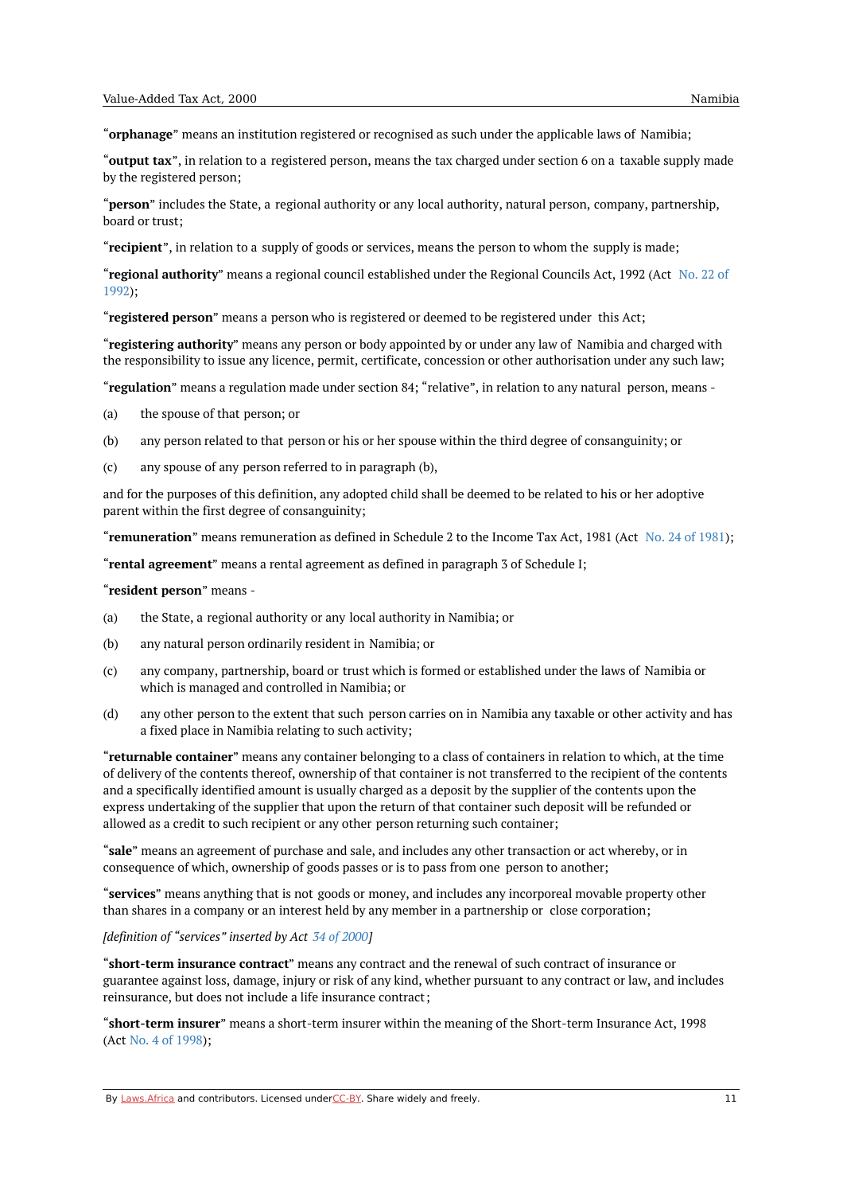"**orphanage**" means an institution registered or recognised as such under the applicable laws of Namibia;

"**output tax**", in relation to a registered person, means the tax charged under section 6 on a taxable supply made by the registered person;

"**person**" includes the State, a regional authority or any local authority, natural person, company, partnership, board or trust;

"**recipient**", in relation to a supply of goods or services, means the person to whom the supply is made;

"**regional authority**" means a regional council established under the Regional Councils Act, 1992 (Act No. 22 of 1992);

"**registered person**" means a person who is registered or deemed to be registered under this Act;

"**registering authority**" means any person or body appointed by or under any law of Namibia and charged with the responsibility to issue any licence, permit, certificate, concession or other authorisation under any such law;

"**regulation**" means a regulation made under section 84; "relative", in relation to any natural person, means -

(a) the spouse of that person; or

(b) any person related to that person or his or her spouse within the third degree of consanguinity; or

(c) any spouse of any person referred to in paragraph (b),

and for the purposes of this definition, any adopted child shall be deemed to be related to his or her adoptive parent within the first degree of consanguinity;

"**remuneration**" means remuneration as defined in Schedule 2 to the Income Tax Act, 1981 (Act No. 24 of 1981);

"**rental agreement**" means a rental agreement as defined in paragraph 3 of Schedule I;

"**resident person**" means -

(a) the State, a regional authority or any local authority in Namibia; or

(b) any natural person ordinarily resident in Namibia; or

(c) any company, partnership, board or trust which is formed or established under the laws of Namibia or which is managed and controlled in Namibia; or

(d) any other person to the extent that such person carries on in Namibia any taxable or other activity and has a fixed place in Namibia relating to such activity;

"**returnable container**" means any container belonging to a class of containers in relation to which, at the time of delivery of the contents thereof, ownership of that container is not transferred to the recipient of the contents and a specifically identified amount is usually charged as a deposit by the supplier of the contents upon the express undertaking of the supplier that upon the return of that container such deposit will be refunded or allowed as a credit to such recipient or any other person returning such container;

"**sale**" means an agreement of purchase and sale, and includes any other transaction or act whereby, or in consequence of which, ownership of goods passes or is to pass from one person to another;

"**services**" means anything that is not goods or money, and includes any incorporeal movable property other than shares in a company or an interest held by any member in a partnership or close corporation;

*[definition of "services" inserted by Act 34 of 2000]*

"**short-term insurance contract**" means any contract and the renewal of such contract of insurance or guarantee against loss, damage, injury or risk of any kind, whether pursuant to any contract or law, and includes reinsurance, but does not include a life insurance contract;

"**short-term insurer**" means a short-term insurer within the meaning of the Short-term Insurance Act, 1998 (Act No. 4 of 1998);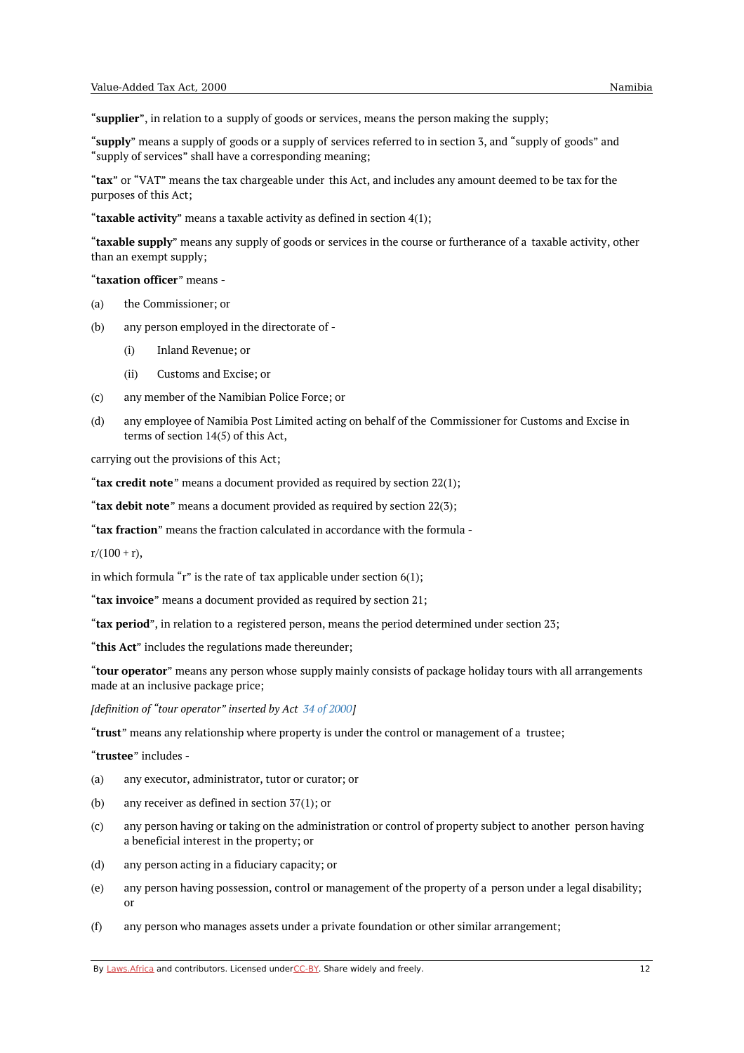"**supplier**", in relation to a supply of goods or services, means the person making the supply;

"**supply**" means a supply of goods or a supply of services referred to in section 3, and "supply of goods" and "supply of services" shall have a corresponding meaning;

"**tax**" or "VAT" means the tax chargeable under this Act, and includes any amount deemed to be tax for the purposes of this Act;

"**taxable activity**" means a taxable activity as defined in section 4(1);

"**taxable supply**" means any supply of goods or services in the course or furtherance of a taxable activity, other than an exempt supply;

"**taxation officer**" means -

(a) the Commissioner; or

(b) any person employed in the directorate of -

  (i) Inland Revenue; or

  (ii) Customs and Excise; or

(c) any member of the Namibian Police Force; or

(d) any employee of Namibia Post Limited acting on behalf of the Commissioner for Customs and Excise in terms of section 14(5) of this Act,

carrying out the provisions of this Act;

"**tax credit note**" means a document provided as required by section 22(1);

"**tax debit note**" means a document provided as required by section 22(3);

"**tax fraction**" means the fraction calculated in accordance with the formula -

$r/(100 + r)$,

in which formula "r" is the rate of tax applicable under section 6(1);

"**tax invoice**" means a document provided as required by section 21;

"**tax period**", in relation to a registered person, means the period determined under section 23;

"**this Act**" includes the regulations made thereunder;

"**tour operator**" means any person whose supply mainly consists of package holiday tours with all arrangements made at an inclusive package price;

*[definition of "tour operator" inserted by Act 34 of 2000]*

"**trust**" means any relationship where property is under the control or management of a trustee;

"**trustee**" includes -

(a) any executor, administrator, tutor or curator; or

(b) any receiver as defined in section 37(1); or

(c) any person having or taking on the administration or control of property subject to another person having a beneficial interest in the property; or

(d) any person acting in a fiduciary capacity; or

(e) any person having possession, control or management of the property of a person under a legal disability; or

(f) any person who manages assets under a private foundation or other similar arrangement;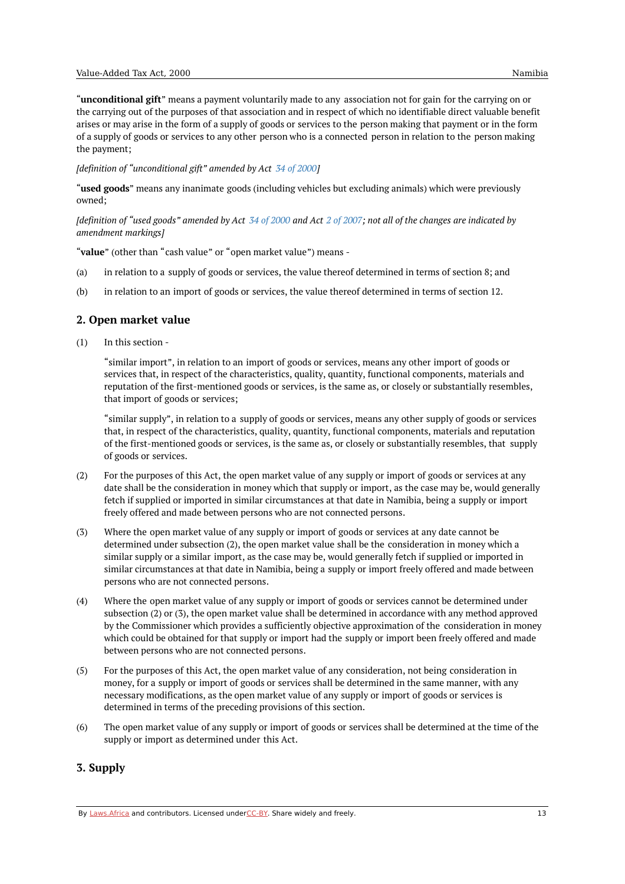"**unconditional gift**" means a payment voluntarily made to any association not for gain for the carrying on or the carrying out of the purposes of that association and in respect of which no identifiable direct valuable benefit arises or may arise in the form of a supply of goods or services to the person making that payment or in the form of a supply of goods or services to any other person who is a connected person in relation to the person making the payment;

*[definition of "unconditional gift" amended by Act 34 of 2000]*

"**used goods**" means any inanimate goods (including vehicles but excluding animals) which were previously owned;

*[definition of "used goods" amended by Act 34 of 2000 and Act 2 of 2007; not all of the changes are indicated by amendment markings]*

"**value**" (other than "cash value" or "open market value") means -

(a) in relation to a supply of goods or services, the value thereof determined in terms of section 8; and

(b) in relation to an import of goods or services, the value thereof determined in terms of section 12.

## 2. Open market value

(1) In this section -

"similar import", in relation to an import of goods or services, means any other import of goods or services that, in respect of the characteristics, quality, quantity, functional components, materials and reputation of the first-mentioned goods or services, is the same as, or closely or substantially resembles, that import of goods or services;

"similar supply", in relation to a supply of goods or services, means any other supply of goods or services that, in respect of the characteristics, quality, quantity, functional components, materials and reputation of the first-mentioned goods or services, is the same as, or closely or substantially resembles, that supply of goods or services.

(2) For the purposes of this Act, the open market value of any supply or import of goods or services at any date shall be the consideration in money which that supply or import, as the case may be, would generally fetch if supplied or imported in similar circumstances at that date in Namibia, being a supply or import freely offered and made between persons who are not connected persons.

(3) Where the open market value of any supply or import of goods or services at any date cannot be determined under subsection (2), the open market value shall be the consideration in money which a similar supply or a similar import, as the case may be, would generally fetch if supplied or imported in similar circumstances at that date in Namibia, being a supply or import freely offered and made between persons who are not connected persons.

(4) Where the open market value of any supply or import of goods or services cannot be determined under subsection (2) or (3), the open market value shall be determined in accordance with any method approved by the Commissioner which provides a sufficiently objective approximation of the consideration in money which could be obtained for that supply or import had the supply or import been freely offered and made between persons who are not connected persons.

(5) For the purposes of this Act, the open market value of any consideration, not being consideration in money, for a supply or import of goods or services shall be determined in the same manner, with any necessary modifications, as the open market value of any supply or import of goods or services is determined in terms of the preceding provisions of this section.

(6) The open market value of any supply or import of goods or services shall be determined at the time of the supply or import as determined under this Act.

## 3. Supply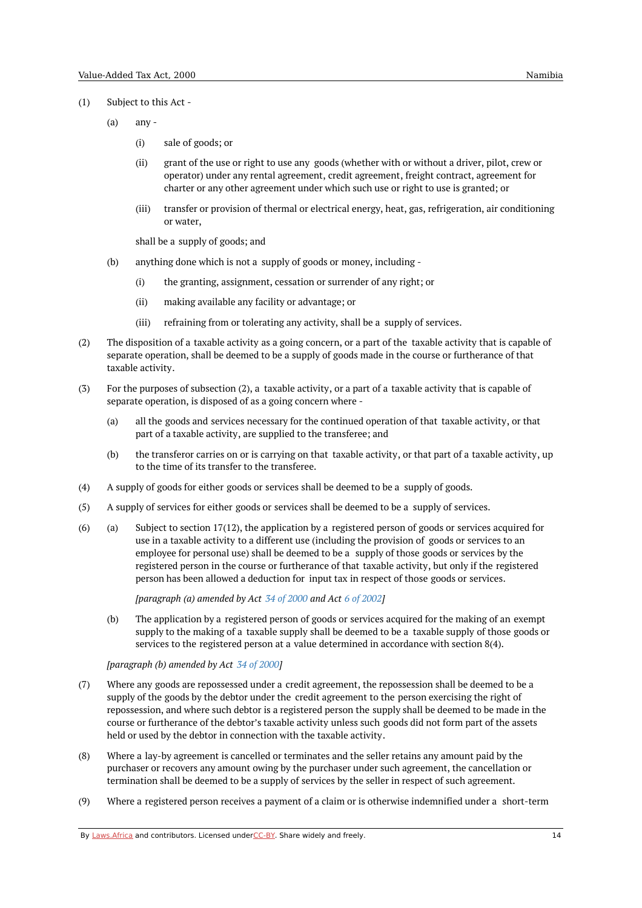(1) Subject to this Act -

(a) any -

(i) sale of goods; or

(ii) grant of the use or right to use any goods (whether with or without a driver, pilot, crew or operator) under any rental agreement, credit agreement, freight contract, agreement for charter or any other agreement under which such use or right to use is granted; or

(iii) transfer or provision of thermal or electrical energy, heat, gas, refrigeration, air conditioning or water,

shall be a supply of goods; and

(b) anything done which is not a supply of goods or money, including -

(i) the granting, assignment, cessation or surrender of any right; or

(ii) making available any facility or advantage; or

(iii) refraining from or tolerating any activity, shall be a supply of services.

(2) The disposition of a taxable activity as a going concern, or a part of the taxable activity that is capable of separate operation, shall be deemed to be a supply of goods made in the course or furtherance of that taxable activity.

(3) For the purposes of subsection (2), a taxable activity, or a part of a taxable activity that is capable of separate operation, is disposed of as a going concern where -

(a) all the goods and services necessary for the continued operation of that taxable activity, or that part of a taxable activity, are supplied to the transferee; and

(b) the transferor carries on or is carrying on that taxable activity, or that part of a taxable activity, up to the time of its transfer to the transferee.

(4) A supply of goods for either goods or services shall be deemed to be a supply of goods.

(5) A supply of services for either goods or services shall be deemed to be a supply of services.

(6) (a) Subject to section 17(12), the application by a registered person of goods or services acquired for use in a taxable activity to a different use (including the provision of goods or services to an employee for personal use) shall be deemed to be a supply of those goods or services by the registered person in the course or furtherance of that taxable activity, but only if the registered person has been allowed a deduction for input tax in respect of those goods or services.

*[paragraph (a) amended by Act 34 of 2000 and Act 6 of 2002]*

(b) The application by a registered person of goods or services acquired for the making of an exempt supply to the making of a taxable supply shall be deemed to be a taxable supply of those goods or services to the registered person at a value determined in accordance with section 8(4).

*[paragraph (b) amended by Act 34 of 2000]*

(7) Where any goods are repossessed under a credit agreement, the repossession shall be deemed to be a supply of the goods by the debtor under the credit agreement to the person exercising the right of repossession, and where such debtor is a registered person the supply shall be deemed to be made in the course or furtherance of the debtor's taxable activity unless such goods did not form part of the assets held or used by the debtor in connection with the taxable activity.

(8) Where a lay-by agreement is cancelled or terminates and the seller retains any amount paid by the purchaser or recovers any amount owing by the purchaser under such agreement, the cancellation or termination shall be deemed to be a supply of services by the seller in respect of such agreement.

(9) Where a registered person receives a payment of a claim or is otherwise indemnified under a short-term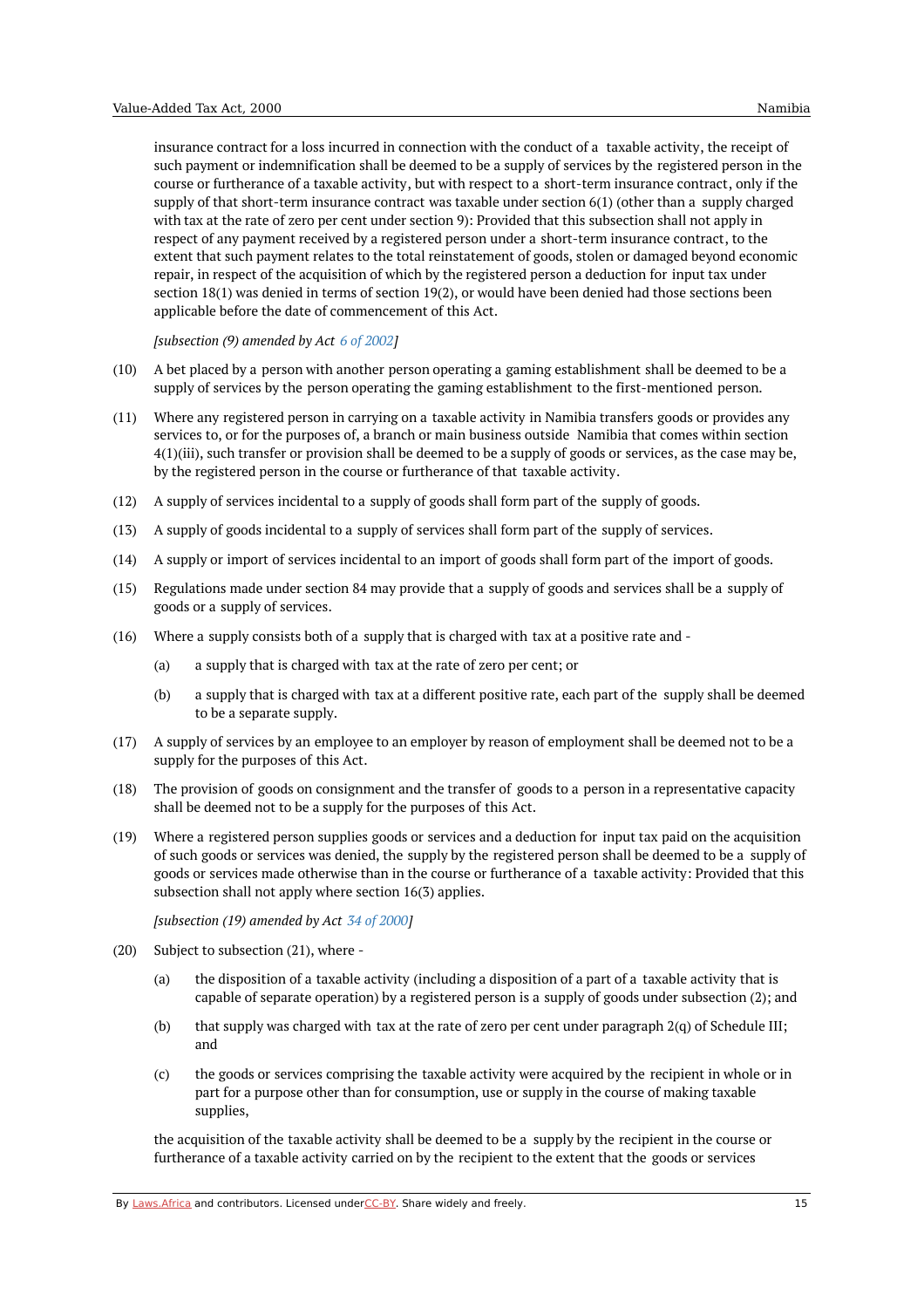insurance contract for a loss incurred in connection with the conduct of a taxable activity, the receipt of such payment or indemnification shall be deemed to be a supply of services by the registered person in the course or furtherance of a taxable activity, but with respect to a short-term insurance contract, only if the supply of that short-term insurance contract was taxable under section 6(1) (other than a supply charged with tax at the rate of zero per cent under section 9): Provided that this subsection shall not apply in respect of any payment received by a registered person under a short-term insurance contract, to the extent that such payment relates to the total reinstatement of goods, stolen or damaged beyond economic repair, in respect of the acquisition of which by the registered person a deduction for input tax under section 18(1) was denied in terms of section 19(2), or would have been denied had those sections been applicable before the date of commencement of this Act.

*[subsection (9) amended by Act 6 of 2002]*

(10) A bet placed by a person with another person operating a gaming establishment shall be deemed to be a supply of services by the person operating the gaming establishment to the first-mentioned person.

(11) Where any registered person in carrying on a taxable activity in Namibia transfers goods or provides any services to, or for the purposes of, a branch or main business outside Namibia that comes within section 4(1)(iii), such transfer or provision shall be deemed to be a supply of goods or services, as the case may be, by the registered person in the course or furtherance of that taxable activity.

(12) A supply of services incidental to a supply of goods shall form part of the supply of goods.

(13) A supply of goods incidental to a supply of services shall form part of the supply of services.

(14) A supply or import of services incidental to an import of goods shall form part of the import of goods.

(15) Regulations made under section 84 may provide that a supply of goods and services shall be a supply of goods or a supply of services.

(16) Where a supply consists both of a supply that is charged with tax at a positive rate and -

(a) a supply that is charged with tax at the rate of zero per cent; or

(b) a supply that is charged with tax at a different positive rate, each part of the supply shall be deemed to be a separate supply.

(17) A supply of services by an employee to an employer by reason of employment shall be deemed not to be a supply for the purposes of this Act.

(18) The provision of goods on consignment and the transfer of goods to a person in a representative capacity shall be deemed not to be a supply for the purposes of this Act.

(19) Where a registered person supplies goods or services and a deduction for input tax paid on the acquisition of such goods or services was denied, the supply by the registered person shall be deemed to be a supply of goods or services made otherwise than in the course or furtherance of a taxable activity: Provided that this subsection shall not apply where section 16(3) applies.

*[subsection (19) amended by Act 34 of 2000]*

(20) Subject to subsection (21), where -

(a) the disposition of a taxable activity (including a disposition of a part of a taxable activity that is capable of separate operation) by a registered person is a supply of goods under subsection (2); and

(b) that supply was charged with tax at the rate of zero per cent under paragraph 2(q) of Schedule III; and

(c) the goods or services comprising the taxable activity were acquired by the recipient in whole or in part for a purpose other than for consumption, use or supply in the course of making taxable supplies,

the acquisition of the taxable activity shall be deemed to be a supply by the recipient in the course or furtherance of a taxable activity carried on by the recipient to the extent that the goods or services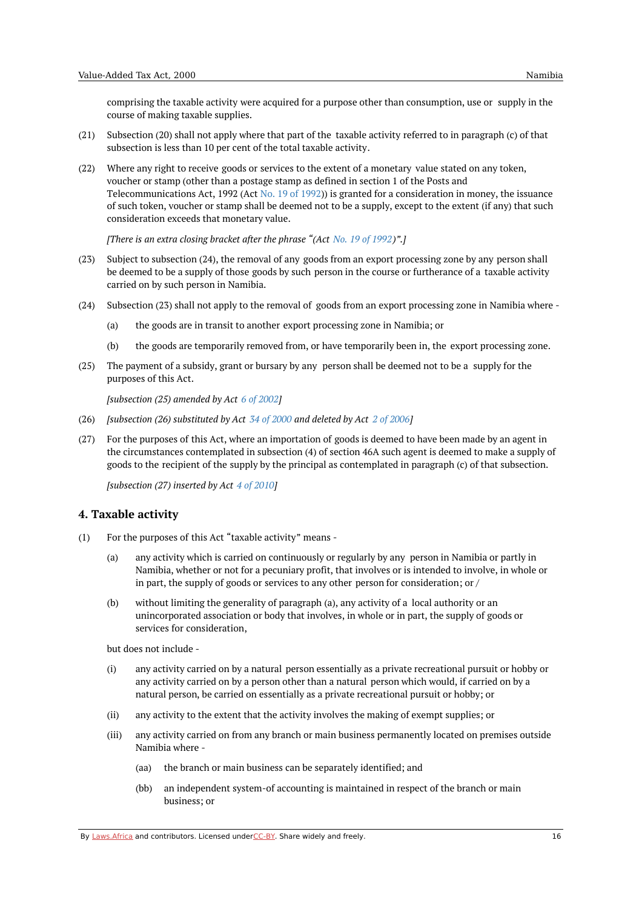comprising the taxable activity were acquired for a purpose other than consumption, use or supply in the course of making taxable supplies.

(21) Subsection (20) shall not apply where that part of the taxable activity referred to in paragraph (c) of that subsection is less than 10 per cent of the total taxable activity.

(22) Where any right to receive goods or services to the extent of a monetary value stated on any token, voucher or stamp (other than a postage stamp as defined in section 1 of the Posts and Telecommunications Act, 1992 (Act No. 19 of 1992)) is granted for a consideration in money, the issuance of such token, voucher or stamp shall be deemed not to be a supply, except to the extent (if any) that such consideration exceeds that monetary value.

*[There is an extra closing bracket after the phrase "(Act No. 19 of 1992)".]*

(23) Subject to subsection (24), the removal of any goods from an export processing zone by any person shall be deemed to be a supply of those goods by such person in the course or furtherance of a taxable activity carried on by such person in Namibia.

(24) Subsection (23) shall not apply to the removal of goods from an export processing zone in Namibia where -

- (a) the goods are in transit to another export processing zone in Namibia; or
- (b) the goods are temporarily removed from, or have temporarily been in, the export processing zone.

(25) The payment of a subsidy, grant or bursary by any person shall be deemed not to be a supply for the purposes of this Act.

*[subsection (25) amended by Act 6 of 2002]*

(26) *[subsection (26) substituted by Act 34 of 2000 and deleted by Act 2 of 2006]*

(27) For the purposes of this Act, where an importation of goods is deemed to have been made by an agent in the circumstances contemplated in subsection (4) of section 46A such agent is deemed to make a supply of goods to the recipient of the supply by the principal as contemplated in paragraph (c) of that subsection.

*[subsection (27) inserted by Act 4 of 2010]*

## 4. Taxable activity

(1) For the purposes of this Act "taxable activity" means -

- (a) any activity which is carried on continuously or regularly by any person in Namibia or partly in Namibia, whether or not for a pecuniary profit, that involves or is intended to involve, in whole or in part, the supply of goods or services to any other person for consideration; or /
- (b) without limiting the generality of paragraph (a), any activity of a local authority or an unincorporated association or body that involves, in whole or in part, the supply of goods or services for consideration,

but does not include -

- (i) any activity carried on by a natural person essentially as a private recreational pursuit or hobby or any activity carried on by a person other than a natural person which would, if carried on by a natural person, be carried on essentially as a private recreational pursuit or hobby; or
- (ii) any activity to the extent that the activity involves the making of exempt supplies; or
- (iii) any activity carried on from any branch or main business permanently located on premises outside Namibia where -
  - (aa) the branch or main business can be separately identified; and
  - (bb) an independent system-of accounting is maintained in respect of the branch or main business; or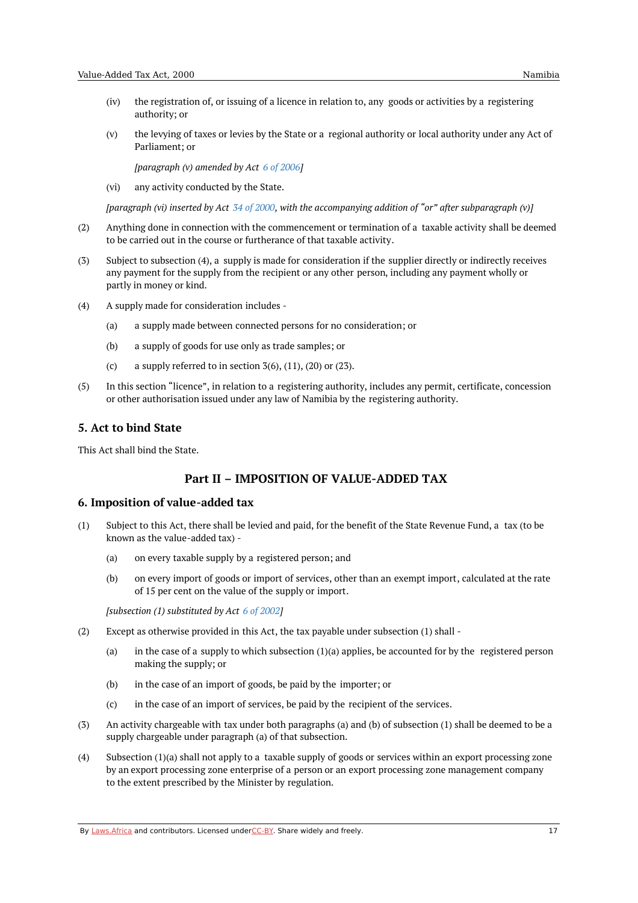(iv) the registration of, or issuing of a licence in relation to, any goods or activities by a registering authority; or

(v) the levying of taxes or levies by the State or a regional authority or local authority under any Act of Parliament; or

*[paragraph (v) amended by Act 6 of 2006]*

(vi) any activity conducted by the State.

*[paragraph (vi) inserted by Act 34 of 2000, with the accompanying addition of "or" after subparagraph (v)]*

(2) Anything done in connection with the commencement or termination of a taxable activity shall be deemed to be carried out in the course or furtherance of that taxable activity.

(3) Subject to subsection (4), a supply is made for consideration if the supplier directly or indirectly receives any payment for the supply from the recipient or any other person, including any payment wholly or partly in money or kind.

(4) A supply made for consideration includes -

(a) a supply made between connected persons for no consideration; or

(b) a supply of goods for use only as trade samples; or

(c) a supply referred to in section 3(6), (11), (20) or (23).

(5) In this section "licence", in relation to a registering authority, includes any permit, certificate, concession or other authorisation issued under any law of Namibia by the registering authority.

### 5. Act to bind State

This Act shall bind the State.

## Part II – IMPOSITION OF VALUE-ADDED TAX

### 6. Imposition of value-added tax

(1) Subject to this Act, there shall be levied and paid, for the benefit of the State Revenue Fund, a tax (to be known as the value-added tax) -

(a) on every taxable supply by a registered person; and

(b) on every import of goods or import of services, other than an exempt import, calculated at the rate of 15 per cent on the value of the supply or import.

*[subsection (1) substituted by Act 6 of 2002]*

(2) Except as otherwise provided in this Act, the tax payable under subsection (1) shall -

(a) in the case of a supply to which subsection (1)(a) applies, be accounted for by the registered person making the supply; or

(b) in the case of an import of goods, be paid by the importer; or

(c) in the case of an import of services, be paid by the recipient of the services.

(3) An activity chargeable with tax under both paragraphs (a) and (b) of subsection (1) shall be deemed to be a supply chargeable under paragraph (a) of that subsection.

(4) Subsection (1)(a) shall not apply to a taxable supply of goods or services within an export processing zone by an export processing zone enterprise of a person or an export processing zone management company to the extent prescribed by the Minister by regulation.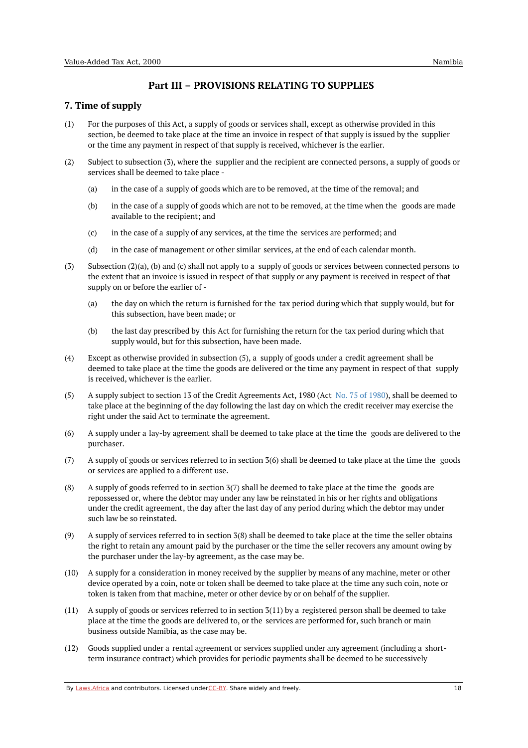## Part III – PROVISIONS RELATING TO SUPPLIES

### 7. Time of supply

(1) For the purposes of this Act, a supply of goods or services shall, except as otherwise provided in this section, be deemed to take place at the time an invoice in respect of that supply is issued by the supplier or the time any payment in respect of that supply is received, whichever is the earlier.

(2) Subject to subsection (3), where the supplier and the recipient are connected persons, a supply of goods or services shall be deemed to take place -

- (a) in the case of a supply of goods which are to be removed, at the time of the removal; and
- (b) in the case of a supply of goods which are not to be removed, at the time when the goods are made available to the recipient; and
- (c) in the case of a supply of any services, at the time the services are performed; and
- (d) in the case of management or other similar services, at the end of each calendar month.

(3) Subsection (2)(a), (b) and (c) shall not apply to a supply of goods or services between connected persons to the extent that an invoice is issued in respect of that supply or any payment is received in respect of that supply on or before the earlier of -

- (a) the day on which the return is furnished for the tax period during which that supply would, but for this subsection, have been made; or
- (b) the last day prescribed by this Act for furnishing the return for the tax period during which that supply would, but for this subsection, have been made.

(4) Except as otherwise provided in subsection (5), a supply of goods under a credit agreement shall be deemed to take place at the time the goods are delivered or the time any payment in respect of that supply is received, whichever is the earlier.

(5) A supply subject to section 13 of the Credit Agreements Act, 1980 (Act No. 75 of 1980), shall be deemed to take place at the beginning of the day following the last day on which the credit receiver may exercise the right under the said Act to terminate the agreement.

(6) A supply under a lay-by agreement shall be deemed to take place at the time the goods are delivered to the purchaser.

(7) A supply of goods or services referred to in section 3(6) shall be deemed to take place at the time the goods or services are applied to a different use.

(8) A supply of goods referred to in section 3(7) shall be deemed to take place at the time the goods are repossessed or, where the debtor may under any law be reinstated in his or her rights and obligations under the credit agreement, the day after the last day of any period during which the debtor may under such law be so reinstated.

(9) A supply of services referred to in section 3(8) shall be deemed to take place at the time the seller obtains the right to retain any amount paid by the purchaser or the time the seller recovers any amount owing by the purchaser under the lay-by agreement, as the case may be.

(10) A supply for a consideration in money received by the supplier by means of any machine, meter or other device operated by a coin, note or token shall be deemed to take place at the time any such coin, note or token is taken from that machine, meter or other device by or on behalf of the supplier.

(11) A supply of goods or services referred to in section 3(11) by a registered person shall be deemed to take place at the time the goods are delivered to, or the services are performed for, such branch or main business outside Namibia, as the case may be.

(12) Goods supplied under a rental agreement or services supplied under any agreement (including a short-term insurance contract) which provides for periodic payments shall be deemed to be successively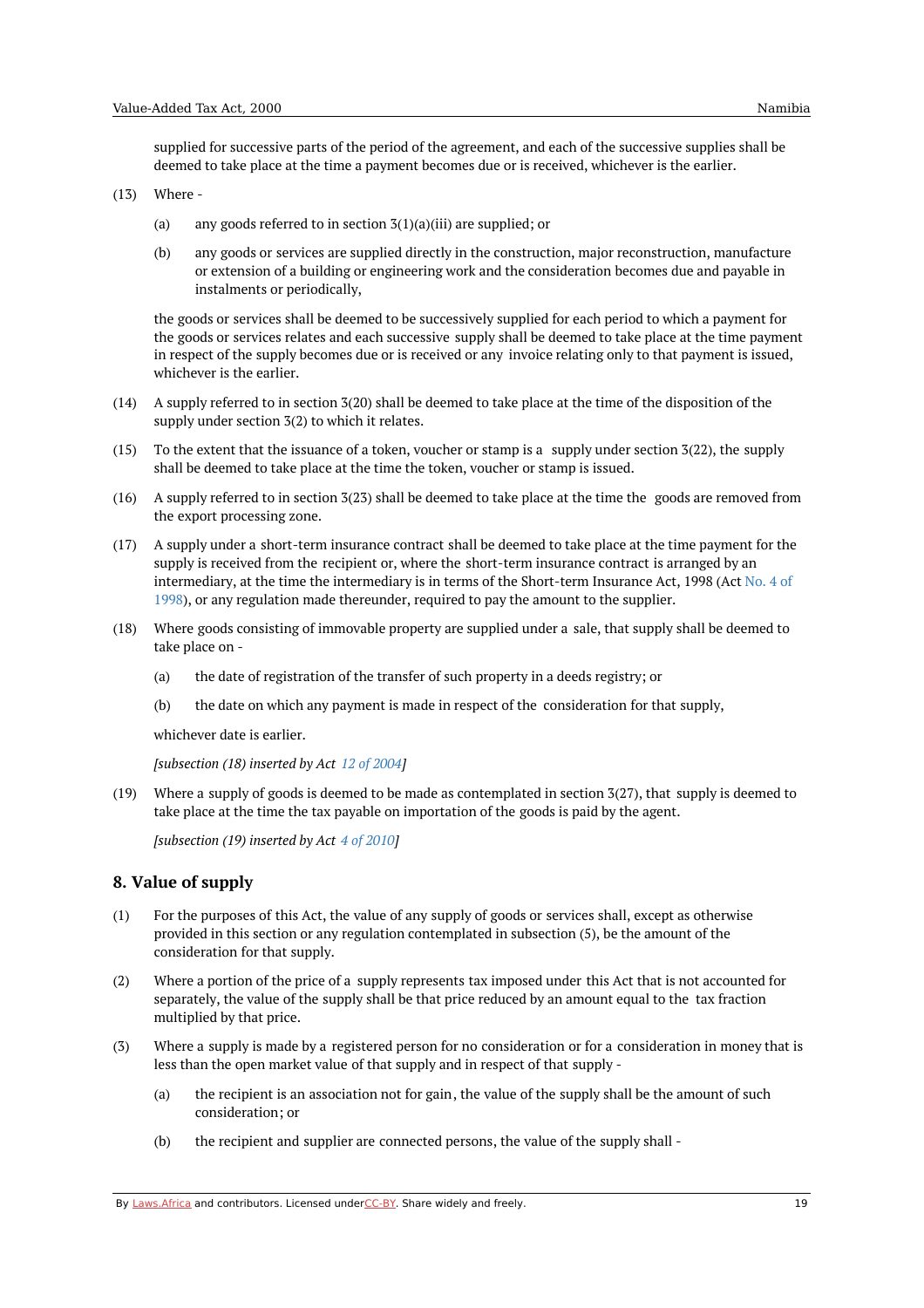supplied for successive parts of the period of the agreement, and each of the successive supplies shall be deemed to take place at the time a payment becomes due or is received, whichever is the earlier.

(13) Where -

(a) any goods referred to in section 3(1)(a)(iii) are supplied; or

(b) any goods or services are supplied directly in the construction, major reconstruction, manufacture or extension of a building or engineering work and the consideration becomes due and payable in instalments or periodically,

the goods or services shall be deemed to be successively supplied for each period to which a payment for the goods or services relates and each successive supply shall be deemed to take place at the time payment in respect of the supply becomes due or is received or any invoice relating only to that payment is issued, whichever is the earlier.

(14) A supply referred to in section 3(20) shall be deemed to take place at the time of the disposition of the supply under section 3(2) to which it relates.

(15) To the extent that the issuance of a token, voucher or stamp is a supply under section 3(22), the supply shall be deemed to take place at the time the token, voucher or stamp is issued.

(16) A supply referred to in section 3(23) shall be deemed to take place at the time the goods are removed from the export processing zone.

(17) A supply under a short-term insurance contract shall be deemed to take place at the time payment for the supply is received from the recipient or, where the short-term insurance contract is arranged by an intermediary, at the time the intermediary is in terms of the Short-term Insurance Act, 1998 (Act No. 4 of 1998), or any regulation made thereunder, required to pay the amount to the supplier.

(18) Where goods consisting of immovable property are supplied under a sale, that supply shall be deemed to take place on -

(a) the date of registration of the transfer of such property in a deeds registry; or

(b) the date on which any payment is made in respect of the consideration for that supply,

whichever date is earlier.

*[subsection (18) inserted by Act 12 of 2004]*

(19) Where a supply of goods is deemed to be made as contemplated in section 3(27), that supply is deemed to take place at the time the tax payable on importation of the goods is paid by the agent.

*[subsection (19) inserted by Act 4 of 2010]*

## 8. Value of supply

(1) For the purposes of this Act, the value of any supply of goods or services shall, except as otherwise provided in this section or any regulation contemplated in subsection (5), be the amount of the consideration for that supply.

(2) Where a portion of the price of a supply represents tax imposed under this Act that is not accounted for separately, the value of the supply shall be that price reduced by an amount equal to the tax fraction multiplied by that price.

(3) Where a supply is made by a registered person for no consideration or for a consideration in money that is less than the open market value of that supply and in respect of that supply -

(a) the recipient is an association not for gain, the value of the supply shall be the amount of such consideration; or

(b) the recipient and supplier are connected persons, the value of the supply shall -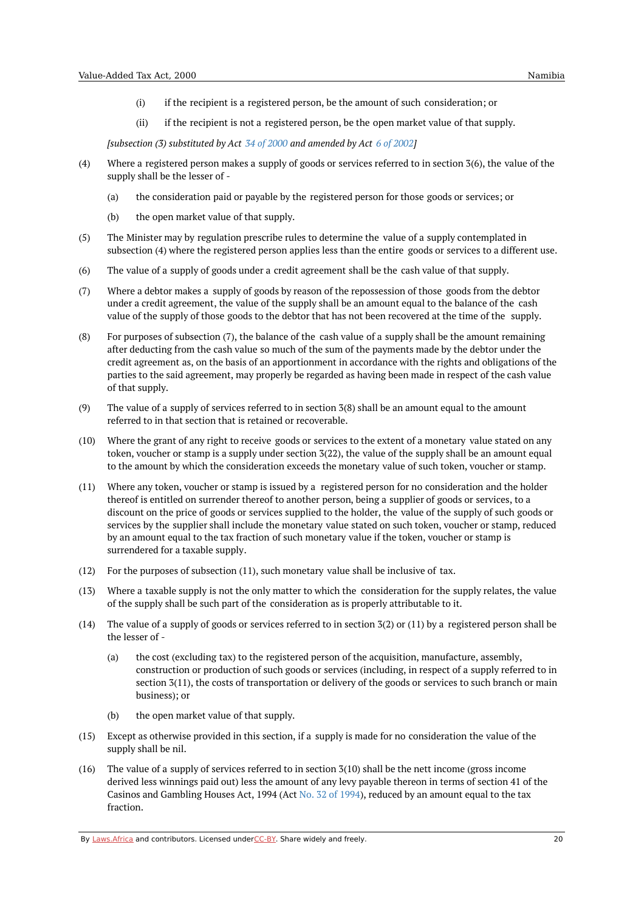(i) if the recipient is a registered person, be the amount of such consideration; or

(ii) if the recipient is not a registered person, be the open market value of that supply.

*[subsection (3) substituted by Act 34 of 2000 and amended by Act 6 of 2002]*

(4) Where a registered person makes a supply of goods or services referred to in section 3(6), the value of the supply shall be the lesser of -

(a) the consideration paid or payable by the registered person for those goods or services; or

(b) the open market value of that supply.

(5) The Minister may by regulation prescribe rules to determine the value of a supply contemplated in subsection (4) where the registered person applies less than the entire goods or services to a different use.

(6) The value of a supply of goods under a credit agreement shall be the cash value of that supply.

(7) Where a debtor makes a supply of goods by reason of the repossession of those goods from the debtor under a credit agreement, the value of the supply shall be an amount equal to the balance of the cash value of the supply of those goods to the debtor that has not been recovered at the time of the supply.

(8) For purposes of subsection (7), the balance of the cash value of a supply shall be the amount remaining after deducting from the cash value so much of the sum of the payments made by the debtor under the credit agreement as, on the basis of an apportionment in accordance with the rights and obligations of the parties to the said agreement, may properly be regarded as having been made in respect of the cash value of that supply.

(9) The value of a supply of services referred to in section 3(8) shall be an amount equal to the amount referred to in that section that is retained or recoverable.

(10) Where the grant of any right to receive goods or services to the extent of a monetary value stated on any token, voucher or stamp is a supply under section 3(22), the value of the supply shall be an amount equal to the amount by which the consideration exceeds the monetary value of such token, voucher or stamp.

(11) Where any token, voucher or stamp is issued by a registered person for no consideration and the holder thereof is entitled on surrender thereof to another person, being a supplier of goods or services, to a discount on the price of goods or services supplied to the holder, the value of the supply of such goods or services by the supplier shall include the monetary value stated on such token, voucher or stamp, reduced by an amount equal to the tax fraction of such monetary value if the token, voucher or stamp is surrendered for a taxable supply.

(12) For the purposes of subsection (11), such monetary value shall be inclusive of tax.

(13) Where a taxable supply is not the only matter to which the consideration for the supply relates, the value of the supply shall be such part of the consideration as is properly attributable to it.

(14) The value of a supply of goods or services referred to in section 3(2) or (11) by a registered person shall be the lesser of -

(a) the cost (excluding tax) to the registered person of the acquisition, manufacture, assembly, construction or production of such goods or services (including, in respect of a supply referred to in section 3(11), the costs of transportation or delivery of the goods or services to such branch or main business); or

(b) the open market value of that supply.

(15) Except as otherwise provided in this section, if a supply is made for no consideration the value of the supply shall be nil.

(16) The value of a supply of services referred to in section 3(10) shall be the nett income (gross income derived less winnings paid out) less the amount of any levy payable thereon in terms of section 41 of the Casinos and Gambling Houses Act, 1994 (Act No. 32 of 1994), reduced by an amount equal to the tax fraction.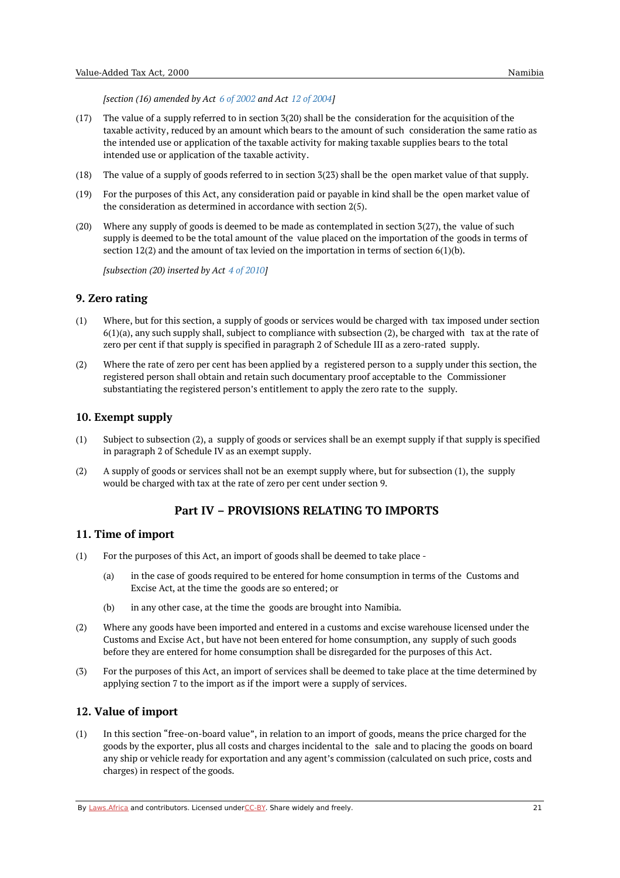*[section (16) amended by Act 6 of 2002 and Act 12 of 2004]*

(17) The value of a supply referred to in section 3(20) shall be the consideration for the acquisition of the taxable activity, reduced by an amount which bears to the amount of such consideration the same ratio as the intended use or application of the taxable activity for making taxable supplies bears to the total intended use or application of the taxable activity.

(18) The value of a supply of goods referred to in section 3(23) shall be the open market value of that supply.

(19) For the purposes of this Act, any consideration paid or payable in kind shall be the open market value of the consideration as determined in accordance with section 2(5).

(20) Where any supply of goods is deemed to be made as contemplated in section 3(27), the value of such supply is deemed to be the total amount of the value placed on the importation of the goods in terms of section 12(2) and the amount of tax levied on the importation in terms of section 6(1)(b).

*[subsection (20) inserted by Act 4 of 2010]*

### 9. Zero rating

(1) Where, but for this section, a supply of goods or services would be charged with tax imposed under section 6(1)(a), any such supply shall, subject to compliance with subsection (2), be charged with tax at the rate of zero per cent if that supply is specified in paragraph 2 of Schedule III as a zero-rated supply.

(2) Where the rate of zero per cent has been applied by a registered person to a supply under this section, the registered person shall obtain and retain such documentary proof acceptable to the Commissioner substantiating the registered person's entitlement to apply the zero rate to the supply.

### 10. Exempt supply

(1) Subject to subsection (2), a supply of goods or services shall be an exempt supply if that supply is specified in paragraph 2 of Schedule IV as an exempt supply.

(2) A supply of goods or services shall not be an exempt supply where, but for subsection (1), the supply would be charged with tax at the rate of zero per cent under section 9.

## Part IV – PROVISIONS RELATING TO IMPORTS

### 11. Time of import

(1) For the purposes of this Act, an import of goods shall be deemed to take place -

(a) in the case of goods required to be entered for home consumption in terms of the Customs and Excise Act, at the time the goods are so entered; or

(b) in any other case, at the time the goods are brought into Namibia.

(2) Where any goods have been imported and entered in a customs and excise warehouse licensed under the Customs and Excise Act, but have not been entered for home consumption, any supply of such goods before they are entered for home consumption shall be disregarded for the purposes of this Act.

(3) For the purposes of this Act, an import of services shall be deemed to take place at the time determined by applying section 7 to the import as if the import were a supply of services.

### 12. Value of import

(1) In this section "free-on-board value", in relation to an import of goods, means the price charged for the goods by the exporter, plus all costs and charges incidental to the sale and to placing the goods on board any ship or vehicle ready for exportation and any agent's commission (calculated on such price, costs and charges) in respect of the goods.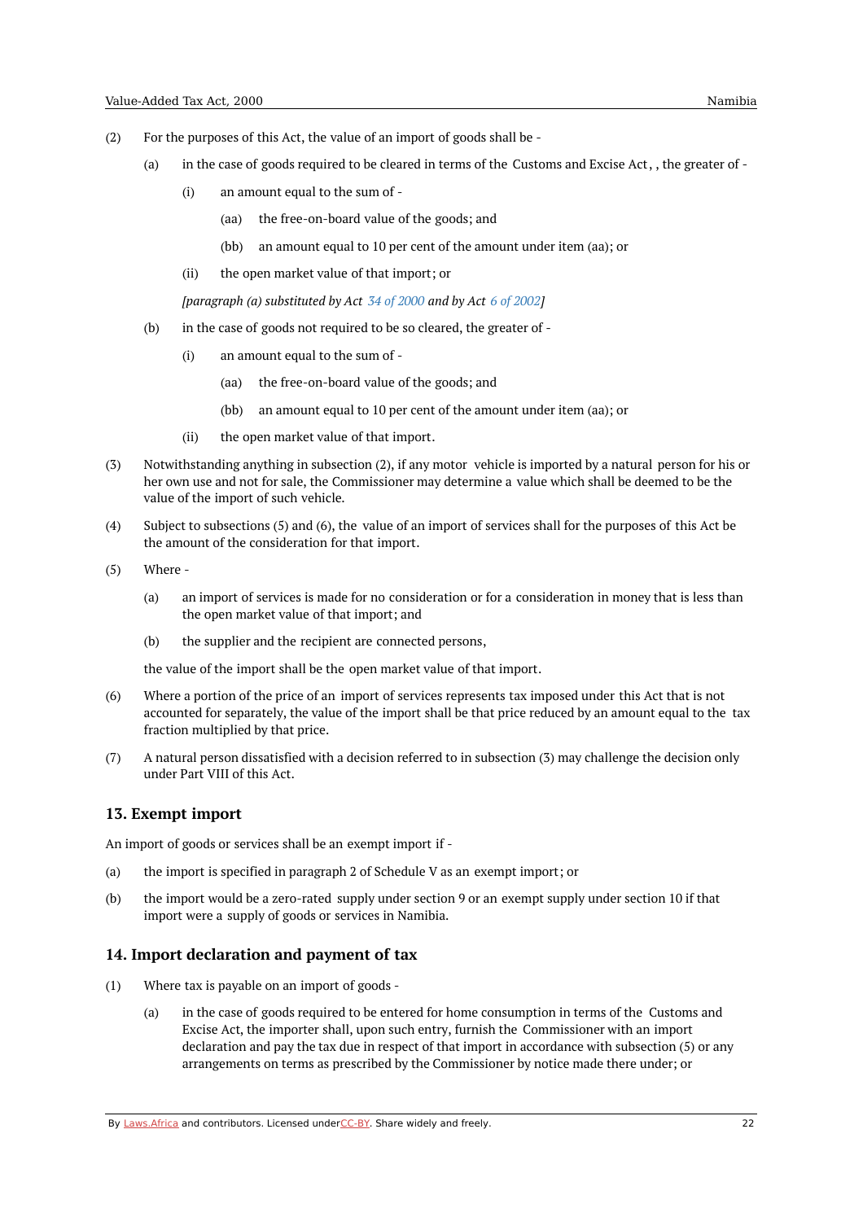(2) For the purposes of this Act, the value of an import of goods shall be -

(a) in the case of goods required to be cleared in terms of the Customs and Excise Act, , the greater of -

(i) an amount equal to the sum of -

(aa) the free-on-board value of the goods; and

(bb) an amount equal to 10 per cent of the amount under item (aa); or

(ii) the open market value of that import; or

*[paragraph (a) substituted by Act 34 of 2000 and by Act 6 of 2002]*

(b) in the case of goods not required to be so cleared, the greater of -

(i) an amount equal to the sum of -

(aa) the free-on-board value of the goods; and

(bb) an amount equal to 10 per cent of the amount under item (aa); or

(ii) the open market value of that import.

(3) Notwithstanding anything in subsection (2), if any motor vehicle is imported by a natural person for his or her own use and not for sale, the Commissioner may determine a value which shall be deemed to be the value of the import of such vehicle.

(4) Subject to subsections (5) and (6), the value of an import of services shall for the purposes of this Act be the amount of the consideration for that import.

(5) Where -

(a) an import of services is made for no consideration or for a consideration in money that is less than the open market value of that import; and

(b) the supplier and the recipient are connected persons,

the value of the import shall be the open market value of that import.

(6) Where a portion of the price of an import of services represents tax imposed under this Act that is not accounted for separately, the value of the import shall be that price reduced by an amount equal to the tax fraction multiplied by that price.

(7) A natural person dissatisfied with a decision referred to in subsection (3) may challenge the decision only under Part VIII of this Act.

## 13. Exempt import

An import of goods or services shall be an exempt import if -

(a) the import is specified in paragraph 2 of Schedule V as an exempt import; or

(b) the import would be a zero-rated supply under section 9 or an exempt supply under section 10 if that import were a supply of goods or services in Namibia.

## 14. Import declaration and payment of tax

(1) Where tax is payable on an import of goods -

(a) in the case of goods required to be entered for home consumption in terms of the Customs and Excise Act, the importer shall, upon such entry, furnish the Commissioner with an import declaration and pay the tax due in respect of that import in accordance with subsection (5) or any arrangements on terms as prescribed by the Commissioner by notice made there under; or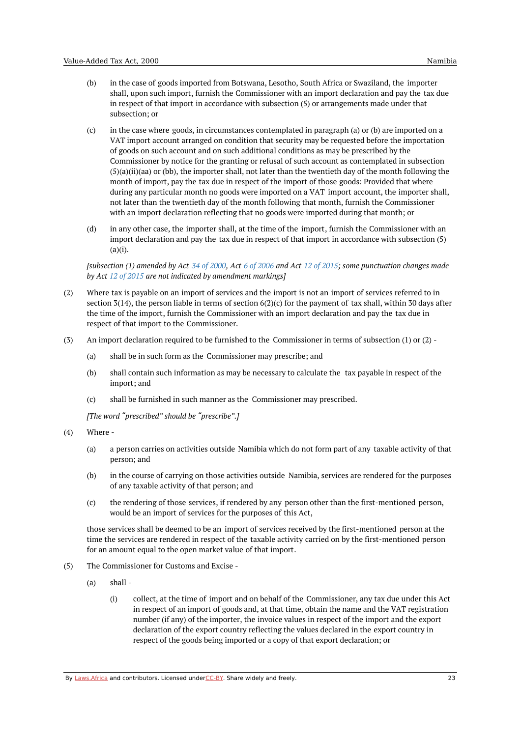(b) in the case of goods imported from Botswana, Lesotho, South Africa or Swaziland, the importer shall, upon such import, furnish the Commissioner with an import declaration and pay the tax due in respect of that import in accordance with subsection (5) or arrangements made under that subsection; or

(c) in the case where goods, in circumstances contemplated in paragraph (a) or (b) are imported on a VAT import account arranged on condition that security may be requested before the importation of goods on such account and on such additional conditions as may be prescribed by the Commissioner by notice for the granting or refusal of such account as contemplated in subsection (5)(a)(ii)(aa) or (bb), the importer shall, not later than the twentieth day of the month following the month of import, pay the tax due in respect of the import of those goods: Provided that where during any particular month no goods were imported on a VAT import account, the importer shall, not later than the twentieth day of the month following that month, furnish the Commissioner with an import declaration reflecting that no goods were imported during that month; or

(d) in any other case, the importer shall, at the time of the import, furnish the Commissioner with an import declaration and pay the tax due in respect of that import in accordance with subsection (5)(a)(i).

*[subsection (1) amended by Act 34 of 2000, Act 6 of 2006 and Act 12 of 2015; some punctuation changes made by Act 12 of 2015 are not indicated by amendment markings]*

(2) Where tax is payable on an import of services and the import is not an import of services referred to in section 3(14), the person liable in terms of section 6(2)(c) for the payment of tax shall, within 30 days after the time of the import, furnish the Commissioner with an import declaration and pay the tax due in respect of that import to the Commissioner.

(3) An import declaration required to be furnished to the Commissioner in terms of subsection (1) or (2) -

(a) shall be in such form as the Commissioner may prescribe; and

(b) shall contain such information as may be necessary to calculate the tax payable in respect of the import; and

(c) shall be furnished in such manner as the Commissioner may prescribed.

*[The word "prescribed" should be "prescribe".]*

(4) Where -

(a) a person carries on activities outside Namibia which do not form part of any taxable activity of that person; and

(b) in the course of carrying on those activities outside Namibia, services are rendered for the purposes of any taxable activity of that person; and

(c) the rendering of those services, if rendered by any person other than the first-mentioned person, would be an import of services for the purposes of this Act,

those services shall be deemed to be an import of services received by the first-mentioned person at the time the services are rendered in respect of the taxable activity carried on by the first-mentioned person for an amount equal to the open market value of that import.

(5) The Commissioner for Customs and Excise -

(a) shall -

(i) collect, at the time of import and on behalf of the Commissioner, any tax due under this Act in respect of an import of goods and, at that time, obtain the name and the VAT registration number (if any) of the importer, the invoice values in respect of the import and the export declaration of the export country reflecting the values declared in the export country in respect of the goods being imported or a copy of that export declaration; or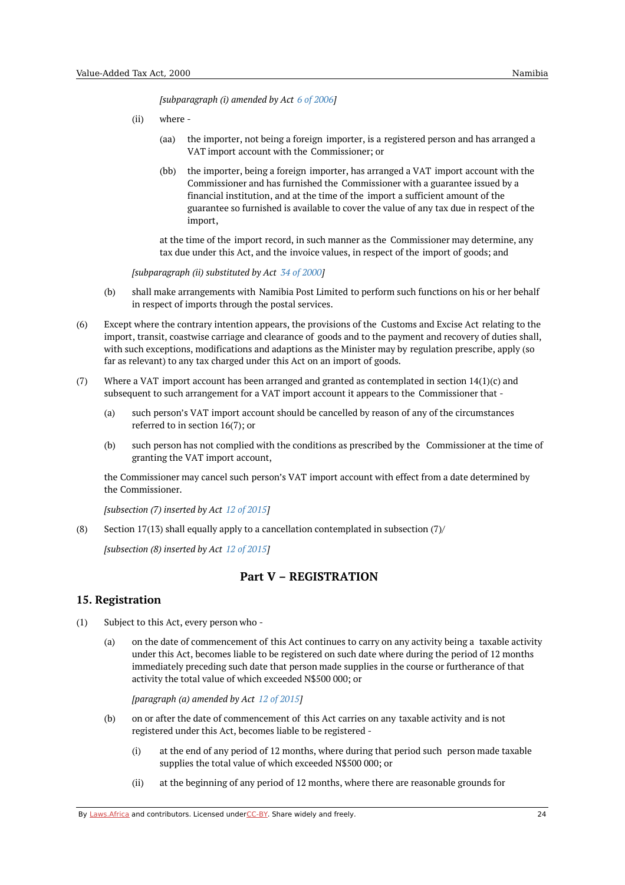*[subparagraph (i) amended by Act 6 of 2006]*

(ii) where -

(aa) the importer, not being a foreign importer, is a registered person and has arranged a VAT import account with the Commissioner; or

(bb) the importer, being a foreign importer, has arranged a VAT import account with the Commissioner and has furnished the Commissioner with a guarantee issued by a financial institution, and at the time of the import a sufficient amount of the guarantee so furnished is available to cover the value of any tax due in respect of the import,

at the time of the import record, in such manner as the Commissioner may determine, any tax due under this Act, and the invoice values, in respect of the import of goods; and

*[subparagraph (ii) substituted by Act 34 of 2000]*

(b) shall make arrangements with Namibia Post Limited to perform such functions on his or her behalf in respect of imports through the postal services.

(6) Except where the contrary intention appears, the provisions of the Customs and Excise Act relating to the import, transit, coastwise carriage and clearance of goods and to the payment and recovery of duties shall, with such exceptions, modifications and adaptions as the Minister may by regulation prescribe, apply (so far as relevant) to any tax charged under this Act on an import of goods.

(7) Where a VAT import account has been arranged and granted as contemplated in section 14(1)(c) and subsequent to such arrangement for a VAT import account it appears to the Commissioner that -

(a) such person's VAT import account should be cancelled by reason of any of the circumstances referred to in section 16(7); or

(b) such person has not complied with the conditions as prescribed by the Commissioner at the time of granting the VAT import account,

the Commissioner may cancel such person's VAT import account with effect from a date determined by the Commissioner.

*[subsection (7) inserted by Act 12 of 2015]*

(8) Section 17(13) shall equally apply to a cancellation contemplated in subsection (7)/

*[subsection (8) inserted by Act 12 of 2015]*

## Part V – REGISTRATION

### 15. Registration

(1) Subject to this Act, every person who -

(a) on the date of commencement of this Act continues to carry on any activity being a taxable activity under this Act, becomes liable to be registered on such date where during the period of 12 months immediately preceding such date that person made supplies in the course or furtherance of that activity the total value of which exceeded N$500 000; or

*[paragraph (a) amended by Act 12 of 2015]*

(b) on or after the date of commencement of this Act carries on any taxable activity and is not registered under this Act, becomes liable to be registered -

(i) at the end of any period of 12 months, where during that period such person made taxable supplies the total value of which exceeded N$500 000; or

(ii) at the beginning of any period of 12 months, where there are reasonable grounds for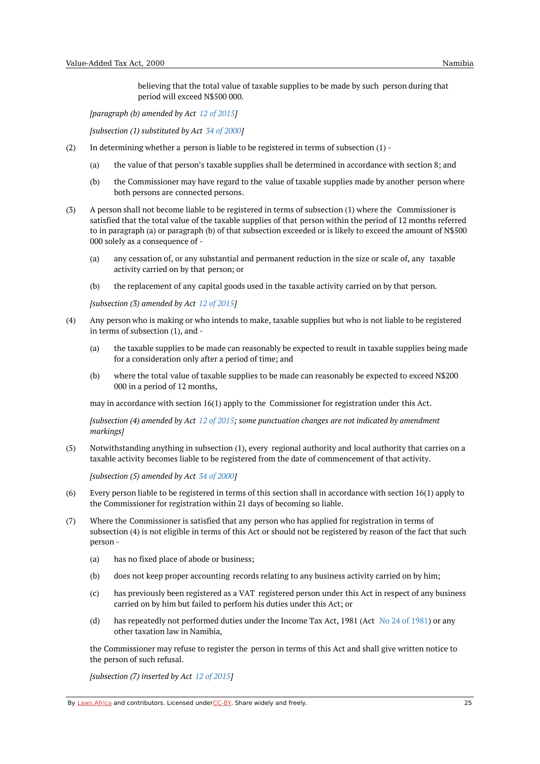believing that the total value of taxable supplies to be made by such person during that period will exceed N$500 000.

*[paragraph (b) amended by Act 12 of 2015]*

*[subsection (1) substituted by Act 34 of 2000]*

(2) In determining whether a person is liable to be registered in terms of subsection (1) -

(a) the value of that person's taxable supplies shall be determined in accordance with section 8; and

(b) the Commissioner may have regard to the value of taxable supplies made by another person where both persons are connected persons.

(3) A person shall not become liable to be registered in terms of subsection (1) where the Commissioner is satisfied that the total value of the taxable supplies of that person within the period of 12 months referred to in paragraph (a) or paragraph (b) of that subsection exceeded or is likely to exceed the amount of N$500 000 solely as a consequence of -

(a) any cessation of, or any substantial and permanent reduction in the size or scale of, any taxable activity carried on by that person; or

(b) the replacement of any capital goods used in the taxable activity carried on by that person.

*[subsection (3) amended by Act 12 of 2015]*

(4) Any person who is making or who intends to make, taxable supplies but who is not liable to be registered in terms of subsection (1), and -

(a) the taxable supplies to be made can reasonably be expected to result in taxable supplies being made for a consideration only after a period of time; and

(b) where the total value of taxable supplies to be made can reasonably be expected to exceed N$200 000 in a period of 12 months,

may in accordance with section 16(1) apply to the Commissioner for registration under this Act.

*[subsection (4) amended by Act 12 of 2015; some punctuation changes are not indicated by amendment markings]*

(5) Notwithstanding anything in subsection (1), every regional authority and local authority that carries on a taxable activity becomes liable to be registered from the date of commencement of that activity.

*[subsection (5) amended by Act 34 of 2000]*

(6) Every person liable to be registered in terms of this section shall in accordance with section 16(1) apply to the Commissioner for registration within 21 days of becoming so liable.

(7) Where the Commissioner is satisfied that any person who has applied for registration in terms of subsection (4) is not eligible in terms of this Act or should not be registered by reason of the fact that such person -

(a) has no fixed place of abode or business;

(b) does not keep proper accounting records relating to any business activity carried on by him;

(c) has previously been registered as a VAT registered person under this Act in respect of any business carried on by him but failed to perform his duties under this Act; or

(d) has repeatedly not performed duties under the Income Tax Act, 1981 (Act No 24 of 1981) or any other taxation law in Namibia,

the Commissioner may refuse to register the person in terms of this Act and shall give written notice to the person of such refusal.

*[subsection (7) inserted by Act 12 of 2015]*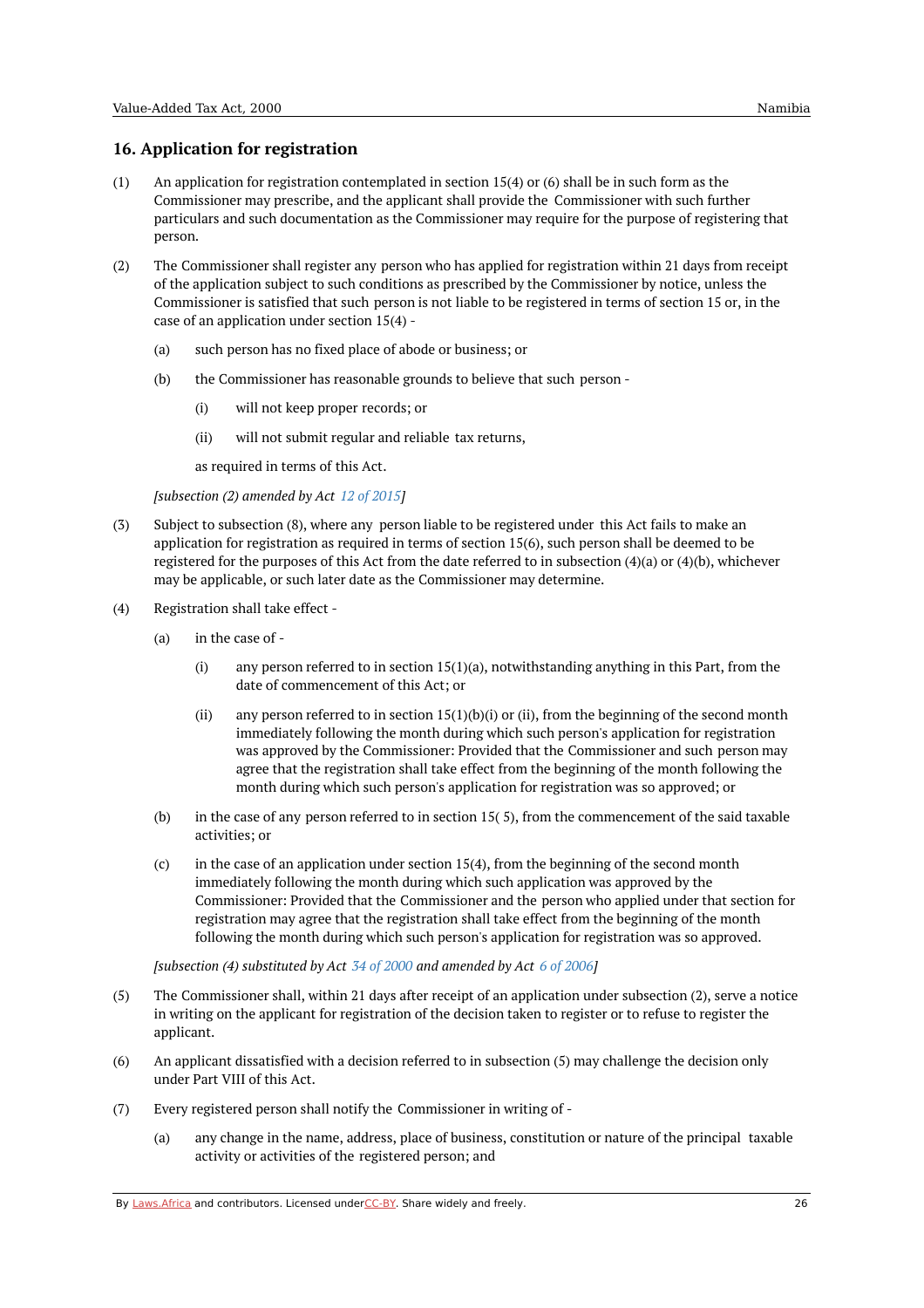## 16. Application for registration

(1) An application for registration contemplated in section 15(4) or (6) shall be in such form as the Commissioner may prescribe, and the applicant shall provide the Commissioner with such further particulars and such documentation as the Commissioner may require for the purpose of registering that person.

(2) The Commissioner shall register any person who has applied for registration within 21 days from receipt of the application subject to such conditions as prescribed by the Commissioner by notice, unless the Commissioner is satisfied that such person is not liable to be registered in terms of section 15 or, in the case of an application under section 15(4) -

   (a) such person has no fixed place of abode or business; or

   (b) the Commissioner has reasonable grounds to believe that such person -

      (i) will not keep proper records; or

      (ii) will not submit regular and reliable tax returns,

   as required in terms of this Act.

*[subsection (2) amended by Act 12 of 2015]*

(3) Subject to subsection (8), where any person liable to be registered under this Act fails to make an application for registration as required in terms of section 15(6), such person shall be deemed to be registered for the purposes of this Act from the date referred to in subsection (4)(a) or (4)(b), whichever may be applicable, or such later date as the Commissioner may determine.

(4) Registration shall take effect -

   (a) in the case of -

      (i) any person referred to in section 15(1)(a), notwithstanding anything in this Part, from the date of commencement of this Act; or

      (ii) any person referred to in section 15(1)(b)(i) or (ii), from the beginning of the second month immediately following the month during which such person's application for registration was approved by the Commissioner: Provided that the Commissioner and such person may agree that the registration shall take effect from the beginning of the month following the month during which such person's application for registration was so approved; or

   (b) in the case of any person referred to in section 15( 5), from the commencement of the said taxable activities; or

   (c) in the case of an application under section 15(4), from the beginning of the second month immediately following the month during which such application was approved by the Commissioner: Provided that the Commissioner and the person who applied under that section for registration may agree that the registration shall take effect from the beginning of the month following the month during which such person's application for registration was so approved.

*[subsection (4) substituted by Act 34 of 2000 and amended by Act 6 of 2006]*

(5) The Commissioner shall, within 21 days after receipt of an application under subsection (2), serve a notice in writing on the applicant for registration of the decision taken to register or to refuse to register the applicant.

(6) An applicant dissatisfied with a decision referred to in subsection (5) may challenge the decision only under Part VIII of this Act.

(7) Every registered person shall notify the Commissioner in writing of -

   (a) any change in the name, address, place of business, constitution or nature of the principal taxable activity or activities of the registered person; and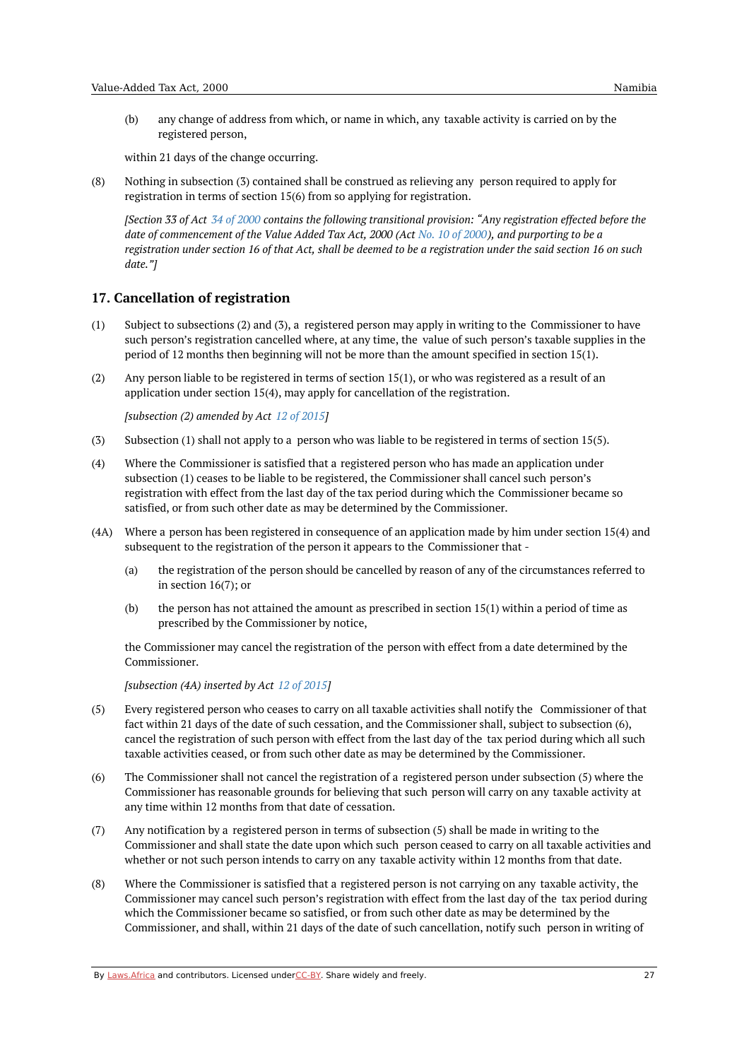(b) any change of address from which, or name in which, any taxable activity is carried on by the registered person,

within 21 days of the change occurring.

(8) Nothing in subsection (3) contained shall be construed as relieving any person required to apply for registration in terms of section 15(6) from so applying for registration.

*[Section 33 of Act 34 of 2000 contains the following transitional provision: "Any registration effected before the date of commencement of the Value Added Tax Act, 2000 (Act No. 10 of 2000), and purporting to be a registration under section 16 of that Act, shall be deemed to be a registration under the said section 16 on such date."]*

## 17. Cancellation of registration

(1) Subject to subsections (2) and (3), a registered person may apply in writing to the Commissioner to have such person's registration cancelled where, at any time, the value of such person's taxable supplies in the period of 12 months then beginning will not be more than the amount specified in section 15(1).

(2) Any person liable to be registered in terms of section 15(1), or who was registered as a result of an application under section 15(4), may apply for cancellation of the registration.

*[subsection (2) amended by Act 12 of 2015]*

(3) Subsection (1) shall not apply to a person who was liable to be registered in terms of section 15(5).

(4) Where the Commissioner is satisfied that a registered person who has made an application under subsection (1) ceases to be liable to be registered, the Commissioner shall cancel such person's registration with effect from the last day of the tax period during which the Commissioner became so satisfied, or from such other date as may be determined by the Commissioner.

(4A) Where a person has been registered in consequence of an application made by him under section 15(4) and subsequent to the registration of the person it appears to the Commissioner that -

(a) the registration of the person should be cancelled by reason of any of the circumstances referred to in section 16(7); or

(b) the person has not attained the amount as prescribed in section 15(1) within a period of time as prescribed by the Commissioner by notice,

the Commissioner may cancel the registration of the person with effect from a date determined by the Commissioner.

*[subsection (4A) inserted by Act 12 of 2015]*

(5) Every registered person who ceases to carry on all taxable activities shall notify the Commissioner of that fact within 21 days of the date of such cessation, and the Commissioner shall, subject to subsection (6), cancel the registration of such person with effect from the last day of the tax period during which all such taxable activities ceased, or from such other date as may be determined by the Commissioner.

(6) The Commissioner shall not cancel the registration of a registered person under subsection (5) where the Commissioner has reasonable grounds for believing that such person will carry on any taxable activity at any time within 12 months from that date of cessation.

(7) Any notification by a registered person in terms of subsection (5) shall be made in writing to the Commissioner and shall state the date upon which such person ceased to carry on all taxable activities and whether or not such person intends to carry on any taxable activity within 12 months from that date.

(8) Where the Commissioner is satisfied that a registered person is not carrying on any taxable activity, the Commissioner may cancel such person's registration with effect from the last day of the tax period during which the Commissioner became so satisfied, or from such other date as may be determined by the Commissioner, and shall, within 21 days of the date of such cancellation, notify such person in writing of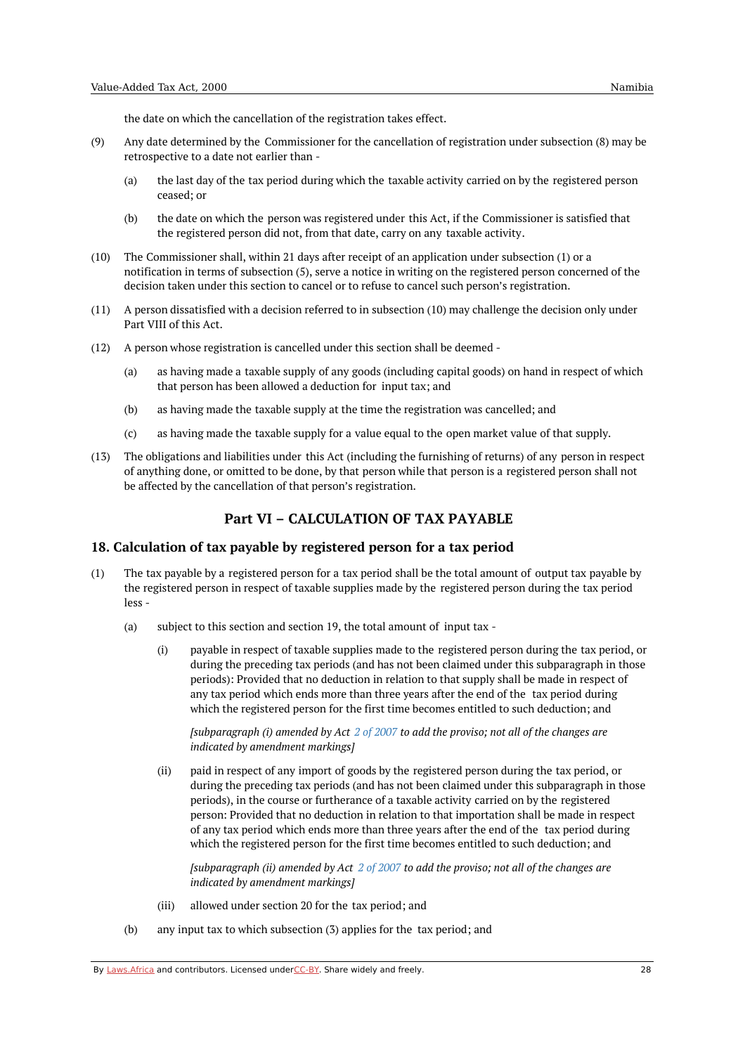the date on which the cancellation of the registration takes effect.

(9) Any date determined by the Commissioner for the cancellation of registration under subsection (8) may be retrospective to a date not earlier than -

(a) the last day of the tax period during which the taxable activity carried on by the registered person ceased; or

(b) the date on which the person was registered under this Act, if the Commissioner is satisfied that the registered person did not, from that date, carry on any taxable activity.

(10) The Commissioner shall, within 21 days after receipt of an application under subsection (1) or a notification in terms of subsection (5), serve a notice in writing on the registered person concerned of the decision taken under this section to cancel or to refuse to cancel such person's registration.

(11) A person dissatisfied with a decision referred to in subsection (10) may challenge the decision only under Part VIII of this Act.

(12) A person whose registration is cancelled under this section shall be deemed -

(a) as having made a taxable supply of any goods (including capital goods) on hand in respect of which that person has been allowed a deduction for input tax; and

(b) as having made the taxable supply at the time the registration was cancelled; and

(c) as having made the taxable supply for a value equal to the open market value of that supply.

(13) The obligations and liabilities under this Act (including the furnishing of returns) of any person in respect of anything done, or omitted to be done, by that person while that person is a registered person shall not be affected by the cancellation of that person's registration.

## Part VI – CALCULATION OF TAX PAYABLE

### 18. Calculation of tax payable by registered person for a tax period

(1) The tax payable by a registered person for a tax period shall be the total amount of output tax payable by the registered person in respect of taxable supplies made by the registered person during the tax period less -

(a) subject to this section and section 19, the total amount of input tax -

(i) payable in respect of taxable supplies made to the registered person during the tax period, or during the preceding tax periods (and has not been claimed under this subparagraph in those periods): Provided that no deduction in relation to that supply shall be made in respect of any tax period which ends more than three years after the end of the tax period during which the registered person for the first time becomes entitled to such deduction; and

*[subparagraph (i) amended by Act 2 of 2007 to add the proviso; not all of the changes are indicated by amendment markings]*

(ii) paid in respect of any import of goods by the registered person during the tax period, or during the preceding tax periods (and has not been claimed under this subparagraph in those periods), in the course or furtherance of a taxable activity carried on by the registered person: Provided that no deduction in relation to that importation shall be made in respect of any tax period which ends more than three years after the end of the tax period during which the registered person for the first time becomes entitled to such deduction; and

*[subparagraph (ii) amended by Act 2 of 2007 to add the proviso; not all of the changes are indicated by amendment markings]*

(iii) allowed under section 20 for the tax period; and

(b) any input tax to which subsection (3) applies for the tax period; and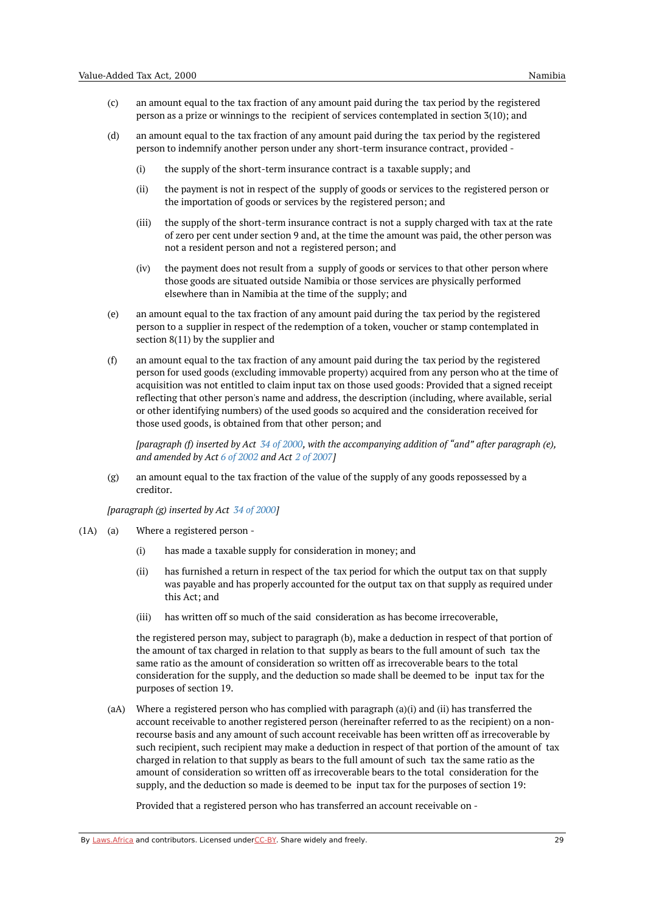(c) an amount equal to the tax fraction of any amount paid during the tax period by the registered person as a prize or winnings to the recipient of services contemplated in section 3(10); and

(d) an amount equal to the tax fraction of any amount paid during the tax period by the registered person to indemnify another person under any short-term insurance contract, provided -

   (i) the supply of the short-term insurance contract is a taxable supply; and

   (ii) the payment is not in respect of the supply of goods or services to the registered person or the importation of goods or services by the registered person; and

   (iii) the supply of the short-term insurance contract is not a supply charged with tax at the rate of zero per cent under section 9 and, at the time the amount was paid, the other person was not a resident person and not a registered person; and

   (iv) the payment does not result from a supply of goods or services to that other person where those goods are situated outside Namibia or those services are physically performed elsewhere than in Namibia at the time of the supply; and

(e) an amount equal to the tax fraction of any amount paid during the tax period by the registered person to a supplier in respect of the redemption of a token, voucher or stamp contemplated in section 8(11) by the supplier and

(f) an amount equal to the tax fraction of any amount paid during the tax period by the registered person for used goods (excluding immovable property) acquired from any person who at the time of acquisition was not entitled to claim input tax on those used goods: Provided that a signed receipt reflecting that other person's name and address, the description (including, where available, serial or other identifying numbers) of the used goods so acquired and the consideration received for those used goods, is obtained from that other person; and

*[paragraph (f) inserted by Act 34 of 2000, with the accompanying addition of "and" after paragraph (e), and amended by Act 6 of 2002 and Act 2 of 2007]*

(g) an amount equal to the tax fraction of the value of the supply of any goods repossessed by a creditor.

*[paragraph (g) inserted by Act 34 of 2000]*

(1A) (a) Where a registered person -

   (i) has made a taxable supply for consideration in money; and

   (ii) has furnished a return in respect of the tax period for which the output tax on that supply was payable and has properly accounted for the output tax on that supply as required under this Act; and

   (iii) has written off so much of the said consideration as has become irrecoverable,

the registered person may, subject to paragraph (b), make a deduction in respect of that portion of the amount of tax charged in relation to that supply as bears to the full amount of such tax the same ratio as the amount of consideration so written off as irrecoverable bears to the total consideration for the supply, and the deduction so made shall be deemed to be input tax for the purposes of section 19.

(aA) Where a registered person who has complied with paragraph (a)(i) and (ii) has transferred the account receivable to another registered person (hereinafter referred to as the recipient) on a non-recourse basis and any amount of such account receivable has been written off as irrecoverable by such recipient, such recipient may make a deduction in respect of that portion of the amount of tax charged in relation to that supply as bears to the full amount of such tax the same ratio as the amount of consideration so written off as irrecoverable bears to the total consideration for the supply, and the deduction so made is deemed to be input tax for the purposes of section 19:

Provided that a registered person who has transferred an account receivable on -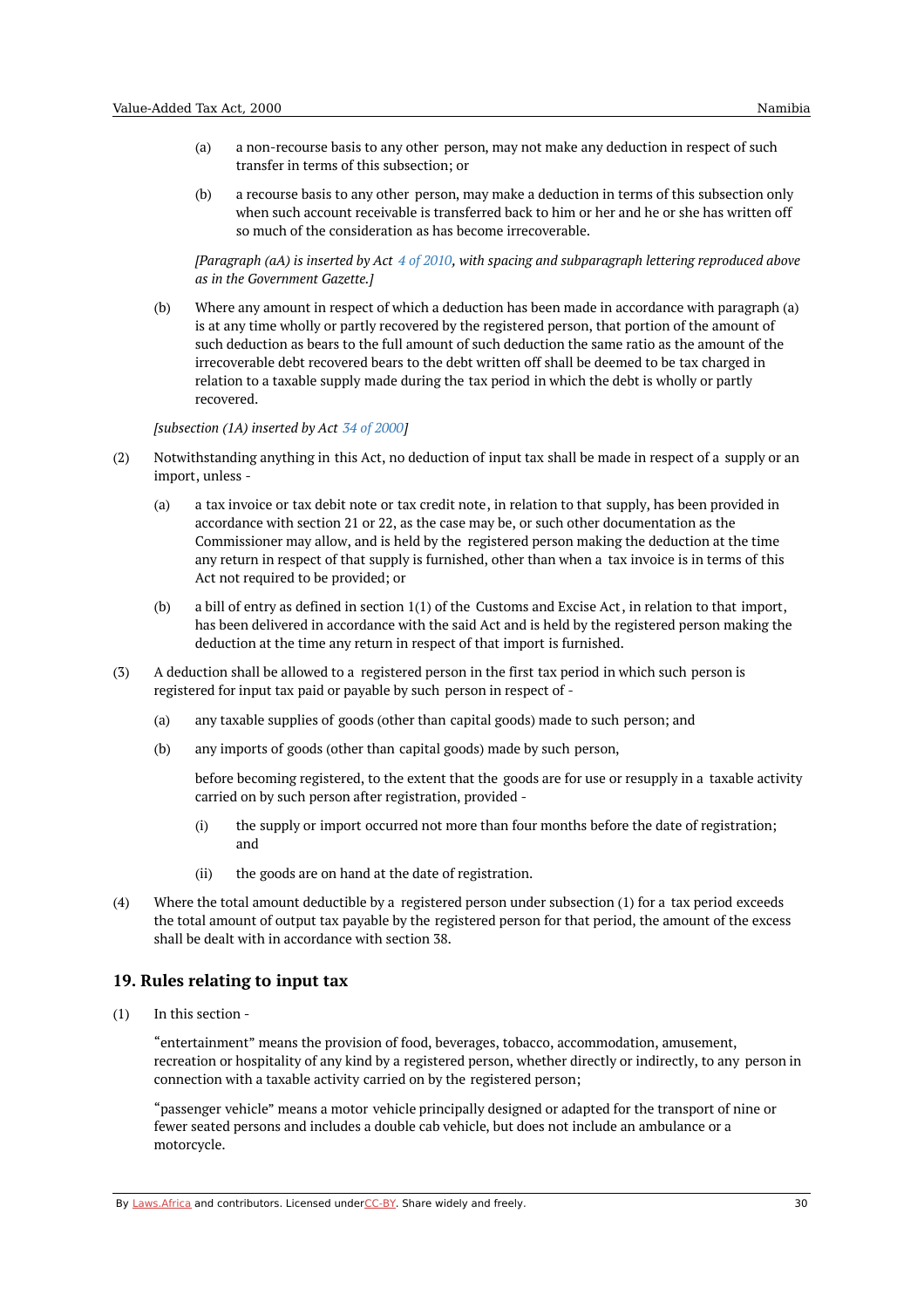(a) a non-recourse basis to any other person, may not make any deduction in respect of such transfer in terms of this subsection; or

(b) a recourse basis to any other person, may make a deduction in terms of this subsection only when such account receivable is transferred back to him or her and he or she has written off so much of the consideration as has become irrecoverable.

*[Paragraph (aA) is inserted by Act 4 of 2010, with spacing and subparagraph lettering reproduced above as in the Government Gazette.]*

(b) Where any amount in respect of which a deduction has been made in accordance with paragraph (a) is at any time wholly or partly recovered by the registered person, that portion of the amount of such deduction as bears to the full amount of such deduction the same ratio as the amount of the irrecoverable debt recovered bears to the debt written off shall be deemed to be tax charged in relation to a taxable supply made during the tax period in which the debt is wholly or partly recovered.

*[subsection (1A) inserted by Act 34 of 2000]*

(2) Notwithstanding anything in this Act, no deduction of input tax shall be made in respect of a supply or an import, unless -

(a) a tax invoice or tax debit note or tax credit note, in relation to that supply, has been provided in accordance with section 21 or 22, as the case may be, or such other documentation as the Commissioner may allow, and is held by the registered person making the deduction at the time any return in respect of that supply is furnished, other than when a tax invoice is in terms of this Act not required to be provided; or

(b) a bill of entry as defined in section 1(1) of the Customs and Excise Act, in relation to that import, has been delivered in accordance with the said Act and is held by the registered person making the deduction at the time any return in respect of that import is furnished.

(3) A deduction shall be allowed to a registered person in the first tax period in which such person is registered for input tax paid or payable by such person in respect of -

(a) any taxable supplies of goods (other than capital goods) made to such person; and

(b) any imports of goods (other than capital goods) made by such person,

before becoming registered, to the extent that the goods are for use or resupply in a taxable activity carried on by such person after registration, provided -

(i) the supply or import occurred not more than four months before the date of registration; and

(ii) the goods are on hand at the date of registration.

(4) Where the total amount deductible by a registered person under subsection (1) for a tax period exceeds the total amount of output tax payable by the registered person for that period, the amount of the excess shall be dealt with in accordance with section 38.

## 19. Rules relating to input tax

(1) In this section -

"entertainment" means the provision of food, beverages, tobacco, accommodation, amusement, recreation or hospitality of any kind by a registered person, whether directly or indirectly, to any person in connection with a taxable activity carried on by the registered person;

"passenger vehicle" means a motor vehicle principally designed or adapted for the transport of nine or fewer seated persons and includes a double cab vehicle, but does not include an ambulance or a motorcycle.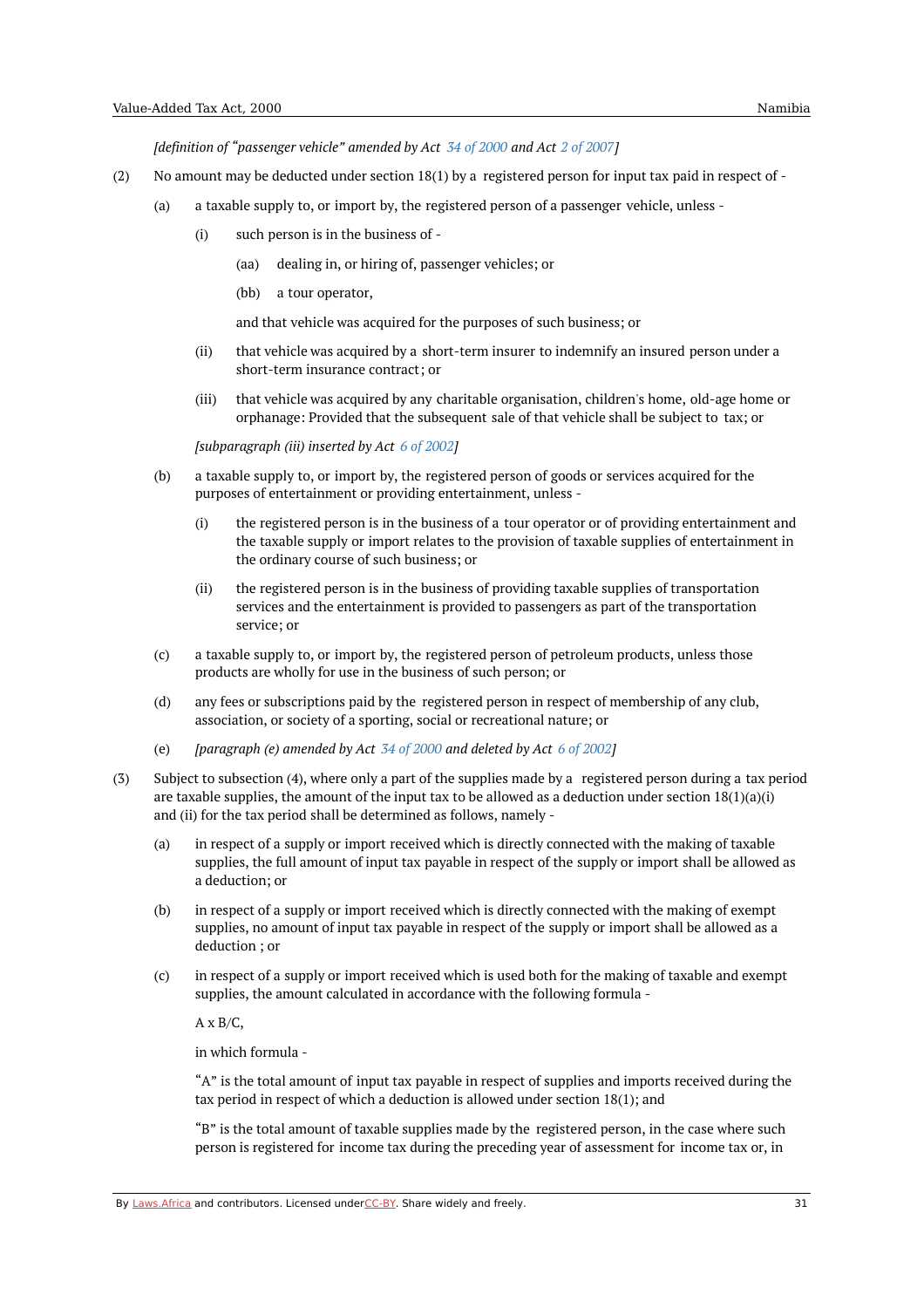*[definition of "passenger vehicle" amended by Act 34 of 2000 and Act 2 of 2007]*

(2) No amount may be deducted under section 18(1) by a registered person for input tax paid in respect of -

(a) a taxable supply to, or import by, the registered person of a passenger vehicle, unless -

(i) such person is in the business of -

(aa) dealing in, or hiring of, passenger vehicles; or

(bb) a tour operator,

and that vehicle was acquired for the purposes of such business; or

(ii) that vehicle was acquired by a short-term insurer to indemnify an insured person under a short-term insurance contract; or

(iii) that vehicle was acquired by any charitable organisation, children's home, old-age home or orphanage: Provided that the subsequent sale of that vehicle shall be subject to tax; or

*[subparagraph (iii) inserted by Act 6 of 2002]*

(b) a taxable supply to, or import by, the registered person of goods or services acquired for the purposes of entertainment or providing entertainment, unless -

(i) the registered person is in the business of a tour operator or of providing entertainment and the taxable supply or import relates to the provision of taxable supplies of entertainment in the ordinary course of such business; or

(ii) the registered person is in the business of providing taxable supplies of transportation services and the entertainment is provided to passengers as part of the transportation service; or

(c) a taxable supply to, or import by, the registered person of petroleum products, unless those products are wholly for use in the business of such person; or

(d) any fees or subscriptions paid by the registered person in respect of membership of any club, association, or society of a sporting, social or recreational nature; or

(e) *[paragraph (e) amended by Act 34 of 2000 and deleted by Act 6 of 2002]*

(3) Subject to subsection (4), where only a part of the supplies made by a registered person during a tax period are taxable supplies, the amount of the input tax to be allowed as a deduction under section 18(1)(a)(i) and (ii) for the tax period shall be determined as follows, namely -

(a) in respect of a supply or import received which is directly connected with the making of taxable supplies, the full amount of input tax payable in respect of the supply or import shall be allowed as a deduction; or

(b) in respect of a supply or import received which is directly connected with the making of exempt supplies, no amount of input tax payable in respect of the supply or import shall be allowed as a deduction ; or

(c) in respect of a supply or import received which is used both for the making of taxable and exempt supplies, the amount calculated in accordance with the following formula -

A x B/C,

in which formula -

"A" is the total amount of input tax payable in respect of supplies and imports received during the tax period in respect of which a deduction is allowed under section 18(1); and

"B" is the total amount of taxable supplies made by the registered person, in the case where such person is registered for income tax during the preceding year of assessment for income tax or, in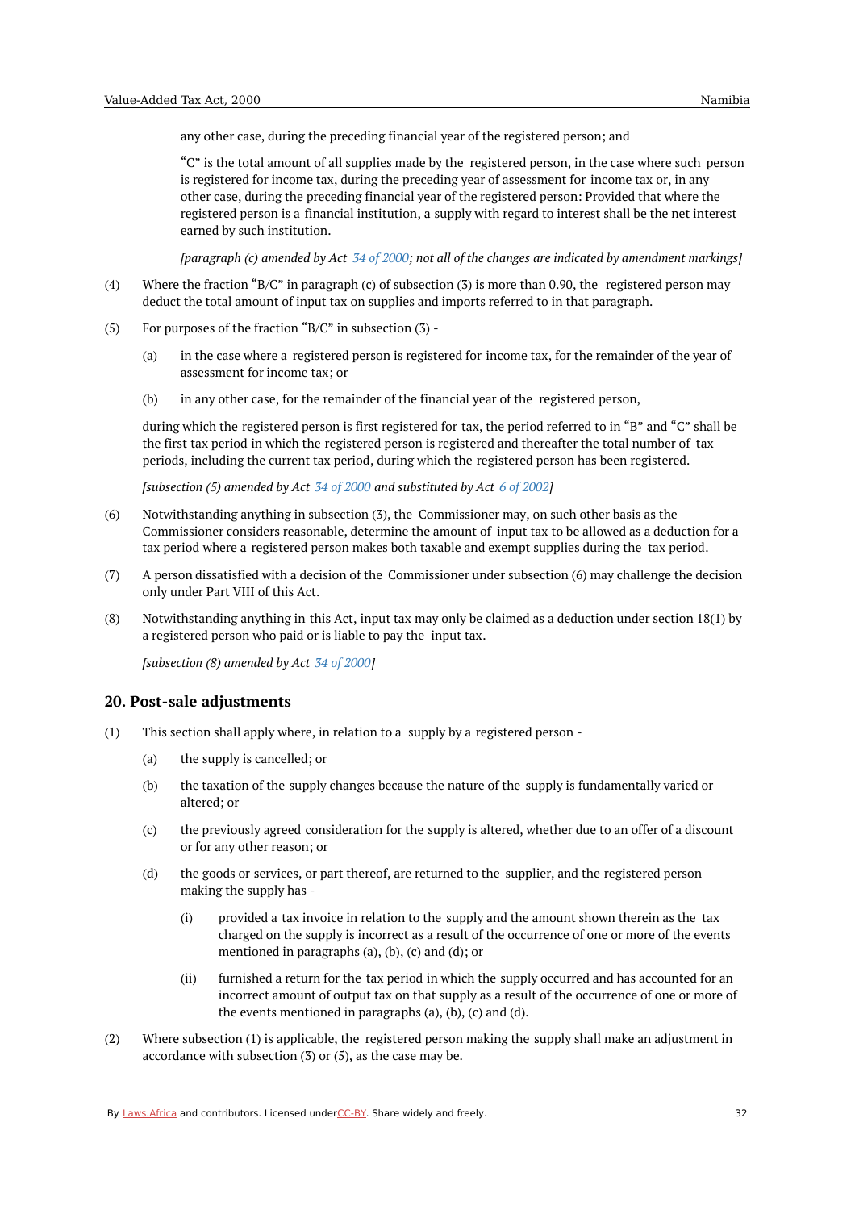any other case, during the preceding financial year of the registered person; and

"C" is the total amount of all supplies made by the registered person, in the case where such person is registered for income tax, during the preceding year of assessment for income tax or, in any other case, during the preceding financial year of the registered person: Provided that where the registered person is a financial institution, a supply with regard to interest shall be the net interest earned by such institution.

*[paragraph (c) amended by Act 34 of 2000; not all of the changes are indicated by amendment markings]*

(4) Where the fraction "B/C" in paragraph (c) of subsection (3) is more than 0.90, the registered person may deduct the total amount of input tax on supplies and imports referred to in that paragraph.

(5) For purposes of the fraction "B/C" in subsection (3) -

   (a) in the case where a registered person is registered for income tax, for the remainder of the year of assessment for income tax; or

   (b) in any other case, for the remainder of the financial year of the registered person,

during which the registered person is first registered for tax, the period referred to in "B" and "C" shall be the first tax period in which the registered person is registered and thereafter the total number of tax periods, including the current tax period, during which the registered person has been registered.

*[subsection (5) amended by Act 34 of 2000 and substituted by Act 6 of 2002]*

(6) Notwithstanding anything in subsection (3), the Commissioner may, on such other basis as the Commissioner considers reasonable, determine the amount of input tax to be allowed as a deduction for a tax period where a registered person makes both taxable and exempt supplies during the tax period.

(7) A person dissatisfied with a decision of the Commissioner under subsection (6) may challenge the decision only under Part VIII of this Act.

(8) Notwithstanding anything in this Act, input tax may only be claimed as a deduction under section 18(1) by a registered person who paid or is liable to pay the input tax.

*[subsection (8) amended by Act 34 of 2000]*

## 20. Post-sale adjustments

(1) This section shall apply where, in relation to a supply by a registered person -

   (a) the supply is cancelled; or

   (b) the taxation of the supply changes because the nature of the supply is fundamentally varied or altered; or

   (c) the previously agreed consideration for the supply is altered, whether due to an offer of a discount or for any other reason; or

   (d) the goods or services, or part thereof, are returned to the supplier, and the registered person making the supply has -

      (i) provided a tax invoice in relation to the supply and the amount shown therein as the tax charged on the supply is incorrect as a result of the occurrence of one or more of the events mentioned in paragraphs (a), (b), (c) and (d); or

      (ii) furnished a return for the tax period in which the supply occurred and has accounted for an incorrect amount of output tax on that supply as a result of the occurrence of one or more of the events mentioned in paragraphs (a), (b), (c) and (d).

(2) Where subsection (1) is applicable, the registered person making the supply shall make an adjustment in accordance with subsection (3) or (5), as the case may be.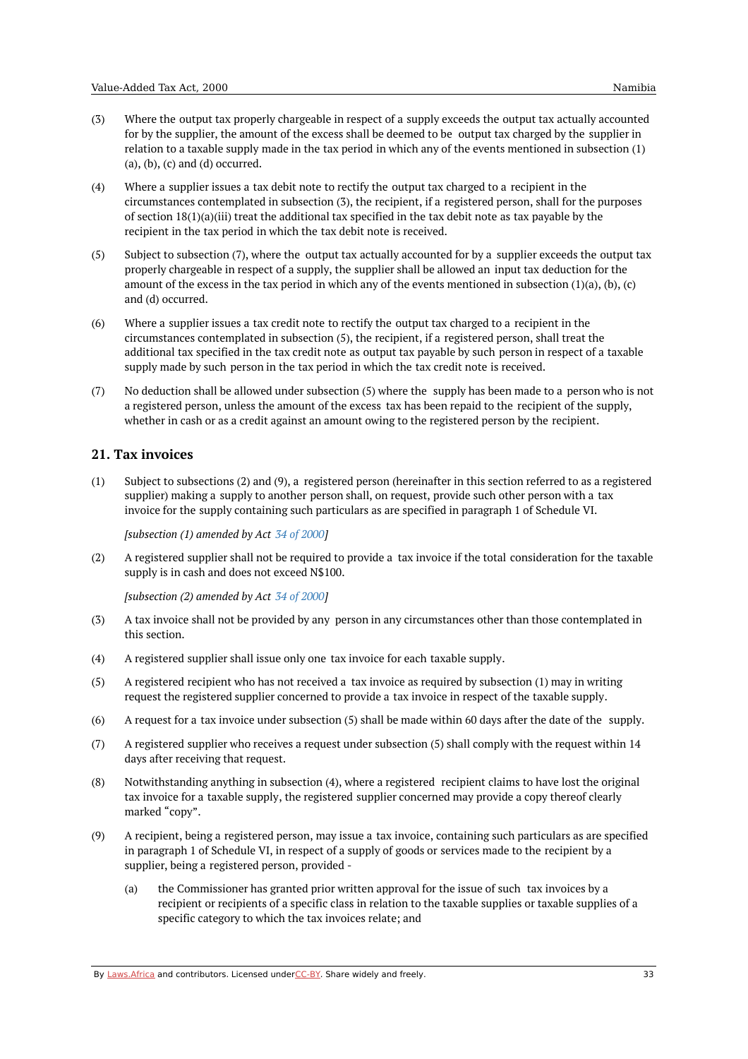(3) Where the output tax properly chargeable in respect of a supply exceeds the output tax actually accounted for by the supplier, the amount of the excess shall be deemed to be output tax charged by the supplier in relation to a taxable supply made in the tax period in which any of the events mentioned in subsection (1) (a), (b), (c) and (d) occurred.

(4) Where a supplier issues a tax debit note to rectify the output tax charged to a recipient in the circumstances contemplated in subsection (3), the recipient, if a registered person, shall for the purposes of section 18(1)(a)(iii) treat the additional tax specified in the tax debit note as tax payable by the recipient in the tax period in which the tax debit note is received.

(5) Subject to subsection (7), where the output tax actually accounted for by a supplier exceeds the output tax properly chargeable in respect of a supply, the supplier shall be allowed an input tax deduction for the amount of the excess in the tax period in which any of the events mentioned in subsection (1)(a), (b), (c) and (d) occurred.

(6) Where a supplier issues a tax credit note to rectify the output tax charged to a recipient in the circumstances contemplated in subsection (5), the recipient, if a registered person, shall treat the additional tax specified in the tax credit note as output tax payable by such person in respect of a taxable supply made by such person in the tax period in which the tax credit note is received.

(7) No deduction shall be allowed under subsection (5) where the supply has been made to a person who is not a registered person, unless the amount of the excess tax has been repaid to the recipient of the supply, whether in cash or as a credit against an amount owing to the registered person by the recipient.

## 21. Tax invoices

(1) Subject to subsections (2) and (9), a registered person (hereinafter in this section referred to as a registered supplier) making a supply to another person shall, on request, provide such other person with a tax invoice for the supply containing such particulars as are specified in paragraph 1 of Schedule VI.

*[subsection (1) amended by Act 34 of 2000]*

(2) A registered supplier shall not be required to provide a tax invoice if the total consideration for the taxable supply is in cash and does not exceed N$100.

*[subsection (2) amended by Act 34 of 2000]*

(3) A tax invoice shall not be provided by any person in any circumstances other than those contemplated in this section.

(4) A registered supplier shall issue only one tax invoice for each taxable supply.

(5) A registered recipient who has not received a tax invoice as required by subsection (1) may in writing request the registered supplier concerned to provide a tax invoice in respect of the taxable supply.

(6) A request for a tax invoice under subsection (5) shall be made within 60 days after the date of the supply.

(7) A registered supplier who receives a request under subsection (5) shall comply with the request within 14 days after receiving that request.

(8) Notwithstanding anything in subsection (4), where a registered recipient claims to have lost the original tax invoice for a taxable supply, the registered supplier concerned may provide a copy thereof clearly marked "copy".

(9) A recipient, being a registered person, may issue a tax invoice, containing such particulars as are specified in paragraph 1 of Schedule VI, in respect of a supply of goods or services made to the recipient by a supplier, being a registered person, provided -

  (a) the Commissioner has granted prior written approval for the issue of such tax invoices by a recipient or recipients of a specific class in relation to the taxable supplies or taxable supplies of a specific category to which the tax invoices relate; and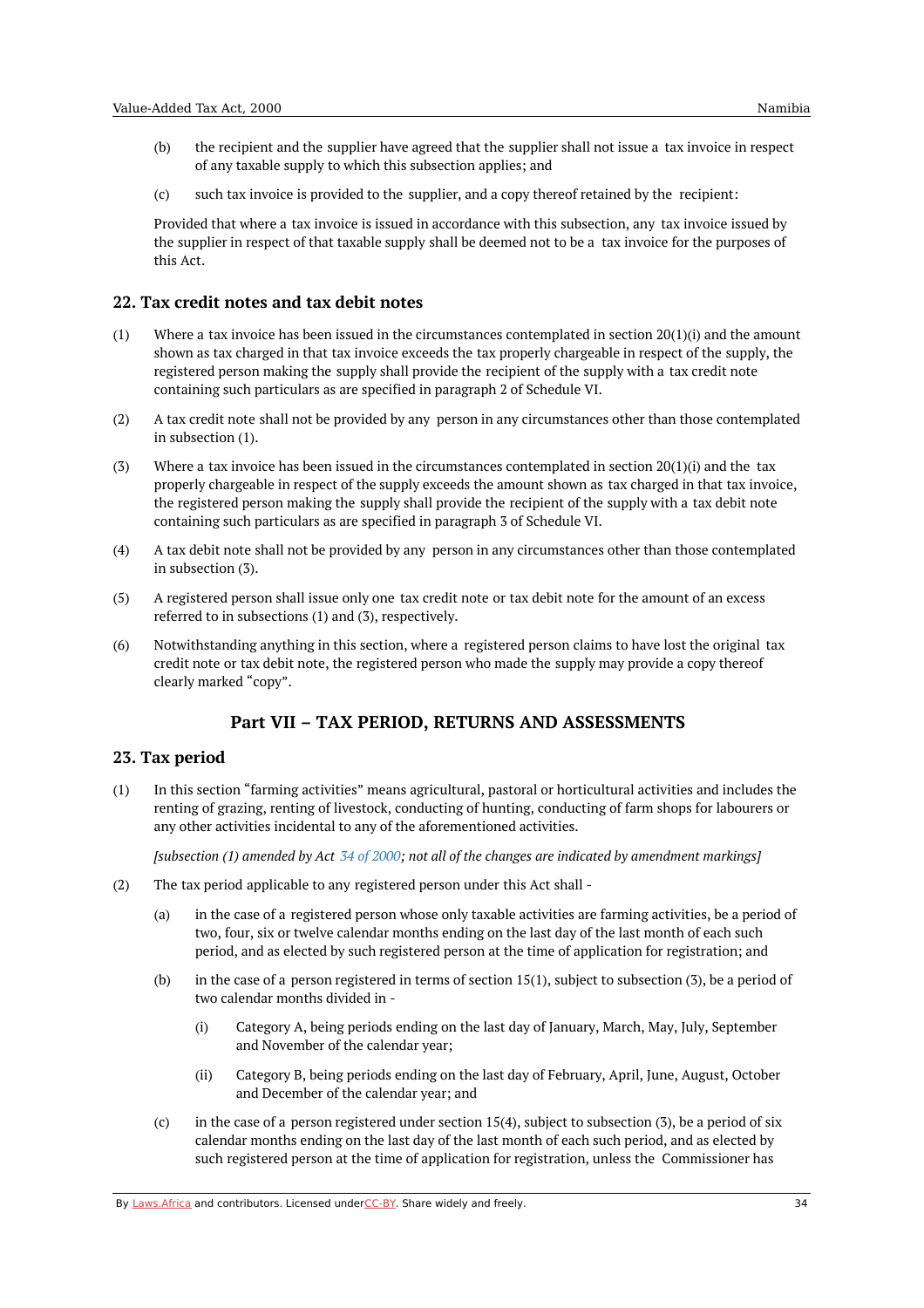(b) the recipient and the supplier have agreed that the supplier shall not issue a tax invoice in respect of any taxable supply to which this subsection applies; and

(c) such tax invoice is provided to the supplier, and a copy thereof retained by the recipient:

Provided that where a tax invoice is issued in accordance with this subsection, any tax invoice issued by the supplier in respect of that taxable supply shall be deemed not to be a tax invoice for the purposes of this Act.

## 22. Tax credit notes and tax debit notes

(1) Where a tax invoice has been issued in the circumstances contemplated in section 20(1)(i) and the amount shown as tax charged in that tax invoice exceeds the tax properly chargeable in respect of the supply, the registered person making the supply shall provide the recipient of the supply with a tax credit note containing such particulars as are specified in paragraph 2 of Schedule VI.

(2) A tax credit note shall not be provided by any person in any circumstances other than those contemplated in subsection (1).

(3) Where a tax invoice has been issued in the circumstances contemplated in section 20(1)(i) and the tax properly chargeable in respect of the supply exceeds the amount shown as tax charged in that tax invoice, the registered person making the supply shall provide the recipient of the supply with a tax debit note containing such particulars as are specified in paragraph 3 of Schedule VI.

(4) A tax debit note shall not be provided by any person in any circumstances other than those contemplated in subsection (3).

(5) A registered person shall issue only one tax credit note or tax debit note for the amount of an excess referred to in subsections (1) and (3), respectively.

(6) Notwithstanding anything in this section, where a registered person claims to have lost the original tax credit note or tax debit note, the registered person who made the supply may provide a copy thereof clearly marked "copy".

# Part VII – TAX PERIOD, RETURNS AND ASSESSMENTS

## 23. Tax period

(1) In this section "farming activities" means agricultural, pastoral or horticultural activities and includes the renting of grazing, renting of livestock, conducting of hunting, conducting of farm shops for labourers or any other activities incidental to any of the aforementioned activities.

*[subsection (1) amended by Act 34 of 2000; not all of the changes are indicated by amendment markings]*

(2) The tax period applicable to any registered person under this Act shall -

(a) in the case of a registered person whose only taxable activities are farming activities, be a period of two, four, six or twelve calendar months ending on the last day of the last month of each such period, and as elected by such registered person at the time of application for registration; and

(b) in the case of a person registered in terms of section 15(1), subject to subsection (3), be a period of two calendar months divided in -

(i) Category A, being periods ending on the last day of January, March, May, July, September and November of the calendar year;

(ii) Category B, being periods ending on the last day of February, April, June, August, October and December of the calendar year; and

(c) in the case of a person registered under section 15(4), subject to subsection (3), be a period of six calendar months ending on the last day of the last month of each such period, and as elected by such registered person at the time of application for registration, unless the Commissioner has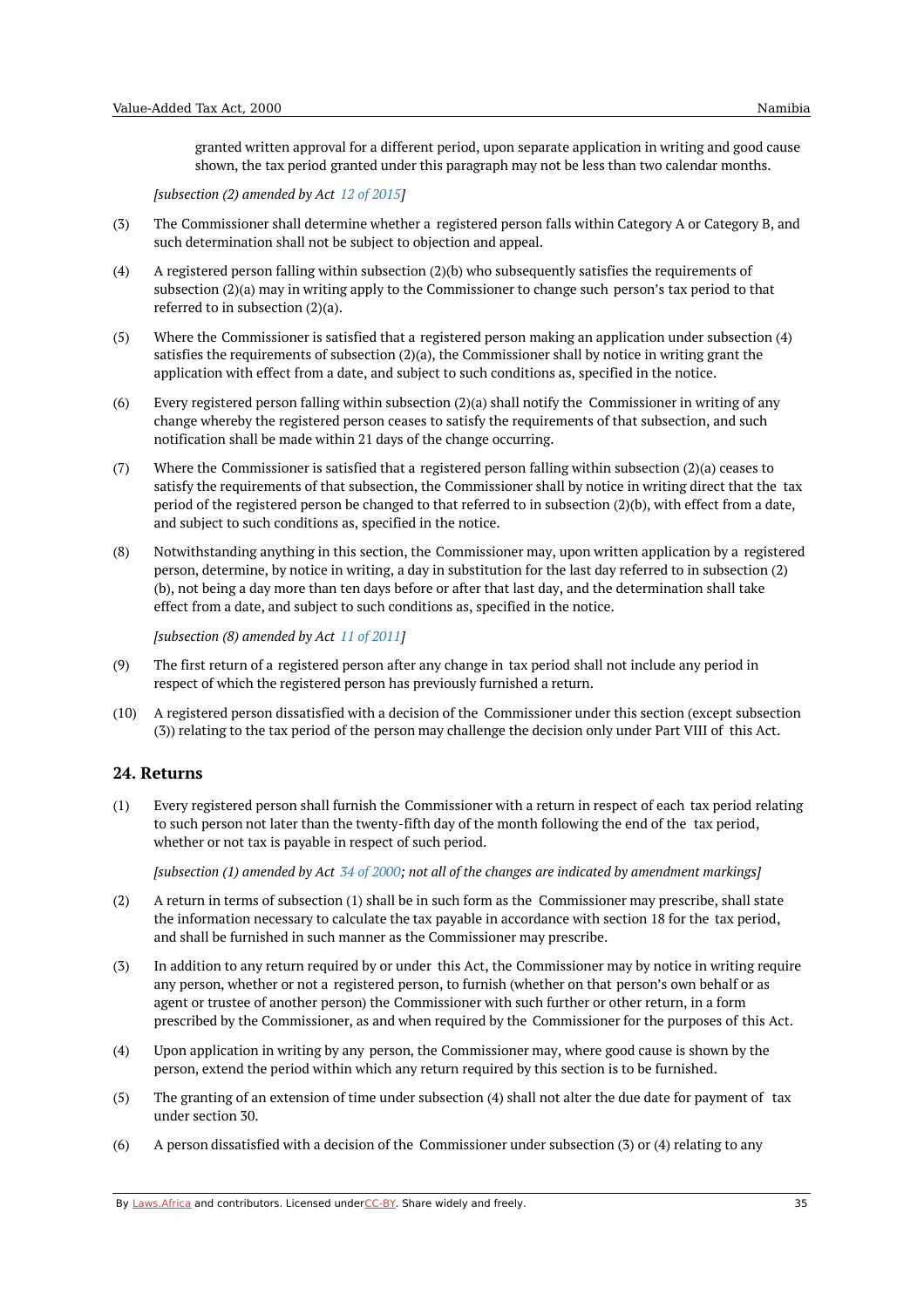granted written approval for a different period, upon separate application in writing and good cause shown, the tax period granted under this paragraph may not be less than two calendar months.

*[subsection (2) amended by Act 12 of 2015]*

(3) The Commissioner shall determine whether a registered person falls within Category A or Category B, and such determination shall not be subject to objection and appeal.

(4) A registered person falling within subsection (2)(b) who subsequently satisfies the requirements of subsection (2)(a) may in writing apply to the Commissioner to change such person's tax period to that referred to in subsection (2)(a).

(5) Where the Commissioner is satisfied that a registered person making an application under subsection (4) satisfies the requirements of subsection (2)(a), the Commissioner shall by notice in writing grant the application with effect from a date, and subject to such conditions as, specified in the notice.

(6) Every registered person falling within subsection (2)(a) shall notify the Commissioner in writing of any change whereby the registered person ceases to satisfy the requirements of that subsection, and such notification shall be made within 21 days of the change occurring.

(7) Where the Commissioner is satisfied that a registered person falling within subsection (2)(a) ceases to satisfy the requirements of that subsection, the Commissioner shall by notice in writing direct that the tax period of the registered person be changed to that referred to in subsection (2)(b), with effect from a date, and subject to such conditions as, specified in the notice.

(8) Notwithstanding anything in this section, the Commissioner may, upon written application by a registered person, determine, by notice in writing, a day in substitution for the last day referred to in subsection (2)(b), not being a day more than ten days before or after that last day, and the determination shall take effect from a date, and subject to such conditions as, specified in the notice.

*[subsection (8) amended by Act 11 of 2011]*

(9) The first return of a registered person after any change in tax period shall not include any period in respect of which the registered person has previously furnished a return.

(10) A registered person dissatisfied with a decision of the Commissioner under this section (except subsection (3)) relating to the tax period of the person may challenge the decision only under Part VIII of this Act.

## 24. Returns

(1) Every registered person shall furnish the Commissioner with a return in respect of each tax period relating to such person not later than the twenty-fifth day of the month following the end of the tax period, whether or not tax is payable in respect of such period.

*[subsection (1) amended by Act 34 of 2000; not all of the changes are indicated by amendment markings]*

(2) A return in terms of subsection (1) shall be in such form as the Commissioner may prescribe, shall state the information necessary to calculate the tax payable in accordance with section 18 for the tax period, and shall be furnished in such manner as the Commissioner may prescribe.

(3) In addition to any return required by or under this Act, the Commissioner may by notice in writing require any person, whether or not a registered person, to furnish (whether on that person's own behalf or as agent or trustee of another person) the Commissioner with such further or other return, in a form prescribed by the Commissioner, as and when required by the Commissioner for the purposes of this Act.

(4) Upon application in writing by any person, the Commissioner may, where good cause is shown by the person, extend the period within which any return required by this section is to be furnished.

(5) The granting of an extension of time under subsection (4) shall not alter the due date for payment of tax under section 30.

(6) A person dissatisfied with a decision of the Commissioner under subsection (3) or (4) relating to any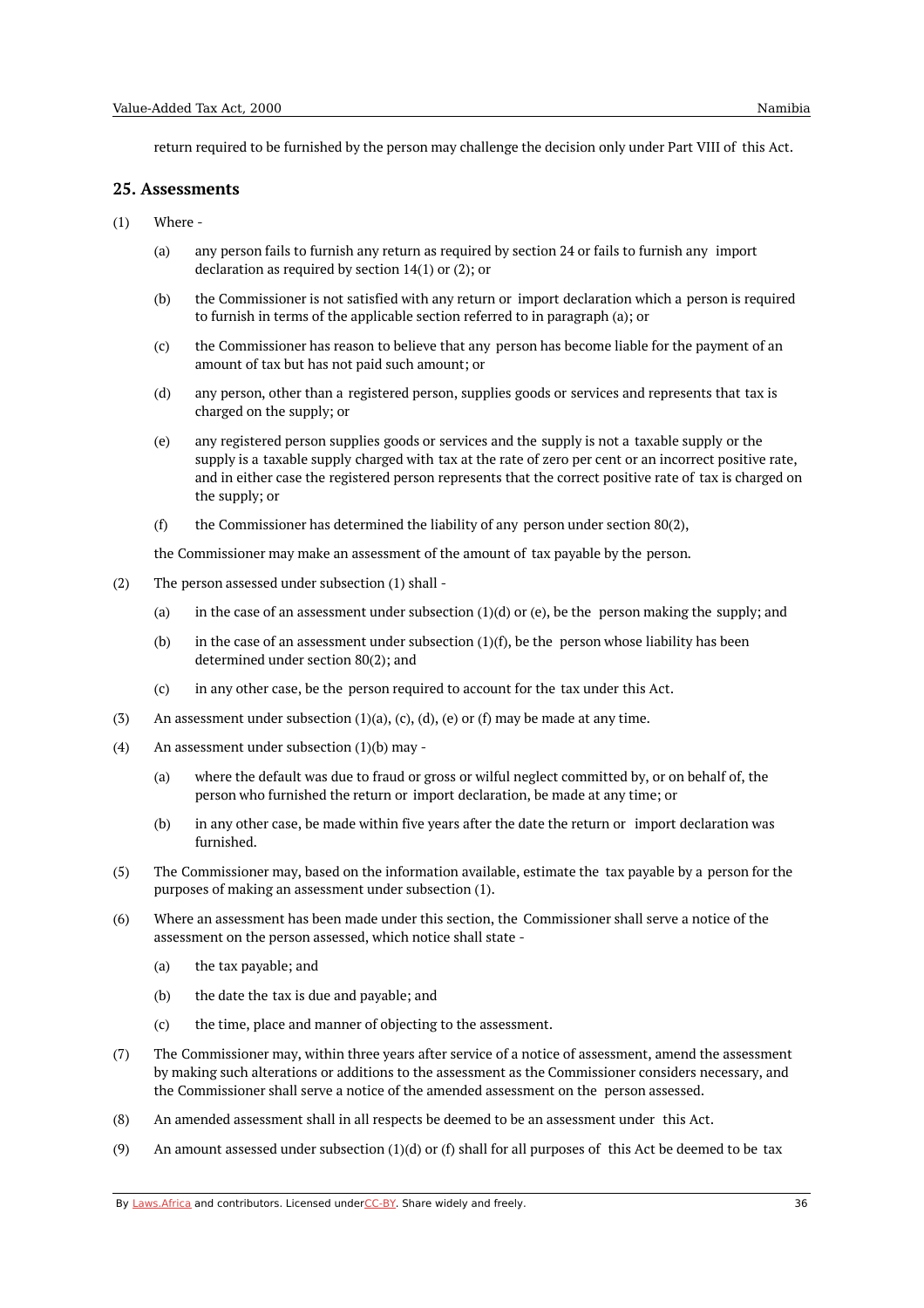return required to be furnished by the person may challenge the decision only under Part VIII of this Act.

## 25. Assessments

(1) Where -

(a) any person fails to furnish any return as required by section 24 or fails to furnish any import declaration as required by section 14(1) or (2); or

(b) the Commissioner is not satisfied with any return or import declaration which a person is required to furnish in terms of the applicable section referred to in paragraph (a); or

(c) the Commissioner has reason to believe that any person has become liable for the payment of an amount of tax but has not paid such amount; or

(d) any person, other than a registered person, supplies goods or services and represents that tax is charged on the supply; or

(e) any registered person supplies goods or services and the supply is not a taxable supply or the supply is a taxable supply charged with tax at the rate of zero per cent or an incorrect positive rate, and in either case the registered person represents that the correct positive rate of tax is charged on the supply; or

(f) the Commissioner has determined the liability of any person under section 80(2),

the Commissioner may make an assessment of the amount of tax payable by the person.

(2) The person assessed under subsection (1) shall -

(a) in the case of an assessment under subsection (1)(d) or (e), be the person making the supply; and

(b) in the case of an assessment under subsection (1)(f), be the person whose liability has been determined under section 80(2); and

(c) in any other case, be the person required to account for the tax under this Act.

(3) An assessment under subsection (1)(a), (c), (d), (e) or (f) may be made at any time.

(4) An assessment under subsection (1)(b) may -

(a) where the default was due to fraud or gross or wilful neglect committed by, or on behalf of, the person who furnished the return or import declaration, be made at any time; or

(b) in any other case, be made within five years after the date the return or import declaration was furnished.

(5) The Commissioner may, based on the information available, estimate the tax payable by a person for the purposes of making an assessment under subsection (1).

(6) Where an assessment has been made under this section, the Commissioner shall serve a notice of the assessment on the person assessed, which notice shall state -

(a) the tax payable; and

(b) the date the tax is due and payable; and

(c) the time, place and manner of objecting to the assessment.

(7) The Commissioner may, within three years after service of a notice of assessment, amend the assessment by making such alterations or additions to the assessment as the Commissioner considers necessary, and the Commissioner shall serve a notice of the amended assessment on the person assessed.

(8) An amended assessment shall in all respects be deemed to be an assessment under this Act.

(9) An amount assessed under subsection (1)(d) or (f) shall for all purposes of this Act be deemed to be tax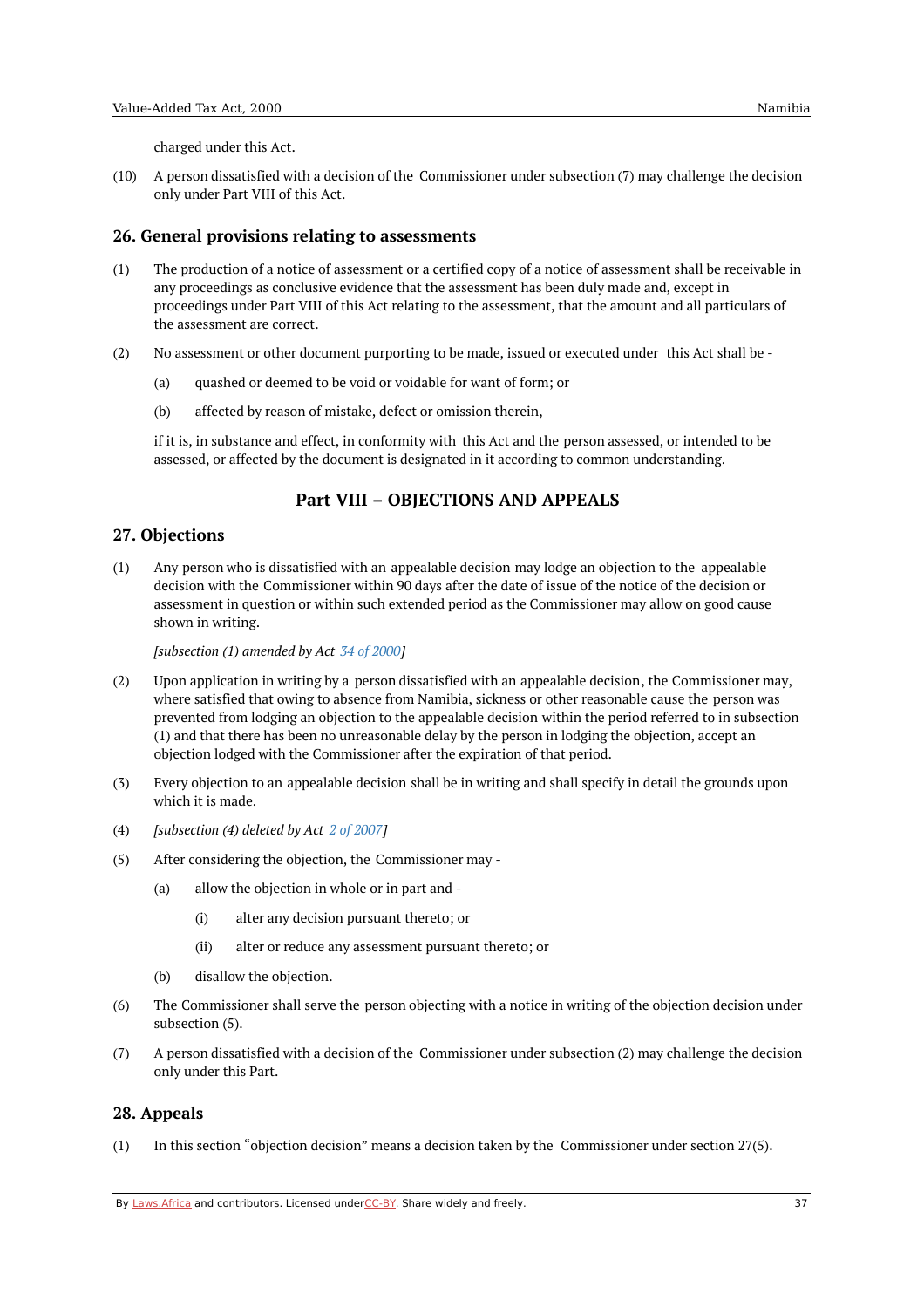charged under this Act.

(10) A person dissatisfied with a decision of the Commissioner under subsection (7) may challenge the decision only under Part VIII of this Act.

### 26. General provisions relating to assessments

(1) The production of a notice of assessment or a certified copy of a notice of assessment shall be receivable in any proceedings as conclusive evidence that the assessment has been duly made and, except in proceedings under Part VIII of this Act relating to the assessment, that the amount and all particulars of the assessment are correct.

(2) No assessment or other document purporting to be made, issued or executed under this Act shall be -

(a) quashed or deemed to be void or voidable for want of form; or

(b) affected by reason of mistake, defect or omission therein,

if it is, in substance and effect, in conformity with this Act and the person assessed, or intended to be assessed, or affected by the document is designated in it according to common understanding.

## Part VIII – OBJECTIONS AND APPEALS

### 27. Objections

(1) Any person who is dissatisfied with an appealable decision may lodge an objection to the appealable decision with the Commissioner within 90 days after the date of issue of the notice of the decision or assessment in question or within such extended period as the Commissioner may allow on good cause shown in writing.

*[subsection (1) amended by Act 34 of 2000]*

(2) Upon application in writing by a person dissatisfied with an appealable decision, the Commissioner may, where satisfied that owing to absence from Namibia, sickness or other reasonable cause the person was prevented from lodging an objection to the appealable decision within the period referred to in subsection (1) and that there has been no unreasonable delay by the person in lodging the objection, accept an objection lodged with the Commissioner after the expiration of that period.

(3) Every objection to an appealable decision shall be in writing and shall specify in detail the grounds upon which it is made.

(4) *[subsection (4) deleted by Act 2 of 2007]*

(5) After considering the objection, the Commissioner may -

(a) allow the objection in whole or in part and -

(i) alter any decision pursuant thereto; or

(ii) alter or reduce any assessment pursuant thereto; or

(b) disallow the objection.

(6) The Commissioner shall serve the person objecting with a notice in writing of the objection decision under subsection (5).

(7) A person dissatisfied with a decision of the Commissioner under subsection (2) may challenge the decision only under this Part.

### 28. Appeals

(1) In this section "objection decision" means a decision taken by the Commissioner under section 27(5).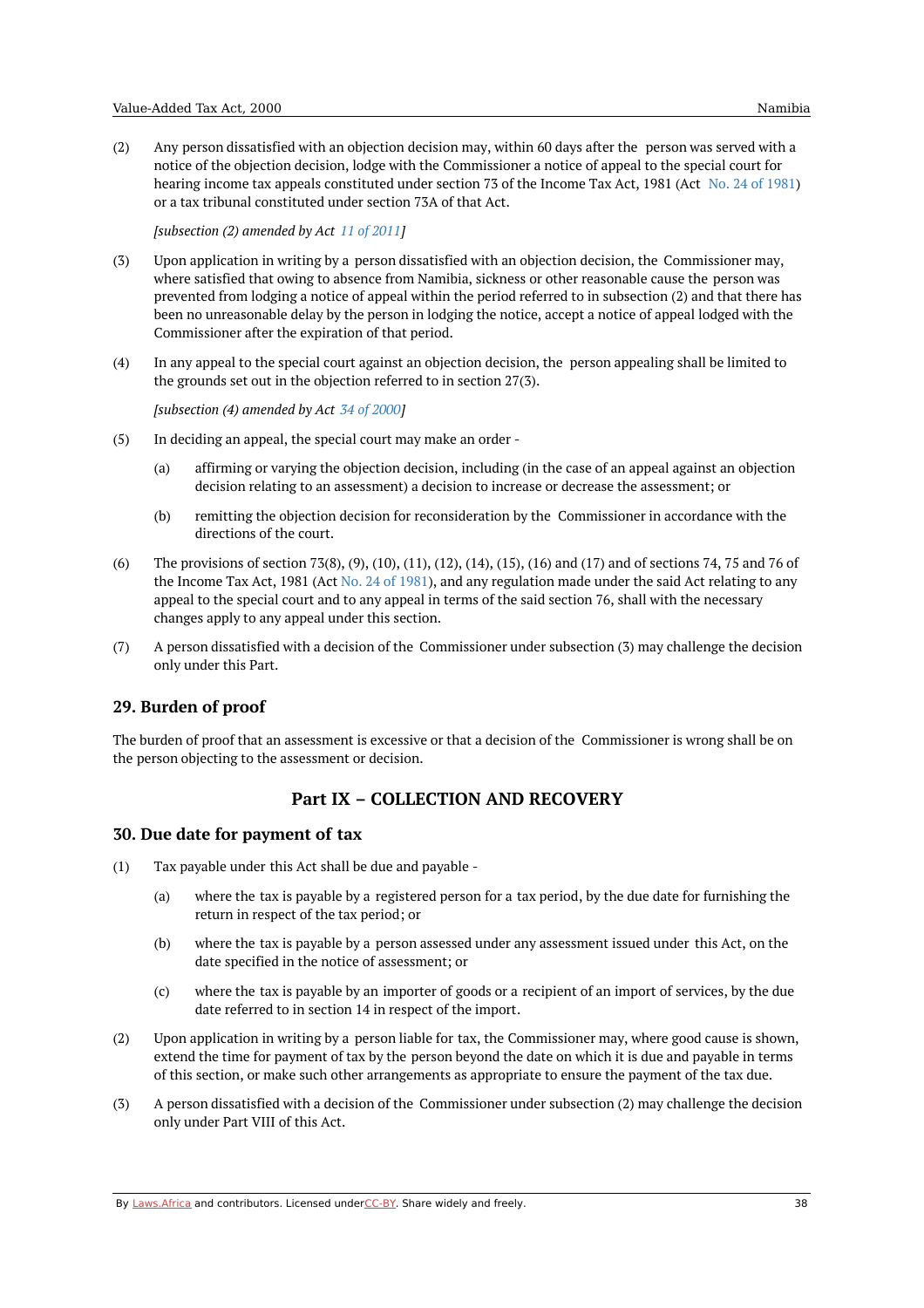(2) Any person dissatisfied with an objection decision may, within 60 days after the person was served with a notice of the objection decision, lodge with the Commissioner a notice of appeal to the special court for hearing income tax appeals constituted under section 73 of the Income Tax Act, 1981 (Act No. 24 of 1981) or a tax tribunal constituted under section 73A of that Act.

*[subsection (2) amended by Act 11 of 2011]*

(3) Upon application in writing by a person dissatisfied with an objection decision, the Commissioner may, where satisfied that owing to absence from Namibia, sickness or other reasonable cause the person was prevented from lodging a notice of appeal within the period referred to in subsection (2) and that there has been no unreasonable delay by the person in lodging the notice, accept a notice of appeal lodged with the Commissioner after the expiration of that period.

(4) In any appeal to the special court against an objection decision, the person appealing shall be limited to the grounds set out in the objection referred to in section 27(3).

*[subsection (4) amended by Act 34 of 2000]*

(5) In deciding an appeal, the special court may make an order -

- (a) affirming or varying the objection decision, including (in the case of an appeal against an objection decision relating to an assessment) a decision to increase or decrease the assessment; or
- (b) remitting the objection decision for reconsideration by the Commissioner in accordance with the directions of the court.

(6) The provisions of section 73(8), (9), (10), (11), (12), (14), (15), (16) and (17) and of sections 74, 75 and 76 of the Income Tax Act, 1981 (Act No. 24 of 1981), and any regulation made under the said Act relating to any appeal to the special court and to any appeal in terms of the said section 76, shall with the necessary changes apply to any appeal under this section.

(7) A person dissatisfied with a decision of the Commissioner under subsection (3) may challenge the decision only under this Part.

## 29. Burden of proof

The burden of proof that an assessment is excessive or that a decision of the Commissioner is wrong shall be on the person objecting to the assessment or decision.

# Part IX – COLLECTION AND RECOVERY

## 30. Due date for payment of tax

(1) Tax payable under this Act shall be due and payable -

- (a) where the tax is payable by a registered person for a tax period, by the due date for furnishing the return in respect of the tax period; or
- (b) where the tax is payable by a person assessed under any assessment issued under this Act, on the date specified in the notice of assessment; or
- (c) where the tax is payable by an importer of goods or a recipient of an import of services, by the due date referred to in section 14 in respect of the import.

(2) Upon application in writing by a person liable for tax, the Commissioner may, where good cause is shown, extend the time for payment of tax by the person beyond the date on which it is due and payable in terms of this section, or make such other arrangements as appropriate to ensure the payment of the tax due.

(3) A person dissatisfied with a decision of the Commissioner under subsection (2) may challenge the decision only under Part VIII of this Act.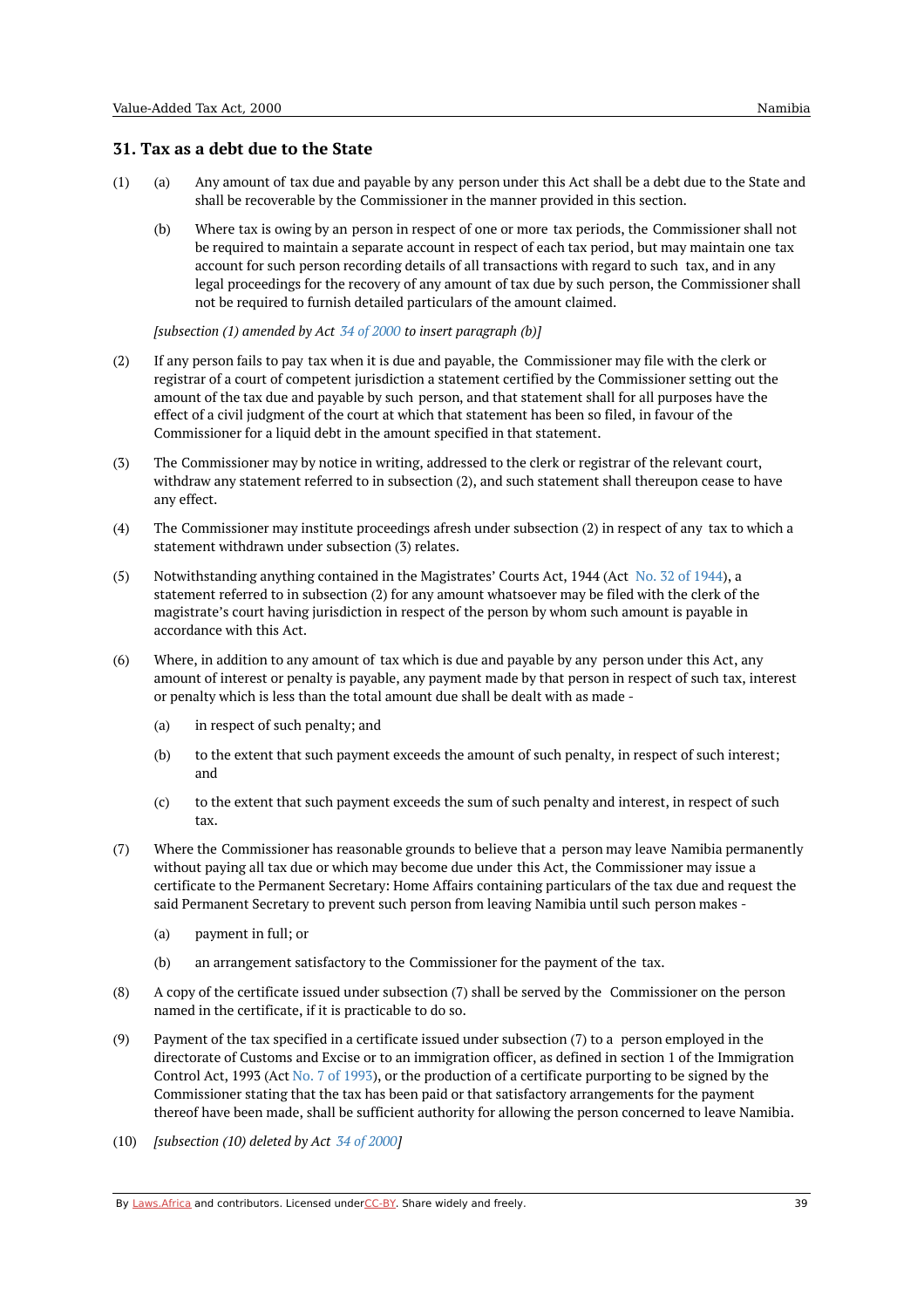## 31. Tax as a debt due to the State

(1) (a) Any amount of tax due and payable by any person under this Act shall be a debt due to the State and shall be recoverable by the Commissioner in the manner provided in this section.

(b) Where tax is owing by an person in respect of one or more tax periods, the Commissioner shall not be required to maintain a separate account in respect of each tax period, but may maintain one tax account for such person recording details of all transactions with regard to such tax, and in any legal proceedings for the recovery of any amount of tax due by such person, the Commissioner shall not be required to furnish detailed particulars of the amount claimed.

*[subsection (1) amended by Act 34 of 2000 to insert paragraph (b)]*

(2) If any person fails to pay tax when it is due and payable, the Commissioner may file with the clerk or registrar of a court of competent jurisdiction a statement certified by the Commissioner setting out the amount of the tax due and payable by such person, and that statement shall for all purposes have the effect of a civil judgment of the court at which that statement has been so filed, in favour of the Commissioner for a liquid debt in the amount specified in that statement.

(3) The Commissioner may by notice in writing, addressed to the clerk or registrar of the relevant court, withdraw any statement referred to in subsection (2), and such statement shall thereupon cease to have any effect.

(4) The Commissioner may institute proceedings afresh under subsection (2) in respect of any tax to which a statement withdrawn under subsection (3) relates.

(5) Notwithstanding anything contained in the Magistrates' Courts Act, 1944 (Act No. 32 of 1944), a statement referred to in subsection (2) for any amount whatsoever may be filed with the clerk of the magistrate's court having jurisdiction in respect of the person by whom such amount is payable in accordance with this Act.

(6) Where, in addition to any amount of tax which is due and payable by any person under this Act, any amount of interest or penalty is payable, any payment made by that person in respect of such tax, interest or penalty which is less than the total amount due shall be dealt with as made -

(a) in respect of such penalty; and

(b) to the extent that such payment exceeds the amount of such penalty, in respect of such interest; and

(c) to the extent that such payment exceeds the sum of such penalty and interest, in respect of such tax.

(7) Where the Commissioner has reasonable grounds to believe that a person may leave Namibia permanently without paying all tax due or which may become due under this Act, the Commissioner may issue a certificate to the Permanent Secretary: Home Affairs containing particulars of the tax due and request the said Permanent Secretary to prevent such person from leaving Namibia until such person makes -

(a) payment in full; or

(b) an arrangement satisfactory to the Commissioner for the payment of the tax.

(8) A copy of the certificate issued under subsection (7) shall be served by the Commissioner on the person named in the certificate, if it is practicable to do so.

(9) Payment of the tax specified in a certificate issued under subsection (7) to a person employed in the directorate of Customs and Excise or to an immigration officer, as defined in section 1 of the Immigration Control Act, 1993 (Act No. 7 of 1993), or the production of a certificate purporting to be signed by the Commissioner stating that the tax has been paid or that satisfactory arrangements for the payment thereof have been made, shall be sufficient authority for allowing the person concerned to leave Namibia.

(10) *[subsection (10) deleted by Act 34 of 2000]*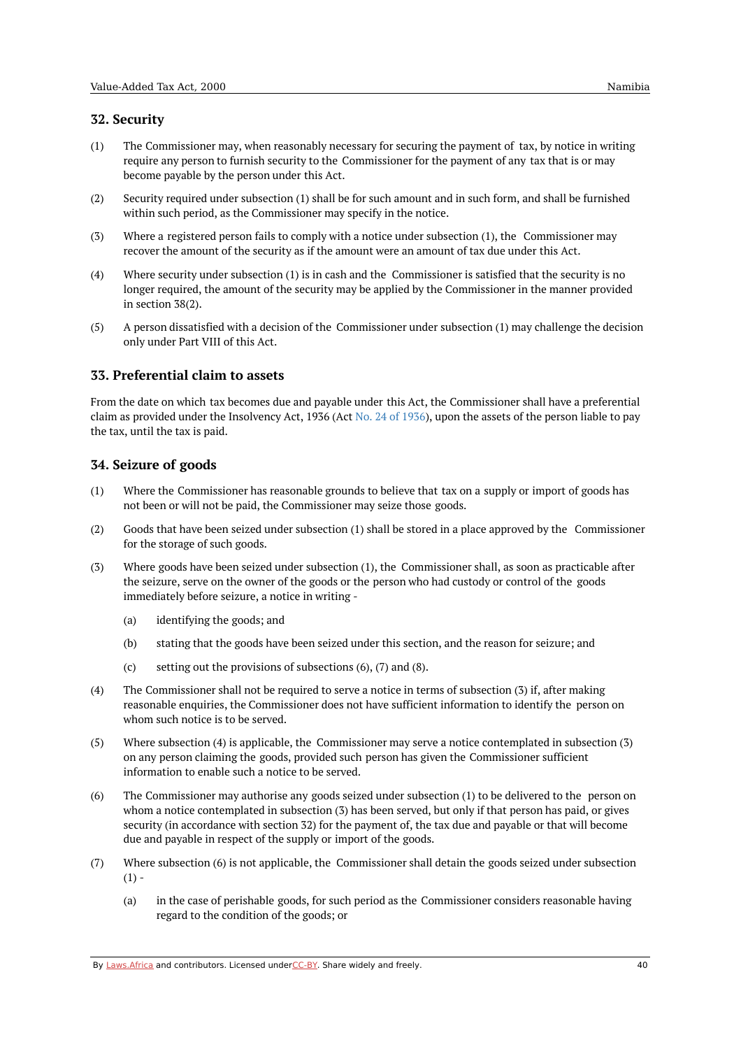## 32. Security

(1) The Commissioner may, when reasonably necessary for securing the payment of tax, by notice in writing require any person to furnish security to the Commissioner for the payment of any tax that is or may become payable by the person under this Act.

(2) Security required under subsection (1) shall be for such amount and in such form, and shall be furnished within such period, as the Commissioner may specify in the notice.

(3) Where a registered person fails to comply with a notice under subsection (1), the Commissioner may recover the amount of the security as if the amount were an amount of tax due under this Act.

(4) Where security under subsection (1) is in cash and the Commissioner is satisfied that the security is no longer required, the amount of the security may be applied by the Commissioner in the manner provided in section 38(2).

(5) A person dissatisfied with a decision of the Commissioner under subsection (1) may challenge the decision only under Part VIII of this Act.

## 33. Preferential claim to assets

From the date on which tax becomes due and payable under this Act, the Commissioner shall have a preferential claim as provided under the Insolvency Act, 1936 (Act No. 24 of 1936), upon the assets of the person liable to pay the tax, until the tax is paid.

## 34. Seizure of goods

(1) Where the Commissioner has reasonable grounds to believe that tax on a supply or import of goods has not been or will not be paid, the Commissioner may seize those goods.

(2) Goods that have been seized under subsection (1) shall be stored in a place approved by the Commissioner for the storage of such goods.

(3) Where goods have been seized under subsection (1), the Commissioner shall, as soon as practicable after the seizure, serve on the owner of the goods or the person who had custody or control of the goods immediately before seizure, a notice in writing -

  (a) identifying the goods; and

  (b) stating that the goods have been seized under this section, and the reason for seizure; and

  (c) setting out the provisions of subsections (6), (7) and (8).

(4) The Commissioner shall not be required to serve a notice in terms of subsection (3) if, after making reasonable enquiries, the Commissioner does not have sufficient information to identify the person on whom such notice is to be served.

(5) Where subsection (4) is applicable, the Commissioner may serve a notice contemplated in subsection (3) on any person claiming the goods, provided such person has given the Commissioner sufficient information to enable such a notice to be served.

(6) The Commissioner may authorise any goods seized under subsection (1) to be delivered to the person on whom a notice contemplated in subsection (3) has been served, but only if that person has paid, or gives security (in accordance with section 32) for the payment of, the tax due and payable or that will become due and payable in respect of the supply or import of the goods.

(7) Where subsection (6) is not applicable, the Commissioner shall detain the goods seized under subsection (1) -

  (a) in the case of perishable goods, for such period as the Commissioner considers reasonable having regard to the condition of the goods; or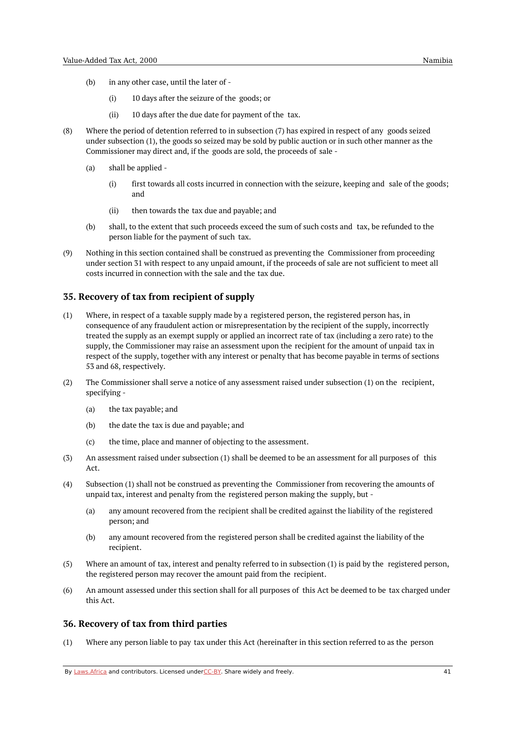(b) in any other case, until the later of -

(i) 10 days after the seizure of the goods; or

(ii) 10 days after the due date for payment of the tax.

(8) Where the period of detention referred to in subsection (7) has expired in respect of any goods seized under subsection (1), the goods so seized may be sold by public auction or in such other manner as the Commissioner may direct and, if the goods are sold, the proceeds of sale -

(a) shall be applied -

(i) first towards all costs incurred in connection with the seizure, keeping and sale of the goods; and

(ii) then towards the tax due and payable; and

(b) shall, to the extent that such proceeds exceed the sum of such costs and tax, be refunded to the person liable for the payment of such tax.

(9) Nothing in this section contained shall be construed as preventing the Commissioner from proceeding under section 31 with respect to any unpaid amount, if the proceeds of sale are not sufficient to meet all costs incurred in connection with the sale and the tax due.

## 35. Recovery of tax from recipient of supply

(1) Where, in respect of a taxable supply made by a registered person, the registered person has, in consequence of any fraudulent action or misrepresentation by the recipient of the supply, incorrectly treated the supply as an exempt supply or applied an incorrect rate of tax (including a zero rate) to the supply, the Commissioner may raise an assessment upon the recipient for the amount of unpaid tax in respect of the supply, together with any interest or penalty that has become payable in terms of sections 53 and 68, respectively.

(2) The Commissioner shall serve a notice of any assessment raised under subsection (1) on the recipient, specifying -

(a) the tax payable; and

(b) the date the tax is due and payable; and

(c) the time, place and manner of objecting to the assessment.

(3) An assessment raised under subsection (1) shall be deemed to be an assessment for all purposes of this Act.

(4) Subsection (1) shall not be construed as preventing the Commissioner from recovering the amounts of unpaid tax, interest and penalty from the registered person making the supply, but -

(a) any amount recovered from the recipient shall be credited against the liability of the registered person; and

(b) any amount recovered from the registered person shall be credited against the liability of the recipient.

(5) Where an amount of tax, interest and penalty referred to in subsection (1) is paid by the registered person, the registered person may recover the amount paid from the recipient.

(6) An amount assessed under this section shall for all purposes of this Act be deemed to be tax charged under this Act.

## 36. Recovery of tax from third parties

(1) Where any person liable to pay tax under this Act (hereinafter in this section referred to as the person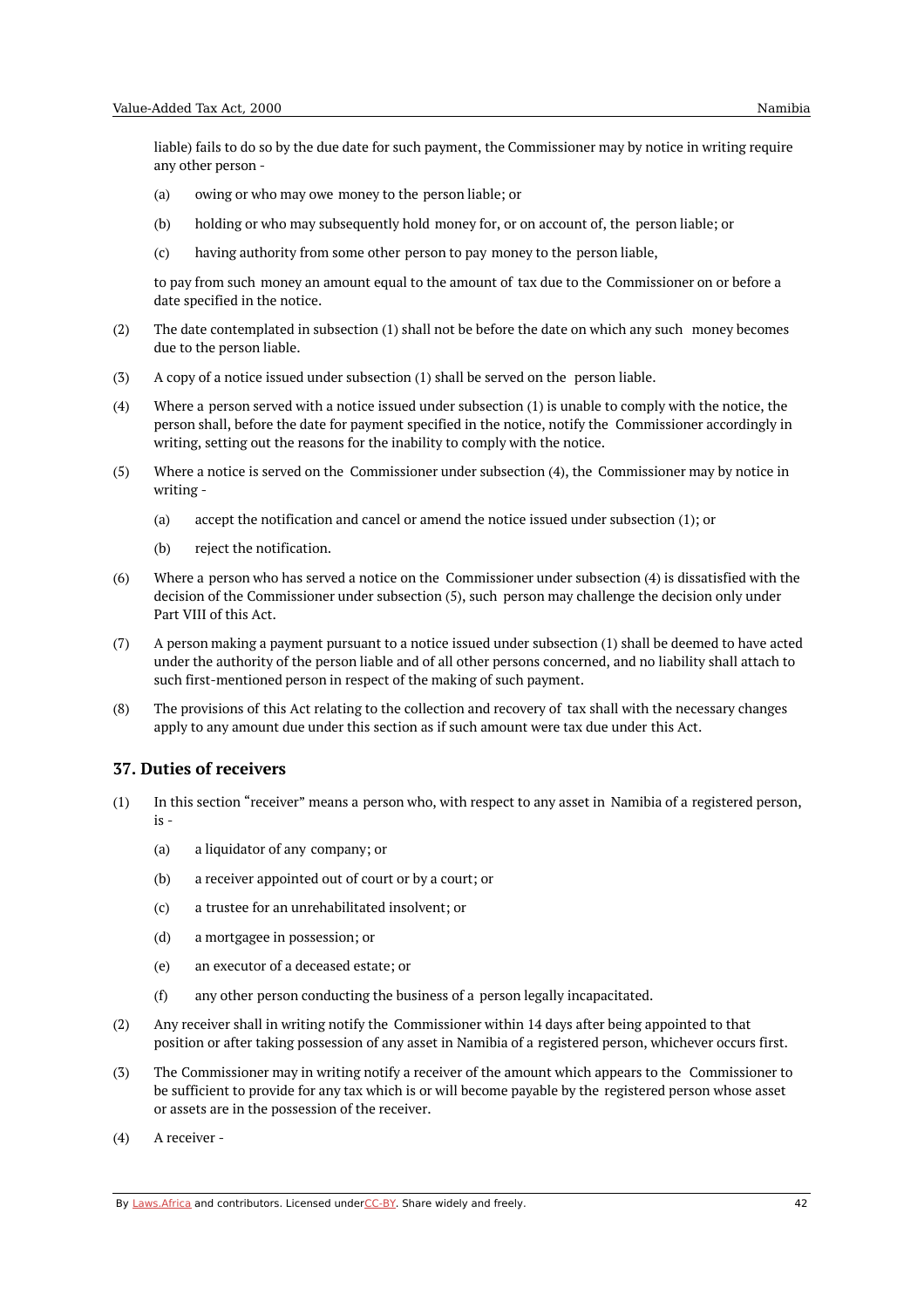liable) fails to do so by the due date for such payment, the Commissioner may by notice in writing require any other person -

(a) owing or who may owe money to the person liable; or

(b) holding or who may subsequently hold money for, or on account of, the person liable; or

(c) having authority from some other person to pay money to the person liable,

to pay from such money an amount equal to the amount of tax due to the Commissioner on or before a date specified in the notice.

(2) The date contemplated in subsection (1) shall not be before the date on which any such money becomes due to the person liable.

(3) A copy of a notice issued under subsection (1) shall be served on the person liable.

(4) Where a person served with a notice issued under subsection (1) is unable to comply with the notice, the person shall, before the date for payment specified in the notice, notify the Commissioner accordingly in writing, setting out the reasons for the inability to comply with the notice.

(5) Where a notice is served on the Commissioner under subsection (4), the Commissioner may by notice in writing -

(a) accept the notification and cancel or amend the notice issued under subsection (1); or

(b) reject the notification.

(6) Where a person who has served a notice on the Commissioner under subsection (4) is dissatisfied with the decision of the Commissioner under subsection (5), such person may challenge the decision only under Part VIII of this Act.

(7) A person making a payment pursuant to a notice issued under subsection (1) shall be deemed to have acted under the authority of the person liable and of all other persons concerned, and no liability shall attach to such first-mentioned person in respect of the making of such payment.

(8) The provisions of this Act relating to the collection and recovery of tax shall with the necessary changes apply to any amount due under this section as if such amount were tax due under this Act.

## 37. Duties of receivers

(1) In this section "receiver" means a person who, with respect to any asset in Namibia of a registered person, is -

(a) a liquidator of any company; or

(b) a receiver appointed out of court or by a court; or

(c) a trustee for an unrehabilitated insolvent; or

(d) a mortgagee in possession; or

(e) an executor of a deceased estate; or

(f) any other person conducting the business of a person legally incapacitated.

(2) Any receiver shall in writing notify the Commissioner within 14 days after being appointed to that position or after taking possession of any asset in Namibia of a registered person, whichever occurs first.

(3) The Commissioner may in writing notify a receiver of the amount which appears to the Commissioner to be sufficient to provide for any tax which is or will become payable by the registered person whose asset or assets are in the possession of the receiver.

(4) A receiver -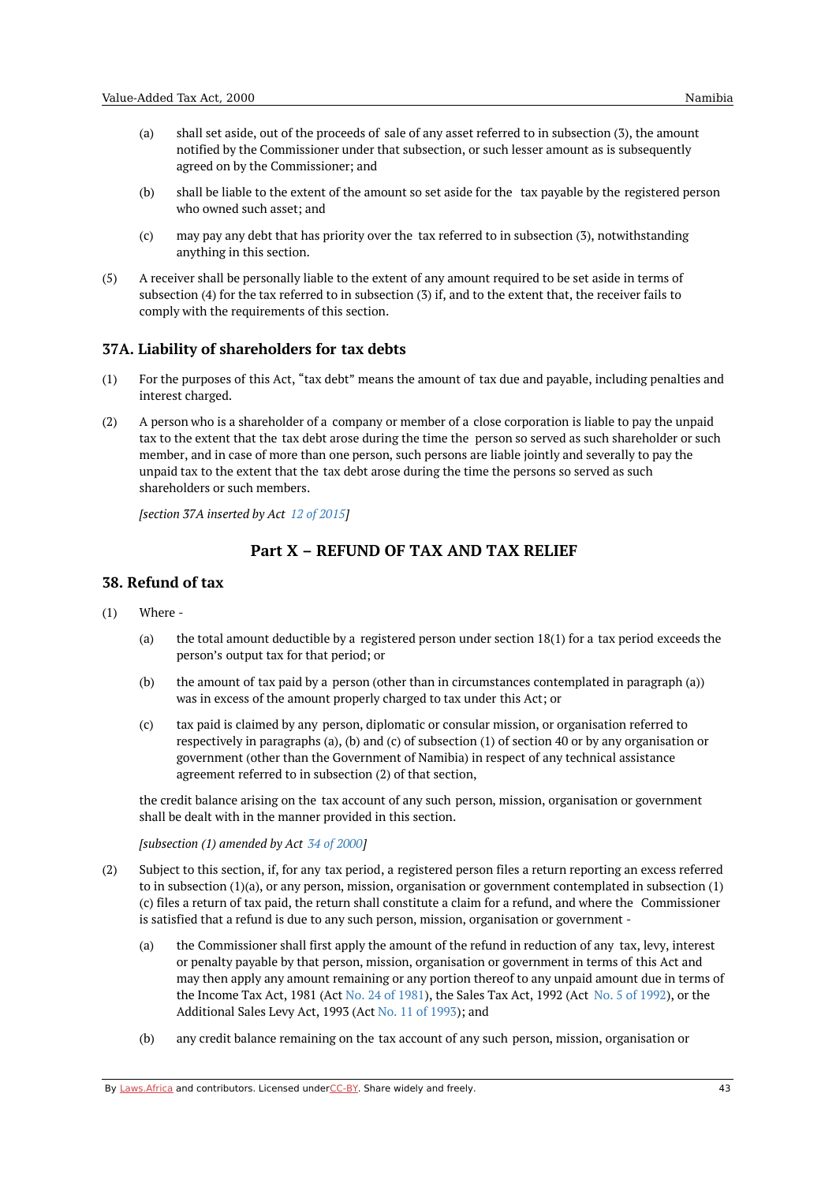(a) shall set aside, out of the proceeds of sale of any asset referred to in subsection (3), the amount notified by the Commissioner under that subsection, or such lesser amount as is subsequently agreed on by the Commissioner; and

(b) shall be liable to the extent of the amount so set aside for the tax payable by the registered person who owned such asset; and

(c) may pay any debt that has priority over the tax referred to in subsection (3), notwithstanding anything in this section.

(5) A receiver shall be personally liable to the extent of any amount required to be set aside in terms of subsection (4) for the tax referred to in subsection (3) if, and to the extent that, the receiver fails to comply with the requirements of this section.

### 37A. Liability of shareholders for tax debts

(1) For the purposes of this Act, "tax debt" means the amount of tax due and payable, including penalties and interest charged.

(2) A person who is a shareholder of a company or member of a close corporation is liable to pay the unpaid tax to the extent that the tax debt arose during the time the person so served as such shareholder or such member, and in case of more than one person, such persons are liable jointly and severally to pay the unpaid tax to the extent that the tax debt arose during the time the persons so served as such shareholders or such members.

*[section 37A inserted by Act 12 of 2015]*

## Part X – REFUND OF TAX AND TAX RELIEF

### 38. Refund of tax

(1) Where -

(a) the total amount deductible by a registered person under section 18(1) for a tax period exceeds the person's output tax for that period; or

(b) the amount of tax paid by a person (other than in circumstances contemplated in paragraph (a)) was in excess of the amount properly charged to tax under this Act; or

(c) tax paid is claimed by any person, diplomatic or consular mission, or organisation referred to respectively in paragraphs (a), (b) and (c) of subsection (1) of section 40 or by any organisation or government (other than the Government of Namibia) in respect of any technical assistance agreement referred to in subsection (2) of that section,

the credit balance arising on the tax account of any such person, mission, organisation or government shall be dealt with in the manner provided in this section.

*[subsection (1) amended by Act 34 of 2000]*

(2) Subject to this section, if, for any tax period, a registered person files a return reporting an excess referred to in subsection (1)(a), or any person, mission, organisation or government contemplated in subsection (1)(c) files a return of tax paid, the return shall constitute a claim for a refund, and where the Commissioner is satisfied that a refund is due to any such person, mission, organisation or government -

(a) the Commissioner shall first apply the amount of the refund in reduction of any tax, levy, interest or penalty payable by that person, mission, organisation or government in terms of this Act and may then apply any amount remaining or any portion thereof to any unpaid amount due in terms of the Income Tax Act, 1981 (Act No. 24 of 1981), the Sales Tax Act, 1992 (Act No. 5 of 1992), or the Additional Sales Levy Act, 1993 (Act No. 11 of 1993); and

(b) any credit balance remaining on the tax account of any such person, mission, organisation or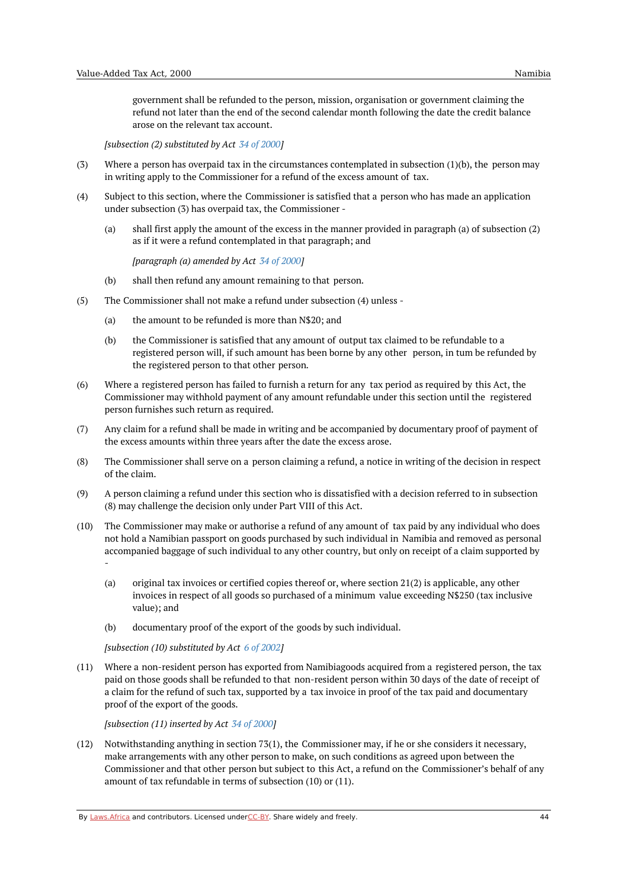government shall be refunded to the person, mission, organisation or government claiming the refund not later than the end of the second calendar month following the date the credit balance arose on the relevant tax account.

*[subsection (2) substituted by Act 34 of 2000]*

(3) Where a person has overpaid tax in the circumstances contemplated in subsection (1)(b), the person may in writing apply to the Commissioner for a refund of the excess amount of tax.

(4) Subject to this section, where the Commissioner is satisfied that a person who has made an application under subsection (3) has overpaid tax, the Commissioner -

(a) shall first apply the amount of the excess in the manner provided in paragraph (a) of subsection (2) as if it were a refund contemplated in that paragraph; and

*[paragraph (a) amended by Act 34 of 2000]*

(b) shall then refund any amount remaining to that person.

(5) The Commissioner shall not make a refund under subsection (4) unless -

(a) the amount to be refunded is more than N$20; and

(b) the Commissioner is satisfied that any amount of output tax claimed to be refundable to a registered person will, if such amount has been borne by any other person, in tum be refunded by the registered person to that other person.

(6) Where a registered person has failed to furnish a return for any tax period as required by this Act, the Commissioner may withhold payment of any amount refundable under this section until the registered person furnishes such return as required.

(7) Any claim for a refund shall be made in writing and be accompanied by documentary proof of payment of the excess amounts within three years after the date the excess arose.

(8) The Commissioner shall serve on a person claiming a refund, a notice in writing of the decision in respect of the claim.

(9) A person claiming a refund under this section who is dissatisfied with a decision referred to in subsection (8) may challenge the decision only under Part VIII of this Act.

(10) The Commissioner may make or authorise a refund of any amount of tax paid by any individual who does not hold a Namibian passport on goods purchased by such individual in Namibia and removed as personal accompanied baggage of such individual to any other country, but only on receipt of a claim supported by -

(a) original tax invoices or certified copies thereof or, where section 21(2) is applicable, any other invoices in respect of all goods so purchased of a minimum value exceeding N$250 (tax inclusive value); and

(b) documentary proof of the export of the goods by such individual.

*[subsection (10) substituted by Act 6 of 2002]*

(11) Where a non-resident person has exported from Namibiagoods acquired from a registered person, the tax paid on those goods shall be refunded to that non-resident person within 30 days of the date of receipt of a claim for the refund of such tax, supported by a tax invoice in proof of the tax paid and documentary proof of the export of the goods.

*[subsection (11) inserted by Act 34 of 2000]*

(12) Notwithstanding anything in section 73(1), the Commissioner may, if he or she considers it necessary, make arrangements with any other person to make, on such conditions as agreed upon between the Commissioner and that other person but subject to this Act, a refund on the Commissioner's behalf of any amount of tax refundable in terms of subsection (10) or (11).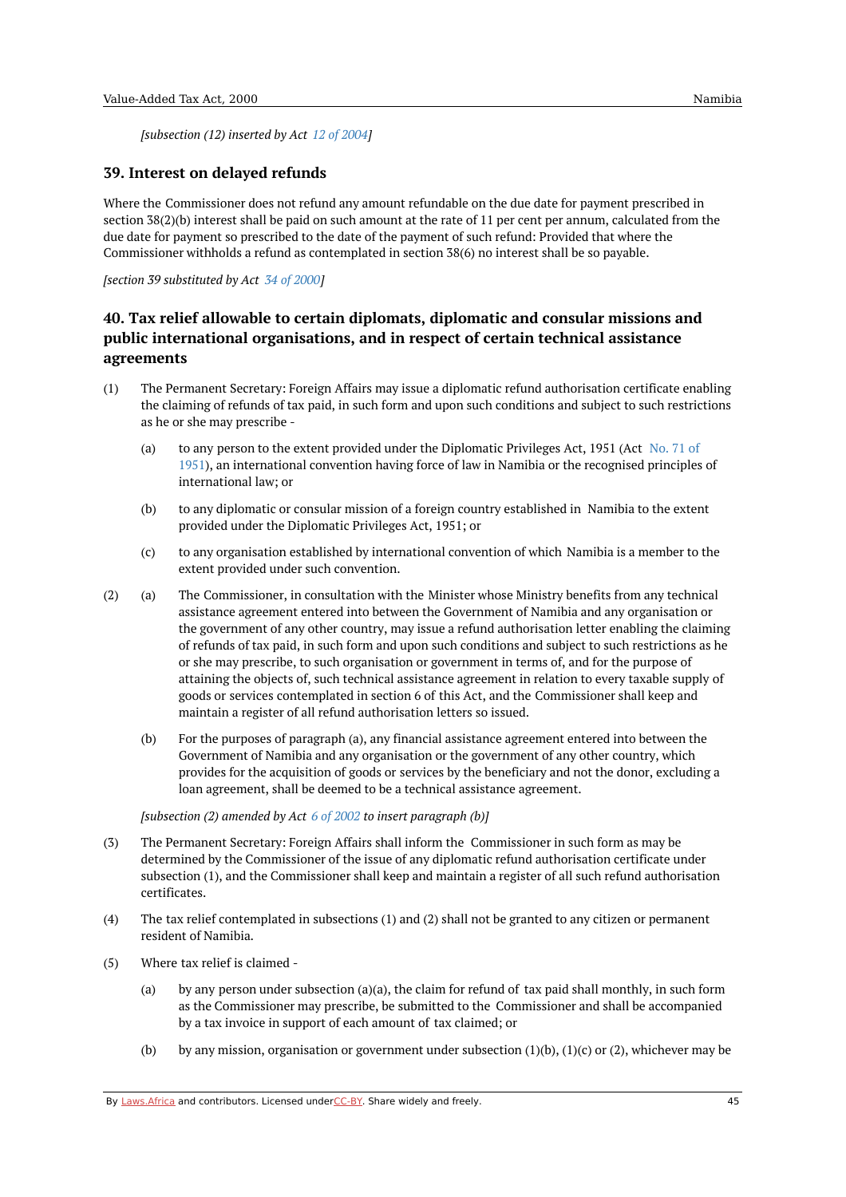*[subsection (12) inserted by Act 12 of 2004]*

## 39. Interest on delayed refunds

Where the Commissioner does not refund any amount refundable on the due date for payment prescribed in section 38(2)(b) interest shall be paid on such amount at the rate of 11 per cent per annum, calculated from the due date for payment so prescribed to the date of the payment of such refund: Provided that where the Commissioner withholds a refund as contemplated in section 38(6) no interest shall be so payable.

*[section 39 substituted by Act 34 of 2000]*

## 40. Tax relief allowable to certain diplomats, diplomatic and consular missions and public international organisations, and in respect of certain technical assistance agreements

(1) The Permanent Secretary: Foreign Affairs may issue a diplomatic refund authorisation certificate enabling the claiming of refunds of tax paid, in such form and upon such conditions and subject to such restrictions as he or she may prescribe -

- (a) to any person to the extent provided under the Diplomatic Privileges Act, 1951 (Act No. 71 of 1951), an international convention having force of law in Namibia or the recognised principles of international law; or
- (b) to any diplomatic or consular mission of a foreign country established in Namibia to the extent provided under the Diplomatic Privileges Act, 1951; or
- (c) to any organisation established by international convention of which Namibia is a member to the extent provided under such convention.

(2) (a) The Commissioner, in consultation with the Minister whose Ministry benefits from any technical assistance agreement entered into between the Government of Namibia and any organisation or the government of any other country, may issue a refund authorisation letter enabling the claiming of refunds of tax paid, in such form and upon such conditions and subject to such restrictions as he or she may prescribe, to such organisation or government in terms of, and for the purpose of attaining the objects of, such technical assistance agreement in relation to every taxable supply of goods or services contemplated in section 6 of this Act, and the Commissioner shall keep and maintain a register of all refund authorisation letters so issued.

- (b) For the purposes of paragraph (a), any financial assistance agreement entered into between the Government of Namibia and any organisation or the government of any other country, which provides for the acquisition of goods or services by the beneficiary and not the donor, excluding a loan agreement, shall be deemed to be a technical assistance agreement.

*[subsection (2) amended by Act 6 of 2002 to insert paragraph (b)]*

(3) The Permanent Secretary: Foreign Affairs shall inform the Commissioner in such form as may be determined by the Commissioner of the issue of any diplomatic refund authorisation certificate under subsection (1), and the Commissioner shall keep and maintain a register of all such refund authorisation certificates.

(4) The tax relief contemplated in subsections (1) and (2) shall not be granted to any citizen or permanent resident of Namibia.

(5) Where tax relief is claimed -

- (a) by any person under subsection (a)(a), the claim for refund of tax paid shall monthly, in such form as the Commissioner may prescribe, be submitted to the Commissioner and shall be accompanied by a tax invoice in support of each amount of tax claimed; or
- (b) by any mission, organisation or government under subsection (1)(b), (1)(c) or (2), whichever may be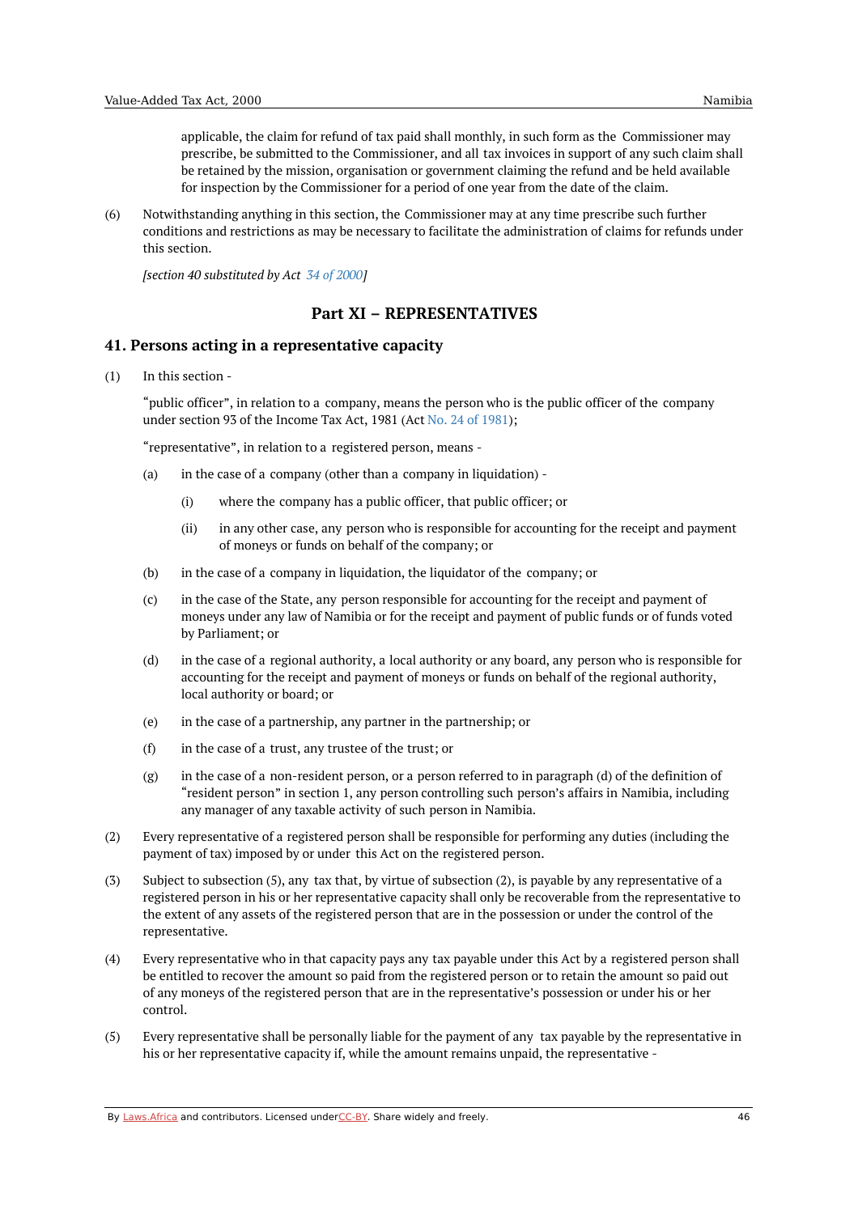applicable, the claim for refund of tax paid shall monthly, in such form as the Commissioner may prescribe, be submitted to the Commissioner, and all tax invoices in support of any such claim shall be retained by the mission, organisation or government claiming the refund and be held available for inspection by the Commissioner for a period of one year from the date of the claim.

(6) Notwithstanding anything in this section, the Commissioner may at any time prescribe such further conditions and restrictions as may be necessary to facilitate the administration of claims for refunds under this section.

*[section 40 substituted by Act 34 of 2000]*

## Part XI – REPRESENTATIVES

### 41. Persons acting in a representative capacity

(1) In this section -

"public officer", in relation to a company, means the person who is the public officer of the company under section 93 of the Income Tax Act, 1981 (Act No. 24 of 1981);

"representative", in relation to a registered person, means -

(a) in the case of a company (other than a company in liquidation) -

(i) where the company has a public officer, that public officer; or

(ii) in any other case, any person who is responsible for accounting for the receipt and payment of moneys or funds on behalf of the company; or

(b) in the case of a company in liquidation, the liquidator of the company; or

(c) in the case of the State, any person responsible for accounting for the receipt and payment of moneys under any law of Namibia or for the receipt and payment of public funds or of funds voted by Parliament; or

(d) in the case of a regional authority, a local authority or any board, any person who is responsible for accounting for the receipt and payment of moneys or funds on behalf of the regional authority, local authority or board; or

(e) in the case of a partnership, any partner in the partnership; or

(f) in the case of a trust, any trustee of the trust; or

(g) in the case of a non-resident person, or a person referred to in paragraph (d) of the definition of "resident person" in section 1, any person controlling such person's affairs in Namibia, including any manager of any taxable activity of such person in Namibia.

(2) Every representative of a registered person shall be responsible for performing any duties (including the payment of tax) imposed by or under this Act on the registered person.

(3) Subject to subsection (5), any tax that, by virtue of subsection (2), is payable by any representative of a registered person in his or her representative capacity shall only be recoverable from the representative to the extent of any assets of the registered person that are in the possession or under the control of the representative.

(4) Every representative who in that capacity pays any tax payable under this Act by a registered person shall be entitled to recover the amount so paid from the registered person or to retain the amount so paid out of any moneys of the registered person that are in the representative's possession or under his or her control.

(5) Every representative shall be personally liable for the payment of any tax payable by the representative in his or her representative capacity if, while the amount remains unpaid, the representative -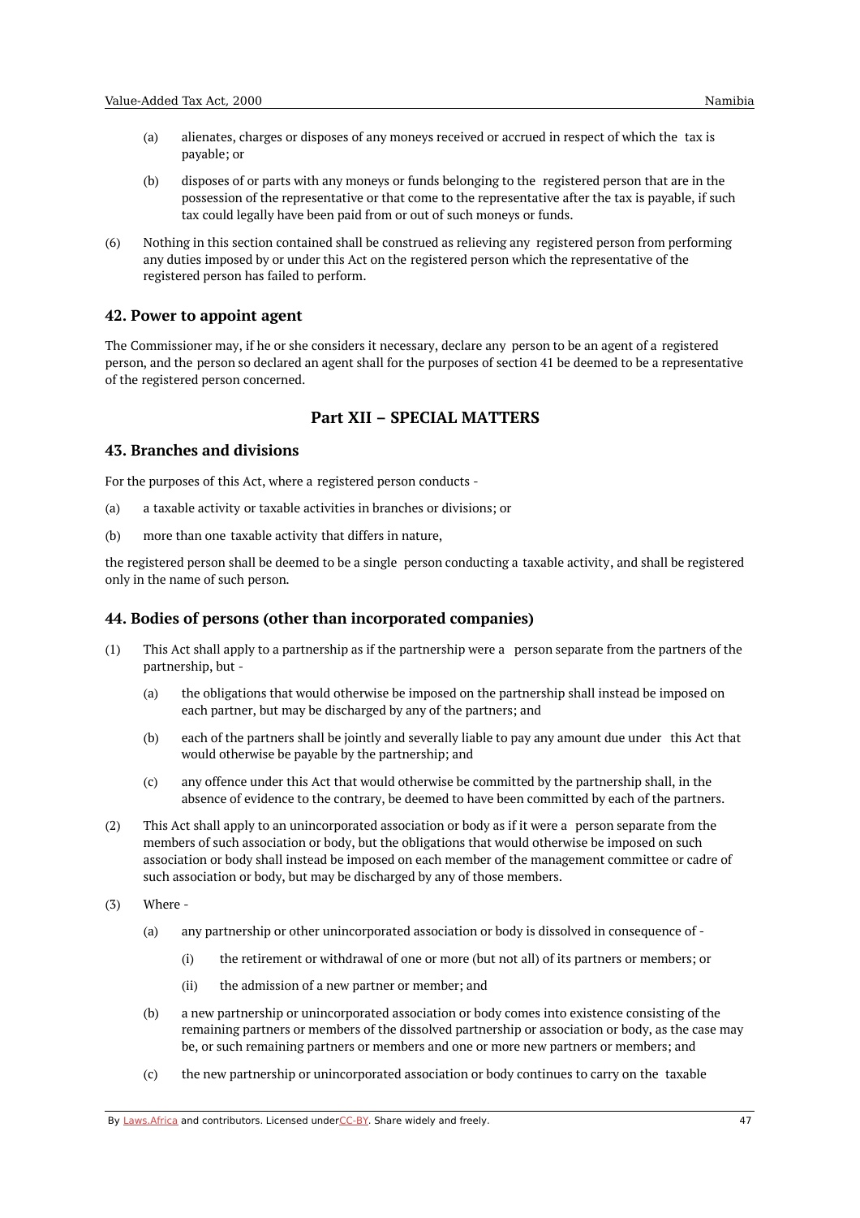(a) alienates, charges or disposes of any moneys received or accrued in respect of which the tax is payable; or

(b) disposes of or parts with any moneys or funds belonging to the registered person that are in the possession of the representative or that come to the representative after the tax is payable, if such tax could legally have been paid from or out of such moneys or funds.

(6) Nothing in this section contained shall be construed as relieving any registered person from performing any duties imposed by or under this Act on the registered person which the representative of the registered person has failed to perform.

### 42. Power to appoint agent

The Commissioner may, if he or she considers it necessary, declare any person to be an agent of a registered person, and the person so declared an agent shall for the purposes of section 41 be deemed to be a representative of the registered person concerned.

## Part XII – SPECIAL MATTERS

### 43. Branches and divisions

For the purposes of this Act, where a registered person conducts -

(a) a taxable activity or taxable activities in branches or divisions; or

(b) more than one taxable activity that differs in nature,

the registered person shall be deemed to be a single person conducting a taxable activity, and shall be registered only in the name of such person.

### 44. Bodies of persons (other than incorporated companies)

(1) This Act shall apply to a partnership as if the partnership were a person separate from the partners of the partnership, but -

(a) the obligations that would otherwise be imposed on the partnership shall instead be imposed on each partner, but may be discharged by any of the partners; and

(b) each of the partners shall be jointly and severally liable to pay any amount due under this Act that would otherwise be payable by the partnership; and

(c) any offence under this Act that would otherwise be committed by the partnership shall, in the absence of evidence to the contrary, be deemed to have been committed by each of the partners.

(2) This Act shall apply to an unincorporated association or body as if it were a person separate from the members of such association or body, but the obligations that would otherwise be imposed on such association or body shall instead be imposed on each member of the management committee or cadre of such association or body, but may be discharged by any of those members.

(3) Where -

(a) any partnership or other unincorporated association or body is dissolved in consequence of -

(i) the retirement or withdrawal of one or more (but not all) of its partners or members; or

(ii) the admission of a new partner or member; and

(b) a new partnership or unincorporated association or body comes into existence consisting of the remaining partners or members of the dissolved partnership or association or body, as the case may be, or such remaining partners or members and one or more new partners or members; and

(c) the new partnership or unincorporated association or body continues to carry on the taxable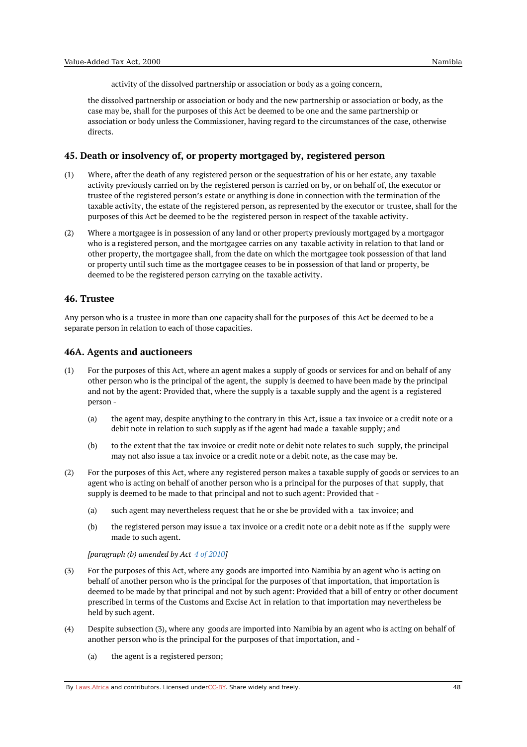activity of the dissolved partnership or association or body as a going concern,

the dissolved partnership or association or body and the new partnership or association or body, as the case may be, shall for the purposes of this Act be deemed to be one and the same partnership or association or body unless the Commissioner, having regard to the circumstances of the case, otherwise directs.

## 45. Death or insolvency of, or property mortgaged by, registered person

(1) Where, after the death of any registered person or the sequestration of his or her estate, any taxable activity previously carried on by the registered person is carried on by, or on behalf of, the executor or trustee of the registered person's estate or anything is done in connection with the termination of the taxable activity, the estate of the registered person, as represented by the executor or trustee, shall for the purposes of this Act be deemed to be the registered person in respect of the taxable activity.

(2) Where a mortgagee is in possession of any land or other property previously mortgaged by a mortgagor who is a registered person, and the mortgagee carries on any taxable activity in relation to that land or other property, the mortgagee shall, from the date on which the mortgagee took possession of that land or property until such time as the mortgagee ceases to be in possession of that land or property, be deemed to be the registered person carrying on the taxable activity.

## 46. Trustee

Any person who is a trustee in more than one capacity shall for the purposes of this Act be deemed to be a separate person in relation to each of those capacities.

## 46A. Agents and auctioneers

(1) For the purposes of this Act, where an agent makes a supply of goods or services for and on behalf of any other person who is the principal of the agent, the supply is deemed to have been made by the principal and not by the agent: Provided that, where the supply is a taxable supply and the agent is a registered person -

   (a) the agent may, despite anything to the contrary in this Act, issue a tax invoice or a credit note or a debit note in relation to such supply as if the agent had made a taxable supply; and

   (b) to the extent that the tax invoice or credit note or debit note relates to such supply, the principal may not also issue a tax invoice or a credit note or a debit note, as the case may be.

(2) For the purposes of this Act, where any registered person makes a taxable supply of goods or services to an agent who is acting on behalf of another person who is a principal for the purposes of that supply, that supply is deemed to be made to that principal and not to such agent: Provided that -

   (a) such agent may nevertheless request that he or she be provided with a tax invoice; and

   (b) the registered person may issue a tax invoice or a credit note or a debit note as if the supply were made to such agent.

   *[paragraph (b) amended by Act 4 of 2010]*

(3) For the purposes of this Act, where any goods are imported into Namibia by an agent who is acting on behalf of another person who is the principal for the purposes of that importation, that importation is deemed to be made by that principal and not by such agent: Provided that a bill of entry or other document prescribed in terms of the Customs and Excise Act in relation to that importation may nevertheless be held by such agent.

(4) Despite subsection (3), where any goods are imported into Namibia by an agent who is acting on behalf of another person who is the principal for the purposes of that importation, and -

   (a) the agent is a registered person;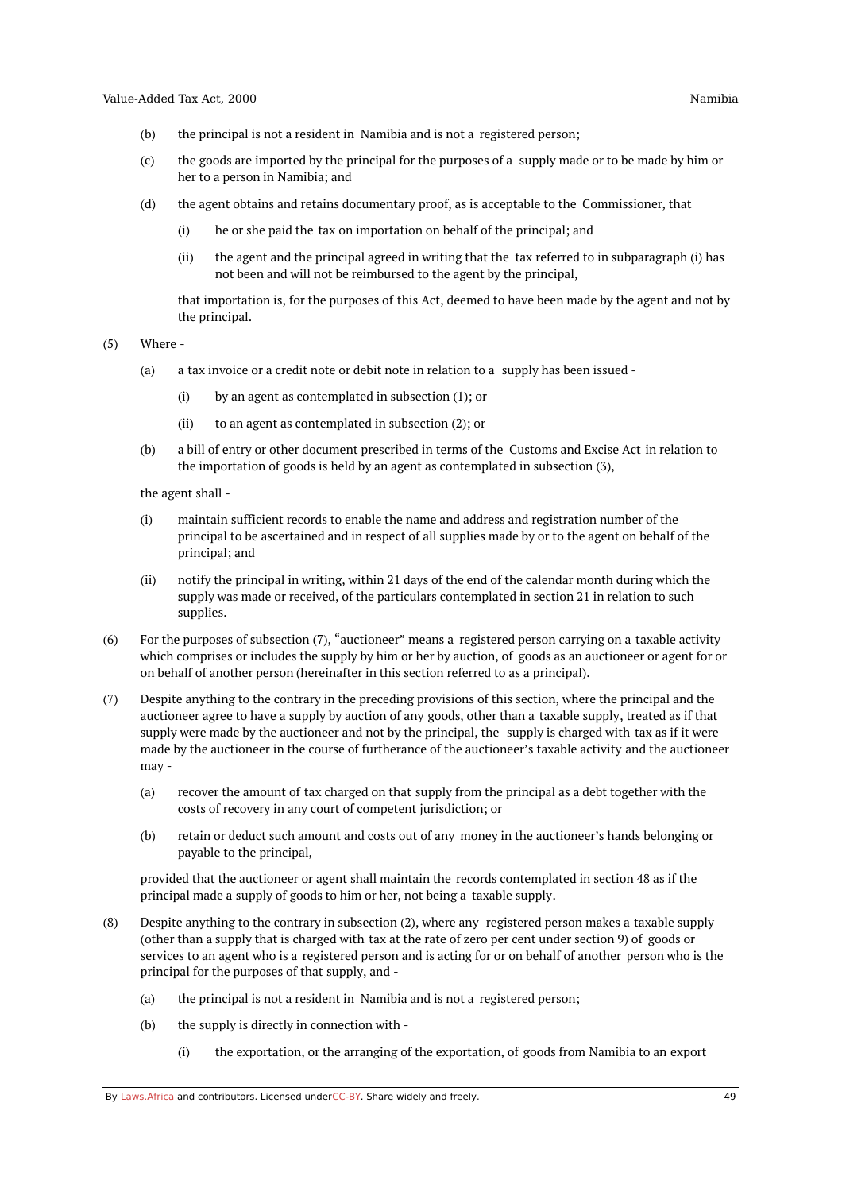(b) the principal is not a resident in Namibia and is not a registered person;

(c) the goods are imported by the principal for the purposes of a supply made or to be made by him or her to a person in Namibia; and

(d) the agent obtains and retains documentary proof, as is acceptable to the Commissioner, that

(i) he or she paid the tax on importation on behalf of the principal; and

(ii) the agent and the principal agreed in writing that the tax referred to in subparagraph (i) has not been and will not be reimbursed to the agent by the principal,

that importation is, for the purposes of this Act, deemed to have been made by the agent and not by the principal.

(5) Where -

(a) a tax invoice or a credit note or debit note in relation to a supply has been issued -

(i) by an agent as contemplated in subsection (1); or

(ii) to an agent as contemplated in subsection (2); or

(b) a bill of entry or other document prescribed in terms of the Customs and Excise Act in relation to the importation of goods is held by an agent as contemplated in subsection (3),

the agent shall -

(i) maintain sufficient records to enable the name and address and registration number of the principal to be ascertained and in respect of all supplies made by or to the agent on behalf of the principal; and

(ii) notify the principal in writing, within 21 days of the end of the calendar month during which the supply was made or received, of the particulars contemplated in section 21 in relation to such supplies.

(6) For the purposes of subsection (7), "auctioneer" means a registered person carrying on a taxable activity which comprises or includes the supply by him or her by auction, of goods as an auctioneer or agent for or on behalf of another person (hereinafter in this section referred to as a principal).

(7) Despite anything to the contrary in the preceding provisions of this section, where the principal and the auctioneer agree to have a supply by auction of any goods, other than a taxable supply, treated as if that supply were made by the auctioneer and not by the principal, the supply is charged with tax as if it were made by the auctioneer in the course of furtherance of the auctioneer's taxable activity and the auctioneer may -

(a) recover the amount of tax charged on that supply from the principal as a debt together with the costs of recovery in any court of competent jurisdiction; or

(b) retain or deduct such amount and costs out of any money in the auctioneer's hands belonging or payable to the principal,

provided that the auctioneer or agent shall maintain the records contemplated in section 48 as if the principal made a supply of goods to him or her, not being a taxable supply.

(8) Despite anything to the contrary in subsection (2), where any registered person makes a taxable supply (other than a supply that is charged with tax at the rate of zero per cent under section 9) of goods or services to an agent who is a registered person and is acting for or on behalf of another person who is the principal for the purposes of that supply, and -

(a) the principal is not a resident in Namibia and is not a registered person;

(b) the supply is directly in connection with -

(i) the exportation, or the arranging of the exportation, of goods from Namibia to an export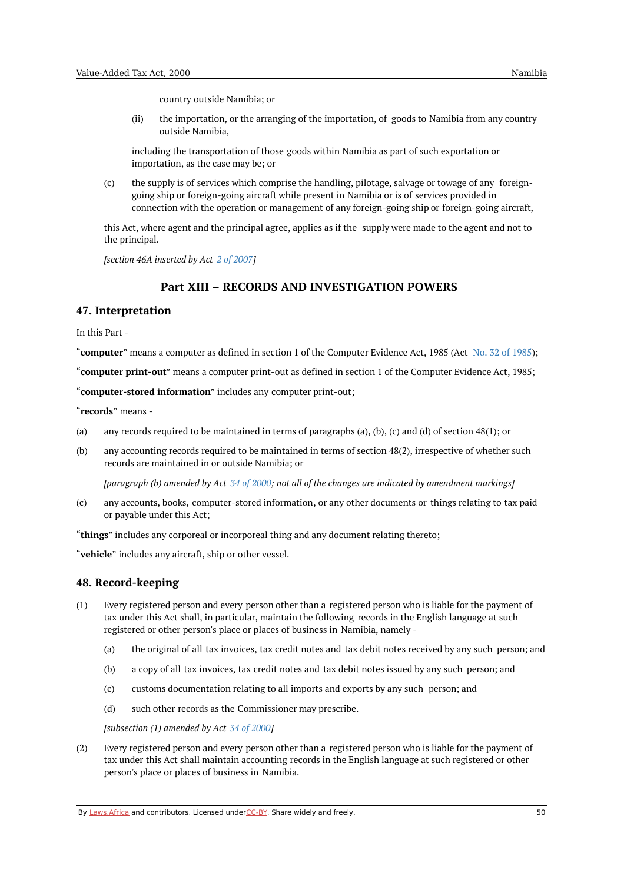country outside Namibia; or

(ii) the importation, or the arranging of the importation, of goods to Namibia from any country outside Namibia,

including the transportation of those goods within Namibia as part of such exportation or importation, as the case may be; or

(c) the supply is of services which comprise the handling, pilotage, salvage or towage of any foreign-going ship or foreign-going aircraft while present in Namibia or is of services provided in connection with the operation or management of any foreign-going ship or foreign-going aircraft,

this Act, where agent and the principal agree, applies as if the supply were made to the agent and not to the principal.

*[section 46A inserted by Act 2 of 2007]*

## Part XIII – RECORDS AND INVESTIGATION POWERS

### 47. Interpretation

In this Part -

"**computer**" means a computer as defined in section 1 of the Computer Evidence Act, 1985 (Act No. 32 of 1985);

"**computer print-out**" means a computer print-out as defined in section 1 of the Computer Evidence Act, 1985;

"**computer-stored information**" includes any computer print-out;

"**records**" means -

(a) any records required to be maintained in terms of paragraphs (a), (b), (c) and (d) of section 48(1); or

(b) any accounting records required to be maintained in terms of section 48(2), irrespective of whether such records are maintained in or outside Namibia; or

*[paragraph (b) amended by Act 34 of 2000; not all of the changes are indicated by amendment markings]*

(c) any accounts, books, computer-stored information, or any other documents or things relating to tax paid or payable under this Act;

"**things**" includes any corporeal or incorporeal thing and any document relating thereto;

"**vehicle**" includes any aircraft, ship or other vessel.

### 48. Record-keeping

(1) Every registered person and every person other than a registered person who is liable for the payment of tax under this Act shall, in particular, maintain the following records in the English language at such registered or other person's place or places of business in Namibia, namely -

(a) the original of all tax invoices, tax credit notes and tax debit notes received by any such person; and

(b) a copy of all tax invoices, tax credit notes and tax debit notes issued by any such person; and

(c) customs documentation relating to all imports and exports by any such person; and

(d) such other records as the Commissioner may prescribe.

*[subsection (1) amended by Act 34 of 2000]*

(2) Every registered person and every person other than a registered person who is liable for the payment of tax under this Act shall maintain accounting records in the English language at such registered or other person's place or places of business in Namibia.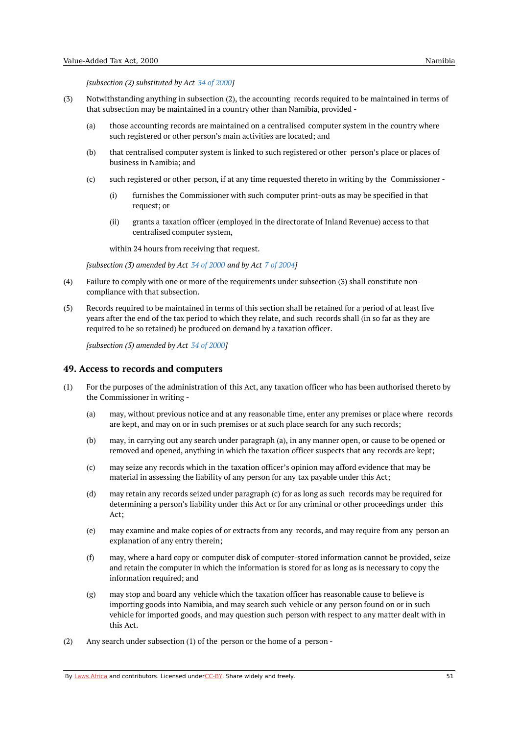*[subsection (2) substituted by Act 34 of 2000]*

(3) Notwithstanding anything in subsection (2), the accounting records required to be maintained in terms of that subsection may be maintained in a country other than Namibia, provided -

(a) those accounting records are maintained on a centralised computer system in the country where such registered or other person's main activities are located; and

(b) that centralised computer system is linked to such registered or other person's place or places of business in Namibia; and

(c) such registered or other person, if at any time requested thereto in writing by the Commissioner -

(i) furnishes the Commissioner with such computer print-outs as may be specified in that request; or

(ii) grants a taxation officer (employed in the directorate of Inland Revenue) access to that centralised computer system,

within 24 hours from receiving that request.

*[subsection (3) amended by Act 34 of 2000 and by Act 7 of 2004]*

(4) Failure to comply with one or more of the requirements under subsection (3) shall constitute non-compliance with that subsection.

(5) Records required to be maintained in terms of this section shall be retained for a period of at least five years after the end of the tax period to which they relate, and such records shall (in so far as they are required to be so retained) be produced on demand by a taxation officer.

*[subsection (5) amended by Act 34 of 2000]*

## 49. Access to records and computers

(1) For the purposes of the administration of this Act, any taxation officer who has been authorised thereto by the Commissioner in writing -

(a) may, without previous notice and at any reasonable time, enter any premises or place where records are kept, and may on or in such premises or at such place search for any such records;

(b) may, in carrying out any search under paragraph (a), in any manner open, or cause to be opened or removed and opened, anything in which the taxation officer suspects that any records are kept;

(c) may seize any records which in the taxation officer's opinion may afford evidence that may be material in assessing the liability of any person for any tax payable under this Act;

(d) may retain any records seized under paragraph (c) for as long as such records may be required for determining a person's liability under this Act or for any criminal or other proceedings under this Act;

(e) may examine and make copies of or extracts from any records, and may require from any person an explanation of any entry therein;

(f) may, where a hard copy or computer disk of computer-stored information cannot be provided, seize and retain the computer in which the information is stored for as long as is necessary to copy the information required; and

(g) may stop and board any vehicle which the taxation officer has reasonable cause to believe is importing goods into Namibia, and may search such vehicle or any person found on or in such vehicle for imported goods, and may question such person with respect to any matter dealt with in this Act.

(2) Any search under subsection (1) of the person or the home of a person -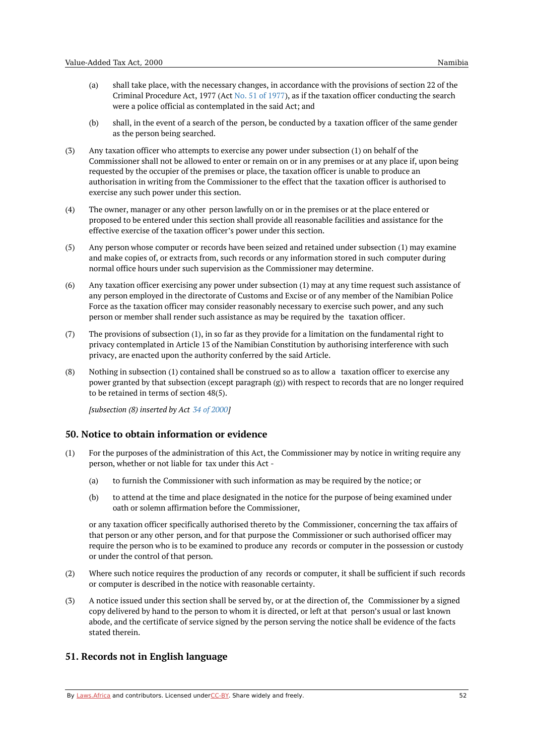(a) shall take place, with the necessary changes, in accordance with the provisions of section 22 of the Criminal Procedure Act, 1977 (Act No. 51 of 1977), as if the taxation officer conducting the search were a police official as contemplated in the said Act; and

(b) shall, in the event of a search of the person, be conducted by a taxation officer of the same gender as the person being searched.

(3) Any taxation officer who attempts to exercise any power under subsection (1) on behalf of the Commissioner shall not be allowed to enter or remain on or in any premises or at any place if, upon being requested by the occupier of the premises or place, the taxation officer is unable to produce an authorisation in writing from the Commissioner to the effect that the taxation officer is authorised to exercise any such power under this section.

(4) The owner, manager or any other person lawfully on or in the premises or at the place entered or proposed to be entered under this section shall provide all reasonable facilities and assistance for the effective exercise of the taxation officer's power under this section.

(5) Any person whose computer or records have been seized and retained under subsection (1) may examine and make copies of, or extracts from, such records or any information stored in such computer during normal office hours under such supervision as the Commissioner may determine.

(6) Any taxation officer exercising any power under subsection (1) may at any time request such assistance of any person employed in the directorate of Customs and Excise or of any member of the Namibian Police Force as the taxation officer may consider reasonably necessary to exercise such power, and any such person or member shall render such assistance as may be required by the taxation officer.

(7) The provisions of subsection (1), in so far as they provide for a limitation on the fundamental right to privacy contemplated in Article 13 of the Namibian Constitution by authorising interference with such privacy, are enacted upon the authority conferred by the said Article.

(8) Nothing in subsection (1) contained shall be construed so as to allow a taxation officer to exercise any power granted by that subsection (except paragraph (g)) with respect to records that are no longer required to be retained in terms of section 48(5).

*[subsection (8) inserted by Act 34 of 2000]*

## 50. Notice to obtain information or evidence

(1) For the purposes of the administration of this Act, the Commissioner may by notice in writing require any person, whether or not liable for tax under this Act -

(a) to furnish the Commissioner with such information as may be required by the notice; or

(b) to attend at the time and place designated in the notice for the purpose of being examined under oath or solemn affirmation before the Commissioner,

or any taxation officer specifically authorised thereto by the Commissioner, concerning the tax affairs of that person or any other person, and for that purpose the Commissioner or such authorised officer may require the person who is to be examined to produce any records or computer in the possession or custody or under the control of that person.

(2) Where such notice requires the production of any records or computer, it shall be sufficient if such records or computer is described in the notice with reasonable certainty.

(3) A notice issued under this section shall be served by, or at the direction of, the Commissioner by a signed copy delivered by hand to the person to whom it is directed, or left at that person's usual or last known abode, and the certificate of service signed by the person serving the notice shall be evidence of the facts stated therein.

## 51. Records not in English language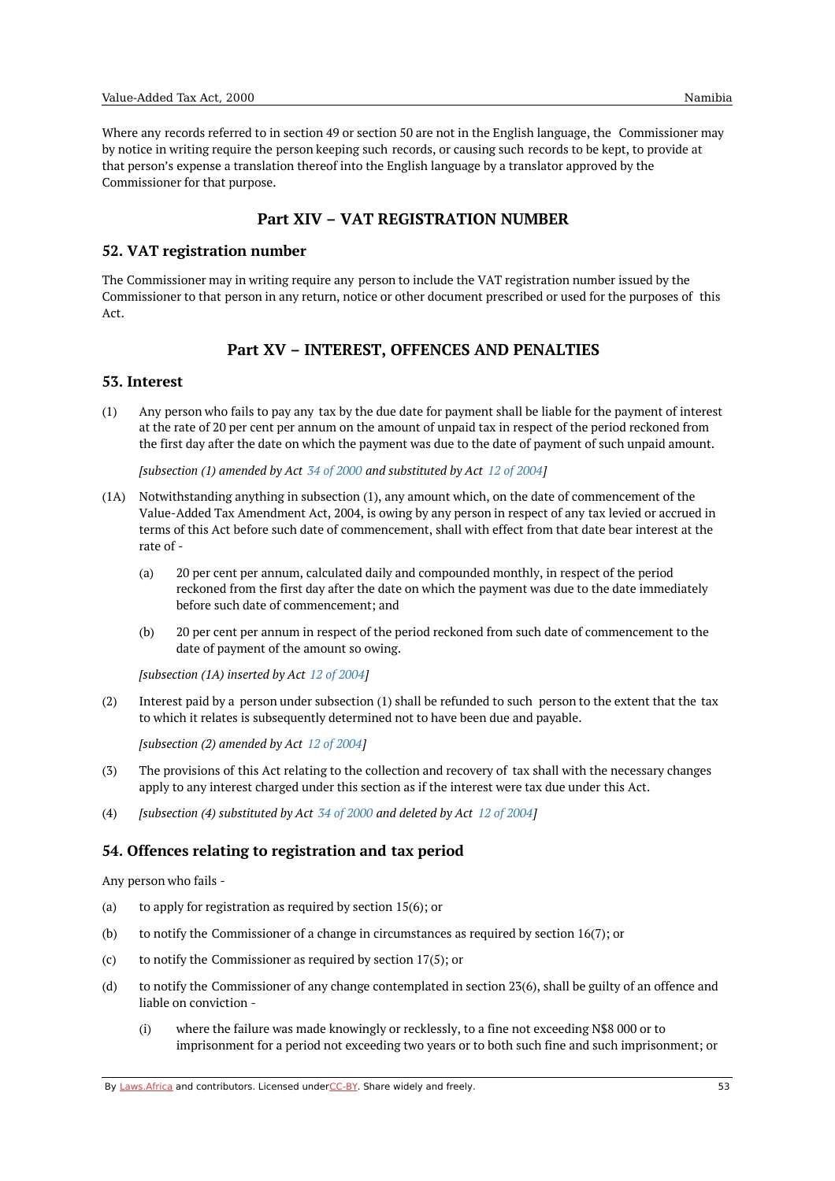Where any records referred to in section 49 or section 50 are not in the English language, the Commissioner may by notice in writing require the person keeping such records, or causing such records to be kept, to provide at that person's expense a translation thereof into the English language by a translator approved by the Commissioner for that purpose.

## Part XIV – VAT REGISTRATION NUMBER

### 52. VAT registration number

The Commissioner may in writing require any person to include the VAT registration number issued by the Commissioner to that person in any return, notice or other document prescribed or used for the purposes of this Act.

## Part XV – INTEREST, OFFENCES AND PENALTIES

### 53. Interest

(1) Any person who fails to pay any tax by the due date for payment shall be liable for the payment of interest at the rate of 20 per cent per annum on the amount of unpaid tax in respect of the period reckoned from the first day after the date on which the payment was due to the date of payment of such unpaid amount.

*[subsection (1) amended by Act 34 of 2000 and substituted by Act 12 of 2004]*

(1A) Notwithstanding anything in subsection (1), any amount which, on the date of commencement of the Value-Added Tax Amendment Act, 2004, is owing by any person in respect of any tax levied or accrued in terms of this Act before such date of commencement, shall with effect from that date bear interest at the rate of -

(a) 20 per cent per annum, calculated daily and compounded monthly, in respect of the period reckoned from the first day after the date on which the payment was due to the date immediately before such date of commencement; and

(b) 20 per cent per annum in respect of the period reckoned from such date of commencement to the date of payment of the amount so owing.

*[subsection (1A) inserted by Act 12 of 2004]*

(2) Interest paid by a person under subsection (1) shall be refunded to such person to the extent that the tax to which it relates is subsequently determined not to have been due and payable.

*[subsection (2) amended by Act 12 of 2004]*

(3) The provisions of this Act relating to the collection and recovery of tax shall with the necessary changes apply to any interest charged under this section as if the interest were tax due under this Act.

(4) *[subsection (4) substituted by Act 34 of 2000 and deleted by Act 12 of 2004]*

### 54. Offences relating to registration and tax period

Any person who fails -

(a) to apply for registration as required by section 15(6); or

(b) to notify the Commissioner of a change in circumstances as required by section 16(7); or

(c) to notify the Commissioner as required by section 17(5); or

(d) to notify the Commissioner of any change contemplated in section 23(6), shall be guilty of an offence and liable on conviction -

(i) where the failure was made knowingly or recklessly, to a fine not exceeding N$8 000 or to imprisonment for a period not exceeding two years or to both such fine and such imprisonment; or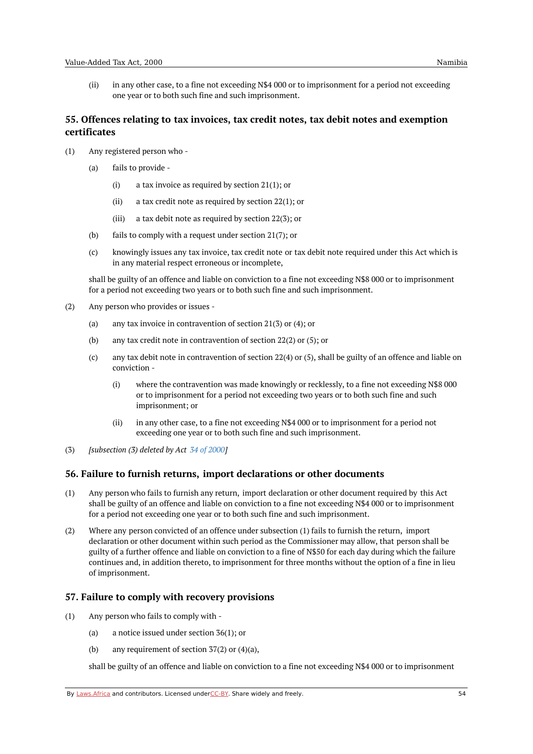(ii) in any other case, to a fine not exceeding N$4 000 or to imprisonment for a period not exceeding one year or to both such fine and such imprisonment.

## 55. Offences relating to tax invoices, tax credit notes, tax debit notes and exemption certificates

(1) Any registered person who -

(a) fails to provide -

(i) a tax invoice as required by section 21(1); or

(ii) a tax credit note as required by section 22(1); or

(iii) a tax debit note as required by section 22(3); or

(b) fails to comply with a request under section 21(7); or

(c) knowingly issues any tax invoice, tax credit note or tax debit note required under this Act which is in any material respect erroneous or incomplete,

shall be guilty of an offence and liable on conviction to a fine not exceeding N$8 000 or to imprisonment for a period not exceeding two years or to both such fine and such imprisonment.

(2) Any person who provides or issues -

(a) any tax invoice in contravention of section 21(3) or (4); or

(b) any tax credit note in contravention of section 22(2) or (5); or

(c) any tax debit note in contravention of section 22(4) or (5), shall be guilty of an offence and liable on conviction -

(i) where the contravention was made knowingly or recklessly, to a fine not exceeding N$8 000 or to imprisonment for a period not exceeding two years or to both such fine and such imprisonment; or

(ii) in any other case, to a fine not exceeding N$4 000 or to imprisonment for a period not exceeding one year or to both such fine and such imprisonment.

(3) *[subsection (3) deleted by Act 34 of 2000]*

## 56. Failure to furnish returns, import declarations or other documents

(1) Any person who fails to furnish any return, import declaration or other document required by this Act shall be guilty of an offence and liable on conviction to a fine not exceeding N$4 000 or to imprisonment for a period not exceeding one year or to both such fine and such imprisonment.

(2) Where any person convicted of an offence under subsection (1) fails to furnish the return, import declaration or other document within such period as the Commissioner may allow, that person shall be guilty of a further offence and liable on conviction to a fine of N$50 for each day during which the failure continues and, in addition thereto, to imprisonment for three months without the option of a fine in lieu of imprisonment.

## 57. Failure to comply with recovery provisions

(1) Any person who fails to comply with -

(a) a notice issued under section 36(1); or

(b) any requirement of section 37(2) or (4)(a),

shall be guilty of an offence and liable on conviction to a fine not exceeding N$4 000 or to imprisonment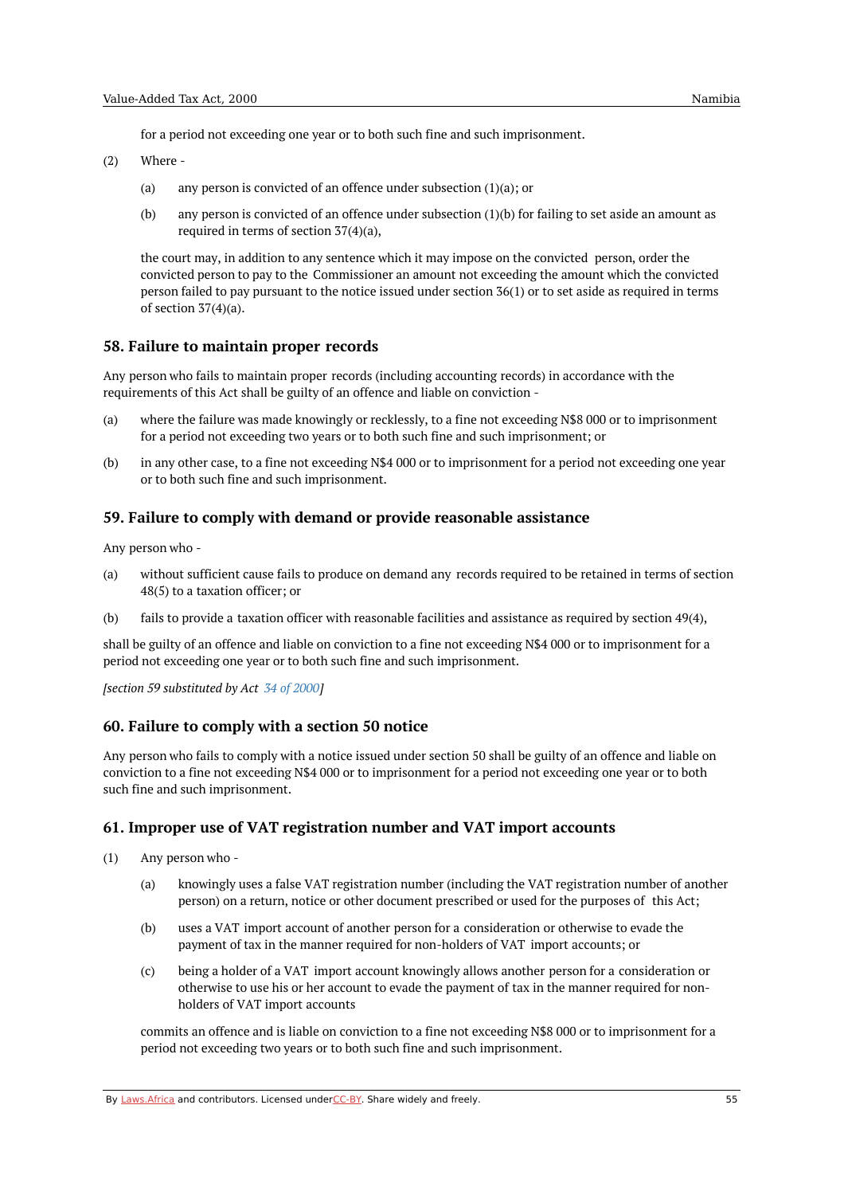for a period not exceeding one year or to both such fine and such imprisonment.

(2) Where -

(a) any person is convicted of an offence under subsection (1)(a); or

(b) any person is convicted of an offence under subsection (1)(b) for failing to set aside an amount as required in terms of section 37(4)(a),

the court may, in addition to any sentence which it may impose on the convicted person, order the convicted person to pay to the Commissioner an amount not exceeding the amount which the convicted person failed to pay pursuant to the notice issued under section 36(1) or to set aside as required in terms of section 37(4)(a).

## 58. Failure to maintain proper records

Any person who fails to maintain proper records (including accounting records) in accordance with the requirements of this Act shall be guilty of an offence and liable on conviction -

(a) where the failure was made knowingly or recklessly, to a fine not exceeding N$8 000 or to imprisonment for a period not exceeding two years or to both such fine and such imprisonment; or

(b) in any other case, to a fine not exceeding N$4 000 or to imprisonment for a period not exceeding one year or to both such fine and such imprisonment.

## 59. Failure to comply with demand or provide reasonable assistance

Any person who -

(a) without sufficient cause fails to produce on demand any records required to be retained in terms of section 48(5) to a taxation officer; or

(b) fails to provide a taxation officer with reasonable facilities and assistance as required by section 49(4),

shall be guilty of an offence and liable on conviction to a fine not exceeding N$4 000 or to imprisonment for a period not exceeding one year or to both such fine and such imprisonment.

*[section 59 substituted by Act 34 of 2000]*

## 60. Failure to comply with a section 50 notice

Any person who fails to comply with a notice issued under section 50 shall be guilty of an offence and liable on conviction to a fine not exceeding N$4 000 or to imprisonment for a period not exceeding one year or to both such fine and such imprisonment.

## 61. Improper use of VAT registration number and VAT import accounts

(1) Any person who -

(a) knowingly uses a false VAT registration number (including the VAT registration number of another person) on a return, notice or other document prescribed or used for the purposes of this Act;

(b) uses a VAT import account of another person for a consideration or otherwise to evade the payment of tax in the manner required for non-holders of VAT import accounts; or

(c) being a holder of a VAT import account knowingly allows another person for a consideration or otherwise to use his or her account to evade the payment of tax in the manner required for non-holders of VAT import accounts

commits an offence and is liable on conviction to a fine not exceeding N$8 000 or to imprisonment for a period not exceeding two years or to both such fine and such imprisonment.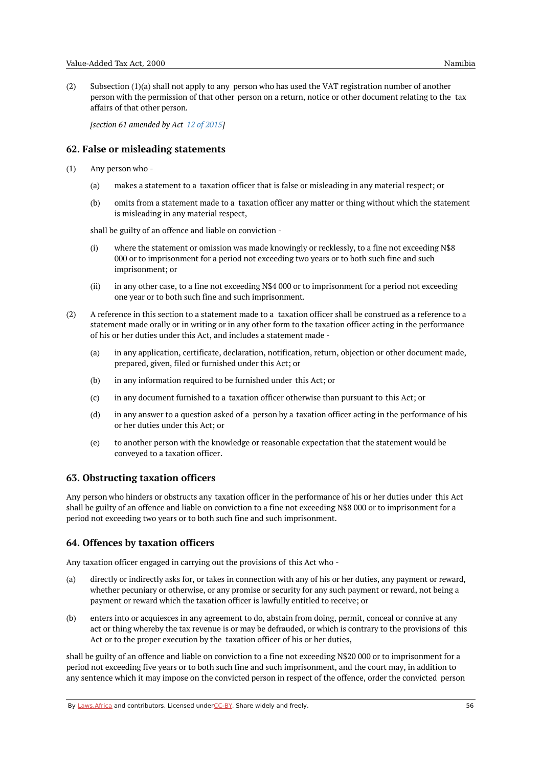(2) Subsection (1)(a) shall not apply to any person who has used the VAT registration number of another person with the permission of that other person on a return, notice or other document relating to the tax affairs of that other person.

*[section 61 amended by Act 12 of 2015]*

## 62. False or misleading statements

(1) Any person who -

(a) makes a statement to a taxation officer that is false or misleading in any material respect; or

(b) omits from a statement made to a taxation officer any matter or thing without which the statement is misleading in any material respect,

shall be guilty of an offence and liable on conviction -

(i) where the statement or omission was made knowingly or recklessly, to a fine not exceeding N$8 000 or to imprisonment for a period not exceeding two years or to both such fine and such imprisonment; or

(ii) in any other case, to a fine not exceeding N$4 000 or to imprisonment for a period not exceeding one year or to both such fine and such imprisonment.

(2) A reference in this section to a statement made to a taxation officer shall be construed as a reference to a statement made orally or in writing or in any other form to the taxation officer acting in the performance of his or her duties under this Act, and includes a statement made -

(a) in any application, certificate, declaration, notification, return, objection or other document made, prepared, given, filed or furnished under this Act; or

(b) in any information required to be furnished under this Act; or

(c) in any document furnished to a taxation officer otherwise than pursuant to this Act; or

(d) in any answer to a question asked of a person by a taxation officer acting in the performance of his or her duties under this Act; or

(e) to another person with the knowledge or reasonable expectation that the statement would be conveyed to a taxation officer.

## 63. Obstructing taxation officers

Any person who hinders or obstructs any taxation officer in the performance of his or her duties under this Act shall be guilty of an offence and liable on conviction to a fine not exceeding N$8 000 or to imprisonment for a period not exceeding two years or to both such fine and such imprisonment.

## 64. Offences by taxation officers

Any taxation officer engaged in carrying out the provisions of this Act who -

(a) directly or indirectly asks for, or takes in connection with any of his or her duties, any payment or reward, whether pecuniary or otherwise, or any promise or security for any such payment or reward, not being a payment or reward which the taxation officer is lawfully entitled to receive; or

(b) enters into or acquiesces in any agreement to do, abstain from doing, permit, conceal or connive at any act or thing whereby the tax revenue is or may be defrauded, or which is contrary to the provisions of this Act or to the proper execution by the taxation officer of his or her duties,

shall be guilty of an offence and liable on conviction to a fine not exceeding N$20 000 or to imprisonment for a period not exceeding five years or to both such fine and such imprisonment, and the court may, in addition to any sentence which it may impose on the convicted person in respect of the offence, order the convicted person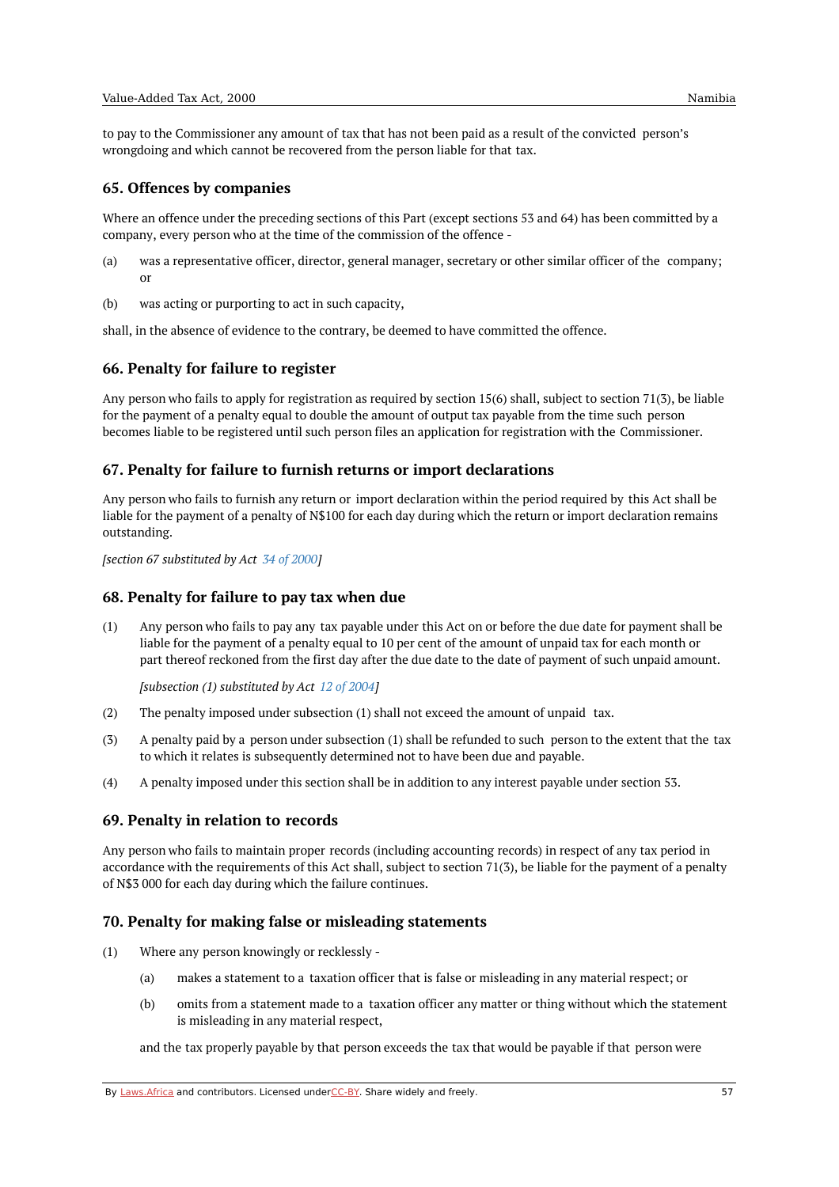to pay to the Commissioner any amount of tax that has not been paid as a result of the convicted person's wrongdoing and which cannot be recovered from the person liable for that tax.

### 65. Offences by companies

Where an offence under the preceding sections of this Part (except sections 53 and 64) has been committed by a company, every person who at the time of the commission of the offence -

(a) was a representative officer, director, general manager, secretary or other similar officer of the company; or

(b) was acting or purporting to act in such capacity,

shall, in the absence of evidence to the contrary, be deemed to have committed the offence.

### 66. Penalty for failure to register

Any person who fails to apply for registration as required by section 15(6) shall, subject to section 71(3), be liable for the payment of a penalty equal to double the amount of output tax payable from the time such person becomes liable to be registered until such person files an application for registration with the Commissioner.

### 67. Penalty for failure to furnish returns or import declarations

Any person who fails to furnish any return or import declaration within the period required by this Act shall be liable for the payment of a penalty of N$100 for each day during which the return or import declaration remains outstanding.

*[section 67 substituted by Act 34 of 2000]*

### 68. Penalty for failure to pay tax when due

(1) Any person who fails to pay any tax payable under this Act on or before the due date for payment shall be liable for the payment of a penalty equal to 10 per cent of the amount of unpaid tax for each month or part thereof reckoned from the first day after the due date to the date of payment of such unpaid amount.

*[subsection (1) substituted by Act 12 of 2004]*

(2) The penalty imposed under subsection (1) shall not exceed the amount of unpaid tax.

(3) A penalty paid by a person under subsection (1) shall be refunded to such person to the extent that the tax to which it relates is subsequently determined not to have been due and payable.

(4) A penalty imposed under this section shall be in addition to any interest payable under section 53.

### 69. Penalty in relation to records

Any person who fails to maintain proper records (including accounting records) in respect of any tax period in accordance with the requirements of this Act shall, subject to section 71(3), be liable for the payment of a penalty of N$3 000 for each day during which the failure continues.

### 70. Penalty for making false or misleading statements

(1) Where any person knowingly or recklessly -

(a) makes a statement to a taxation officer that is false or misleading in any material respect; or

(b) omits from a statement made to a taxation officer any matter or thing without which the statement is misleading in any material respect,

and the tax properly payable by that person exceeds the tax that would be payable if that person were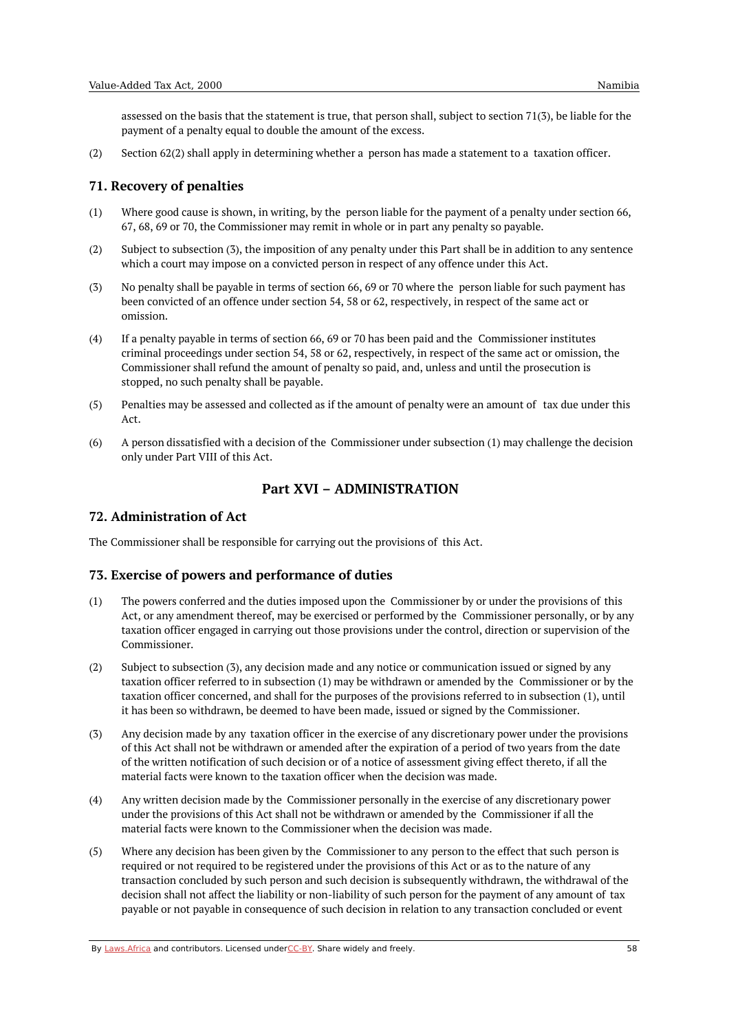assessed on the basis that the statement is true, that person shall, subject to section 71(3), be liable for the payment of a penalty equal to double the amount of the excess.

(2) Section 62(2) shall apply in determining whether a person has made a statement to a taxation officer.

### 71. Recovery of penalties

(1) Where good cause is shown, in writing, by the person liable for the payment of a penalty under section 66, 67, 68, 69 or 70, the Commissioner may remit in whole or in part any penalty so payable.

(2) Subject to subsection (3), the imposition of any penalty under this Part shall be in addition to any sentence which a court may impose on a convicted person in respect of any offence under this Act.

(3) No penalty shall be payable in terms of section 66, 69 or 70 where the person liable for such payment has been convicted of an offence under section 54, 58 or 62, respectively, in respect of the same act or omission.

(4) If a penalty payable in terms of section 66, 69 or 70 has been paid and the Commissioner institutes criminal proceedings under section 54, 58 or 62, respectively, in respect of the same act or omission, the Commissioner shall refund the amount of penalty so paid, and, unless and until the prosecution is stopped, no such penalty shall be payable.

(5) Penalties may be assessed and collected as if the amount of penalty were an amount of tax due under this Act.

(6) A person dissatisfied with a decision of the Commissioner under subsection (1) may challenge the decision only under Part VIII of this Act.

## Part XVI – ADMINISTRATION

### 72. Administration of Act

The Commissioner shall be responsible for carrying out the provisions of this Act.

### 73. Exercise of powers and performance of duties

(1) The powers conferred and the duties imposed upon the Commissioner by or under the provisions of this Act, or any amendment thereof, may be exercised or performed by the Commissioner personally, or by any taxation officer engaged in carrying out those provisions under the control, direction or supervision of the Commissioner.

(2) Subject to subsection (3), any decision made and any notice or communication issued or signed by any taxation officer referred to in subsection (1) may be withdrawn or amended by the Commissioner or by the taxation officer concerned, and shall for the purposes of the provisions referred to in subsection (1), until it has been so withdrawn, be deemed to have been made, issued or signed by the Commissioner.

(3) Any decision made by any taxation officer in the exercise of any discretionary power under the provisions of this Act shall not be withdrawn or amended after the expiration of a period of two years from the date of the written notification of such decision or of a notice of assessment giving effect thereto, if all the material facts were known to the taxation officer when the decision was made.

(4) Any written decision made by the Commissioner personally in the exercise of any discretionary power under the provisions of this Act shall not be withdrawn or amended by the Commissioner if all the material facts were known to the Commissioner when the decision was made.

(5) Where any decision has been given by the Commissioner to any person to the effect that such person is required or not required to be registered under the provisions of this Act or as to the nature of any transaction concluded by such person and such decision is subsequently withdrawn, the withdrawal of the decision shall not affect the liability or non-liability of such person for the payment of any amount of tax payable or not payable in consequence of such decision in relation to any transaction concluded or event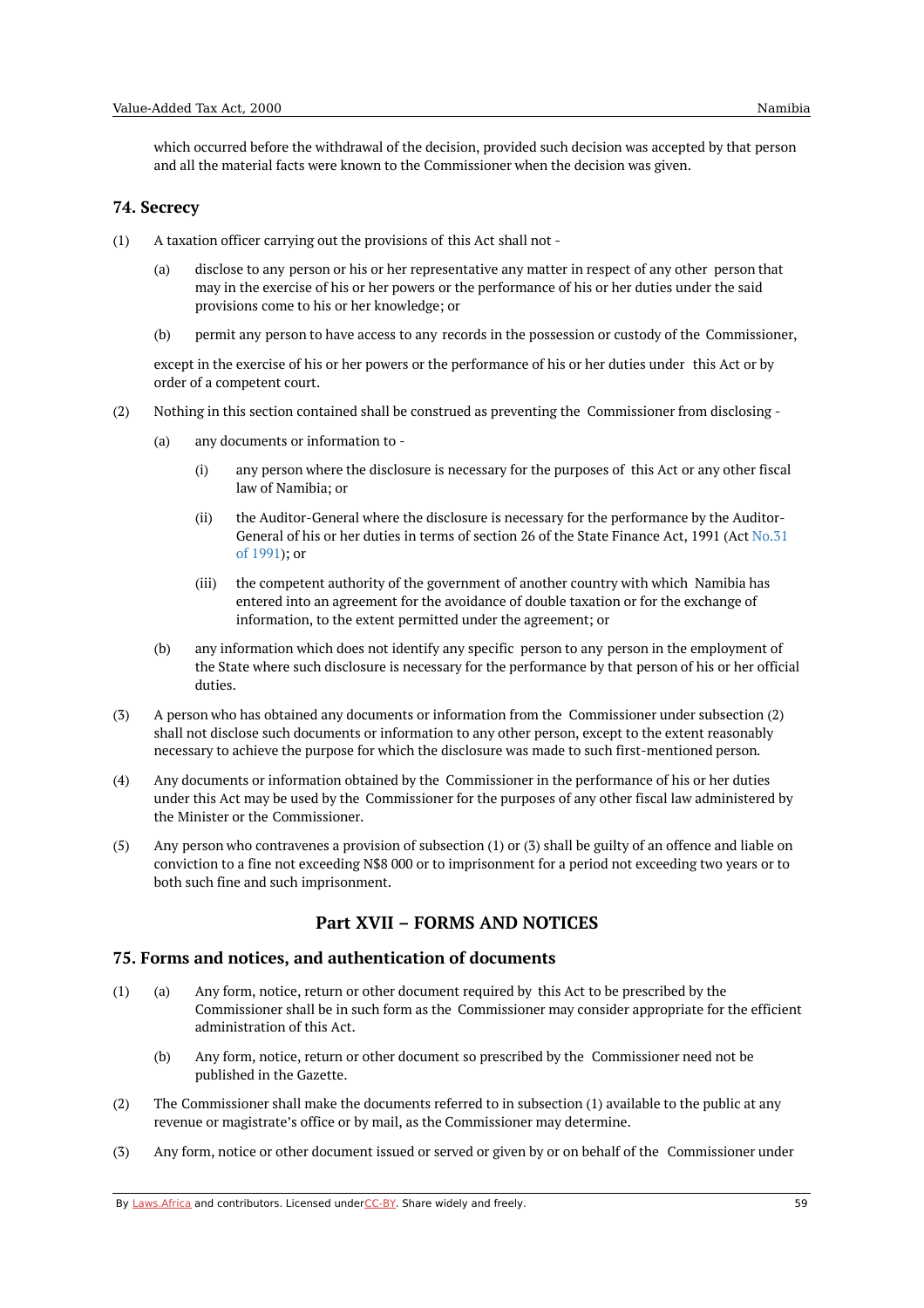which occurred before the withdrawal of the decision, provided such decision was accepted by that person and all the material facts were known to the Commissioner when the decision was given.

## 74. Secrecy

(1) A taxation officer carrying out the provisions of this Act shall not -

(a) disclose to any person or his or her representative any matter in respect of any other person that may in the exercise of his or her powers or the performance of his or her duties under the said provisions come to his or her knowledge; or

(b) permit any person to have access to any records in the possession or custody of the Commissioner,

except in the exercise of his or her powers or the performance of his or her duties under this Act or by order of a competent court.

(2) Nothing in this section contained shall be construed as preventing the Commissioner from disclosing -

(a) any documents or information to -

(i) any person where the disclosure is necessary for the purposes of this Act or any other fiscal law of Namibia; or

(ii) the Auditor-General where the disclosure is necessary for the performance by the Auditor-General of his or her duties in terms of section 26 of the State Finance Act, 1991 (Act No.31 of 1991); or

(iii) the competent authority of the government of another country with which Namibia has entered into an agreement for the avoidance of double taxation or for the exchange of information, to the extent permitted under the agreement; or

(b) any information which does not identify any specific person to any person in the employment of the State where such disclosure is necessary for the performance by that person of his or her official duties.

(3) A person who has obtained any documents or information from the Commissioner under subsection (2) shall not disclose such documents or information to any other person, except to the extent reasonably necessary to achieve the purpose for which the disclosure was made to such first-mentioned person.

(4) Any documents or information obtained by the Commissioner in the performance of his or her duties under this Act may be used by the Commissioner for the purposes of any other fiscal law administered by the Minister or the Commissioner.

(5) Any person who contravenes a provision of subsection (1) or (3) shall be guilty of an offence and liable on conviction to a fine not exceeding N$8 000 or to imprisonment for a period not exceeding two years or to both such fine and such imprisonment.

# Part XVII – FORMS AND NOTICES

## 75. Forms and notices, and authentication of documents

(1) (a) Any form, notice, return or other document required by this Act to be prescribed by the Commissioner shall be in such form as the Commissioner may consider appropriate for the efficient administration of this Act.

(b) Any form, notice, return or other document so prescribed by the Commissioner need not be published in the Gazette.

(2) The Commissioner shall make the documents referred to in subsection (1) available to the public at any revenue or magistrate's office or by mail, as the Commissioner may determine.

(3) Any form, notice or other document issued or served or given by or on behalf of the Commissioner under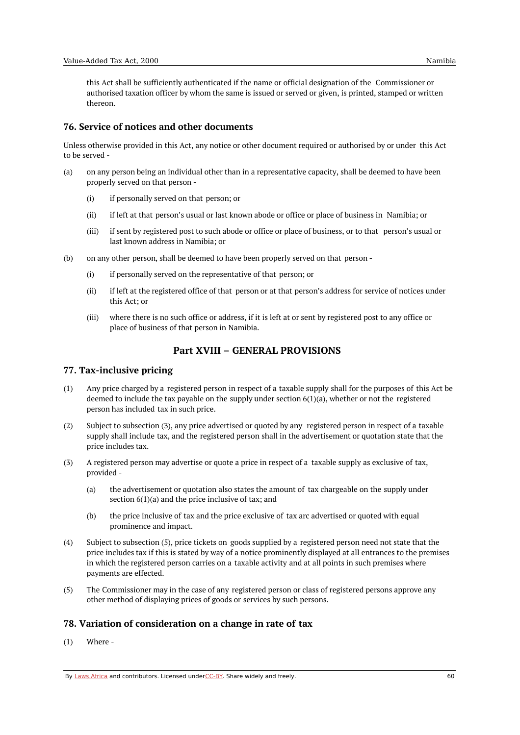this Act shall be sufficiently authenticated if the name or official designation of the Commissioner or authorised taxation officer by whom the same is issued or served or given, is printed, stamped or written thereon.

## 76. Service of notices and other documents

Unless otherwise provided in this Act, any notice or other document required or authorised by or under this Act to be served -

(a) on any person being an individual other than in a representative capacity, shall be deemed to have been properly served on that person -

  (i) if personally served on that person; or

  (ii) if left at that person's usual or last known abode or office or place of business in Namibia; or

  (iii) if sent by registered post to such abode or office or place of business, or to that person's usual or last known address in Namibia; or

(b) on any other person, shall be deemed to have been properly served on that person -

  (i) if personally served on the representative of that person; or

  (ii) if left at the registered office of that person or at that person's address for service of notices under this Act; or

  (iii) where there is no such office or address, if it is left at or sent by registered post to any office or place of business of that person in Namibia.

# Part XVIII – GENERAL PROVISIONS

## 77. Tax-inclusive pricing

(1) Any price charged by a registered person in respect of a taxable supply shall for the purposes of this Act be deemed to include the tax payable on the supply under section 6(1)(a), whether or not the registered person has included tax in such price.

(2) Subject to subsection (3), any price advertised or quoted by any registered person in respect of a taxable supply shall include tax, and the registered person shall in the advertisement or quotation state that the price includes tax.

(3) A registered person may advertise or quote a price in respect of a taxable supply as exclusive of tax, provided -

  (a) the advertisement or quotation also states the amount of tax chargeable on the supply under section 6(1)(a) and the price inclusive of tax; and

  (b) the price inclusive of tax and the price exclusive of tax arc advertised or quoted with equal prominence and impact.

(4) Subject to subsection (5), price tickets on goods supplied by a registered person need not state that the price includes tax if this is stated by way of a notice prominently displayed at all entrances to the premises in which the registered person carries on a taxable activity and at all points in such premises where payments are effected.

(5) The Commissioner may in the case of any registered person or class of registered persons approve any other method of displaying prices of goods or services by such persons.

## 78. Variation of consideration on a change in rate of tax

(1) Where -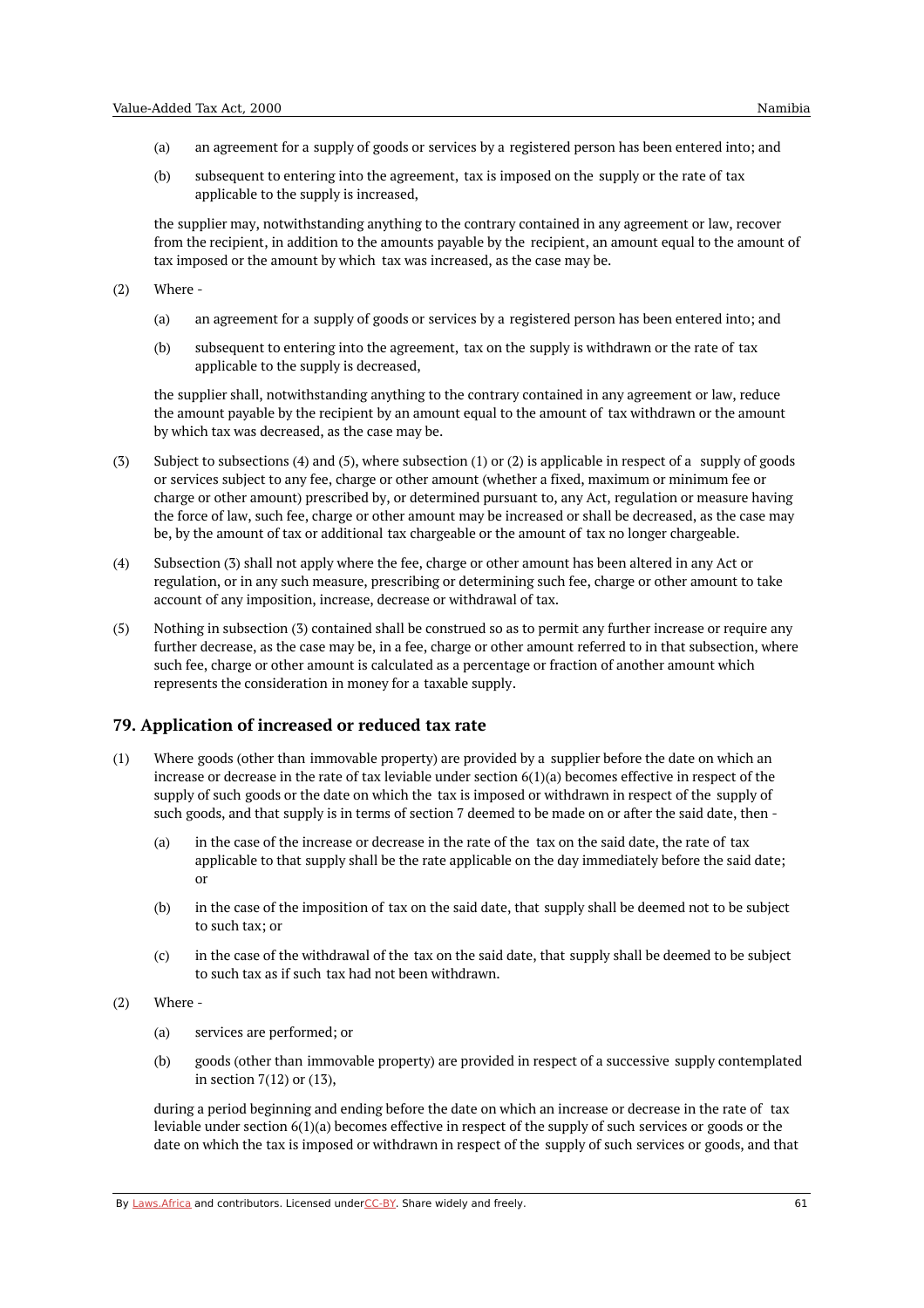(a) an agreement for a supply of goods or services by a registered person has been entered into; and

(b) subsequent to entering into the agreement, tax is imposed on the supply or the rate of tax applicable to the supply is increased,

the supplier may, notwithstanding anything to the contrary contained in any agreement or law, recover from the recipient, in addition to the amounts payable by the recipient, an amount equal to the amount of tax imposed or the amount by which tax was increased, as the case may be.

(2) Where -

(a) an agreement for a supply of goods or services by a registered person has been entered into; and

(b) subsequent to entering into the agreement, tax on the supply is withdrawn or the rate of tax applicable to the supply is decreased,

the supplier shall, notwithstanding anything to the contrary contained in any agreement or law, reduce the amount payable by the recipient by an amount equal to the amount of tax withdrawn or the amount by which tax was decreased, as the case may be.

(3) Subject to subsections (4) and (5), where subsection (1) or (2) is applicable in respect of a supply of goods or services subject to any fee, charge or other amount (whether a fixed, maximum or minimum fee or charge or other amount) prescribed by, or determined pursuant to, any Act, regulation or measure having the force of law, such fee, charge or other amount may be increased or shall be decreased, as the case may be, by the amount of tax or additional tax chargeable or the amount of tax no longer chargeable.

(4) Subsection (3) shall not apply where the fee, charge or other amount has been altered in any Act or regulation, or in any such measure, prescribing or determining such fee, charge or other amount to take account of any imposition, increase, decrease or withdrawal of tax.

(5) Nothing in subsection (3) contained shall be construed so as to permit any further increase or require any further decrease, as the case may be, in a fee, charge or other amount referred to in that subsection, where such fee, charge or other amount is calculated as a percentage or fraction of another amount which represents the consideration in money for a taxable supply.

## 79. Application of increased or reduced tax rate

(1) Where goods (other than immovable property) are provided by a supplier before the date on which an increase or decrease in the rate of tax leviable under section 6(1)(a) becomes effective in respect of the supply of such goods or the date on which the tax is imposed or withdrawn in respect of the supply of such goods, and that supply is in terms of section 7 deemed to be made on or after the said date, then -

(a) in the case of the increase or decrease in the rate of the tax on the said date, the rate of tax applicable to that supply shall be the rate applicable on the day immediately before the said date; or

(b) in the case of the imposition of tax on the said date, that supply shall be deemed not to be subject to such tax; or

(c) in the case of the withdrawal of the tax on the said date, that supply shall be deemed to be subject to such tax as if such tax had not been withdrawn.

(2) Where -

(a) services are performed; or

(b) goods (other than immovable property) are provided in respect of a successive supply contemplated in section 7(12) or (13),

during a period beginning and ending before the date on which an increase or decrease in the rate of tax leviable under section 6(1)(a) becomes effective in respect of the supply of such services or goods or the date on which the tax is imposed or withdrawn in respect of the supply of such services or goods, and that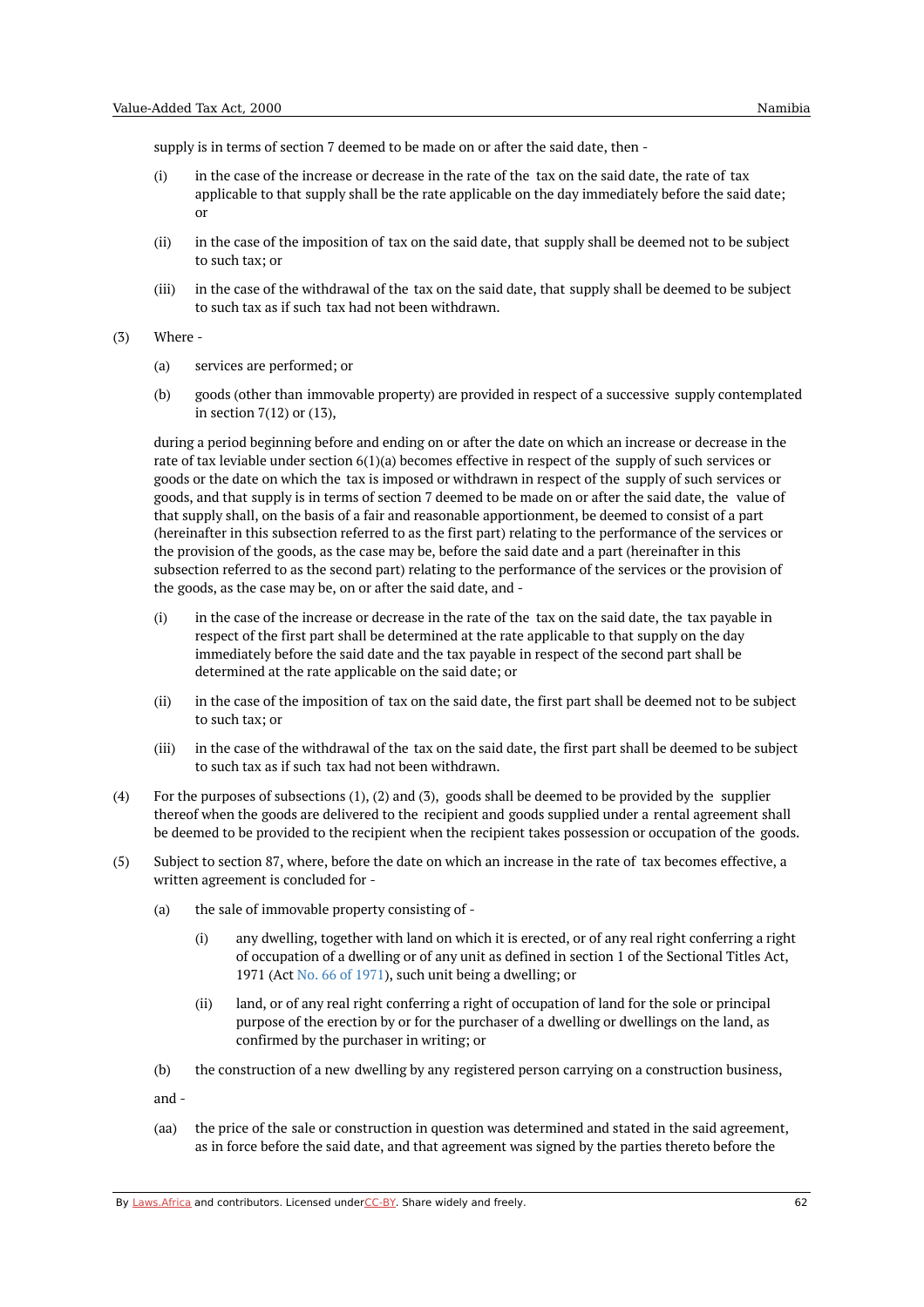supply is in terms of section 7 deemed to be made on or after the said date, then -

(i) in the case of the increase or decrease in the rate of the tax on the said date, the rate of tax applicable to that supply shall be the rate applicable on the day immediately before the said date; or

(ii) in the case of the imposition of tax on the said date, that supply shall be deemed not to be subject to such tax; or

(iii) in the case of the withdrawal of the tax on the said date, that supply shall be deemed to be subject to such tax as if such tax had not been withdrawn.

(3) Where -

(a) services are performed; or

(b) goods (other than immovable property) are provided in respect of a successive supply contemplated in section 7(12) or (13),

during a period beginning before and ending on or after the date on which an increase or decrease in the rate of tax leviable under section 6(1)(a) becomes effective in respect of the supply of such services or goods or the date on which the tax is imposed or withdrawn in respect of the supply of such services or goods, and that supply is in terms of section 7 deemed to be made on or after the said date, the value of that supply shall, on the basis of a fair and reasonable apportionment, be deemed to consist of a part (hereinafter in this subsection referred to as the first part) relating to the performance of the services or the provision of the goods, as the case may be, before the said date and a part (hereinafter in this subsection referred to as the second part) relating to the performance of the services or the provision of the goods, as the case may be, on or after the said date, and -

(i) in the case of the increase or decrease in the rate of the tax on the said date, the tax payable in respect of the first part shall be determined at the rate applicable to that supply on the day immediately before the said date and the tax payable in respect of the second part shall be determined at the rate applicable on the said date; or

(ii) in the case of the imposition of tax on the said date, the first part shall be deemed not to be subject to such tax; or

(iii) in the case of the withdrawal of the tax on the said date, the first part shall be deemed to be subject to such tax as if such tax had not been withdrawn.

(4) For the purposes of subsections (1), (2) and (3), goods shall be deemed to be provided by the supplier thereof when the goods are delivered to the recipient and goods supplied under a rental agreement shall be deemed to be provided to the recipient when the recipient takes possession or occupation of the goods.

(5) Subject to section 87, where, before the date on which an increase in the rate of tax becomes effective, a written agreement is concluded for -

(a) the sale of immovable property consisting of -

(i) any dwelling, together with land on which it is erected, or of any real right conferring a right of occupation of a dwelling or of any unit as defined in section 1 of the Sectional Titles Act, 1971 (Act No. 66 of 1971), such unit being a dwelling; or

(ii) land, or of any real right conferring a right of occupation of land for the sole or principal purpose of the erection by or for the purchaser of a dwelling or dwellings on the land, as confirmed by the purchaser in writing; or

(b) the construction of a new dwelling by any registered person carrying on a construction business,

and -

(aa) the price of the sale or construction in question was determined and stated in the said agreement, as in force before the said date, and that agreement was signed by the parties thereto before the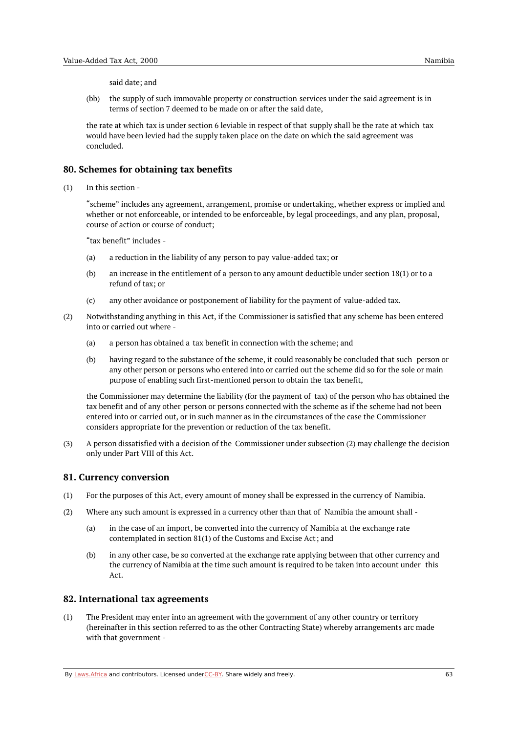said date; and

(bb) the supply of such immovable property or construction services under the said agreement is in terms of section 7 deemed to be made on or after the said date,

the rate at which tax is under section 6 leviable in respect of that supply shall be the rate at which tax would have been levied had the supply taken place on the date on which the said agreement was concluded.

## 80. Schemes for obtaining tax benefits

(1) In this section -

"scheme" includes any agreement, arrangement, promise or undertaking, whether express or implied and whether or not enforceable, or intended to be enforceable, by legal proceedings, and any plan, proposal, course of action or course of conduct;

"tax benefit" includes -

(a) a reduction in the liability of any person to pay value-added tax; or

(b) an increase in the entitlement of a person to any amount deductible under section 18(1) or to a refund of tax; or

(c) any other avoidance or postponement of liability for the payment of value-added tax.

(2) Notwithstanding anything in this Act, if the Commissioner is satisfied that any scheme has been entered into or carried out where -

(a) a person has obtained a tax benefit in connection with the scheme; and

(b) having regard to the substance of the scheme, it could reasonably be concluded that such person or any other person or persons who entered into or carried out the scheme did so for the sole or main purpose of enabling such first-mentioned person to obtain the tax benefit,

the Commissioner may determine the liability (for the payment of tax) of the person who has obtained the tax benefit and of any other person or persons connected with the scheme as if the scheme had not been entered into or carried out, or in such manner as in the circumstances of the case the Commissioner considers appropriate for the prevention or reduction of the tax benefit.

(3) A person dissatisfied with a decision of the Commissioner under subsection (2) may challenge the decision only under Part VIII of this Act.

## 81. Currency conversion

(1) For the purposes of this Act, every amount of money shall be expressed in the currency of Namibia.

(2) Where any such amount is expressed in a currency other than that of Namibia the amount shall -

(a) in the case of an import, be converted into the currency of Namibia at the exchange rate contemplated in section 81(1) of the Customs and Excise Act; and

(b) in any other case, be so converted at the exchange rate applying between that other currency and the currency of Namibia at the time such amount is required to be taken into account under this Act.

## 82. International tax agreements

(1) The President may enter into an agreement with the government of any other country or territory (hereinafter in this section referred to as the other Contracting State) whereby arrangements arc made with that government -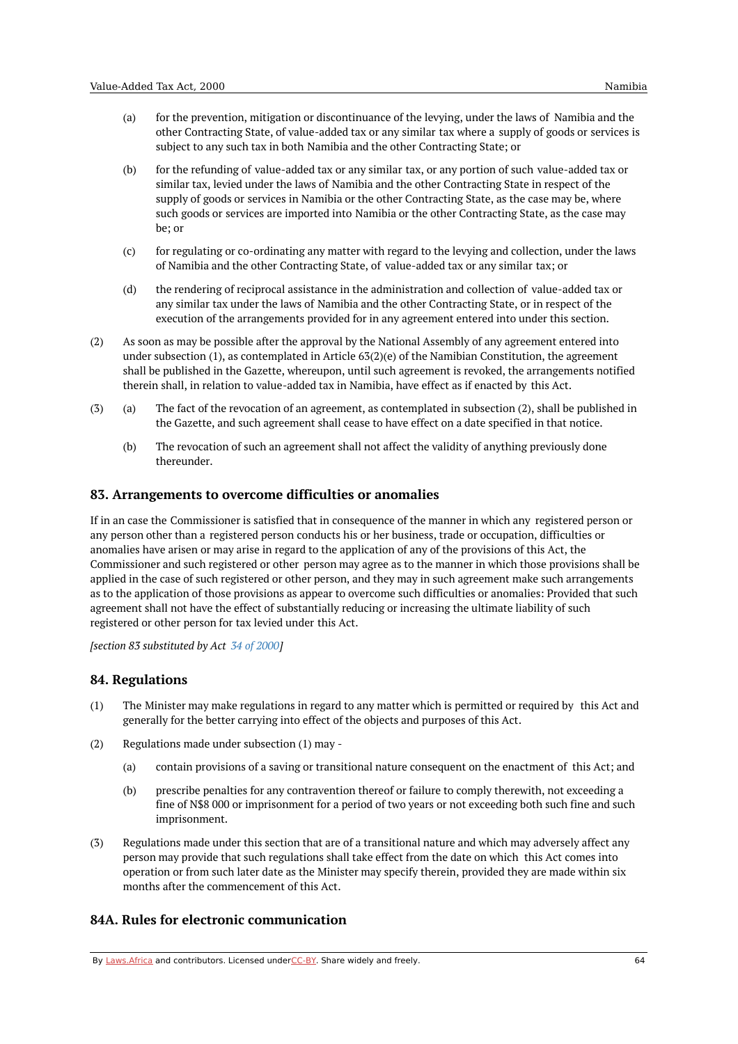(a) for the prevention, mitigation or discontinuance of the levying, under the laws of Namibia and the other Contracting State, of value-added tax or any similar tax where a supply of goods or services is subject to any such tax in both Namibia and the other Contracting State; or

(b) for the refunding of value-added tax or any similar tax, or any portion of such value-added tax or similar tax, levied under the laws of Namibia and the other Contracting State in respect of the supply of goods or services in Namibia or the other Contracting State, as the case may be, where such goods or services are imported into Namibia or the other Contracting State, as the case may be; or

(c) for regulating or co-ordinating any matter with regard to the levying and collection, under the laws of Namibia and the other Contracting State, of value-added tax or any similar tax; or

(d) the rendering of reciprocal assistance in the administration and collection of value-added tax or any similar tax under the laws of Namibia and the other Contracting State, or in respect of the execution of the arrangements provided for in any agreement entered into under this section.

(2) As soon as may be possible after the approval by the National Assembly of any agreement entered into under subsection (1), as contemplated in Article 63(2)(e) of the Namibian Constitution, the agreement shall be published in the Gazette, whereupon, until such agreement is revoked, the arrangements notified therein shall, in relation to value-added tax in Namibia, have effect as if enacted by this Act.

(3) (a) The fact of the revocation of an agreement, as contemplated in subsection (2), shall be published in the Gazette, and such agreement shall cease to have effect on a date specified in that notice.

(b) The revocation of such an agreement shall not affect the validity of anything previously done thereunder.

### 83. Arrangements to overcome difficulties or anomalies

If in an case the Commissioner is satisfied that in consequence of the manner in which any registered person or any person other than a registered person conducts his or her business, trade or occupation, difficulties or anomalies have arisen or may arise in regard to the application of any of the provisions of this Act, the Commissioner and such registered or other person may agree as to the manner in which those provisions shall be applied in the case of such registered or other person, and they may in such agreement make such arrangements as to the application of those provisions as appear to overcome such difficulties or anomalies: Provided that such agreement shall not have the effect of substantially reducing or increasing the ultimate liability of such registered or other person for tax levied under this Act.

*[section 83 substituted by Act 34 of 2000]*

### 84. Regulations

(1) The Minister may make regulations in regard to any matter which is permitted or required by this Act and generally for the better carrying into effect of the objects and purposes of this Act.

(2) Regulations made under subsection (1) may -

(a) contain provisions of a saving or transitional nature consequent on the enactment of this Act; and

(b) prescribe penalties for any contravention thereof or failure to comply therewith, not exceeding a fine of N$8 000 or imprisonment for a period of two years or not exceeding both such fine and such imprisonment.

(3) Regulations made under this section that are of a transitional nature and which may adversely affect any person may provide that such regulations shall take effect from the date on which this Act comes into operation or from such later date as the Minister may specify therein, provided they are made within six months after the commencement of this Act.

### 84A. Rules for electronic communication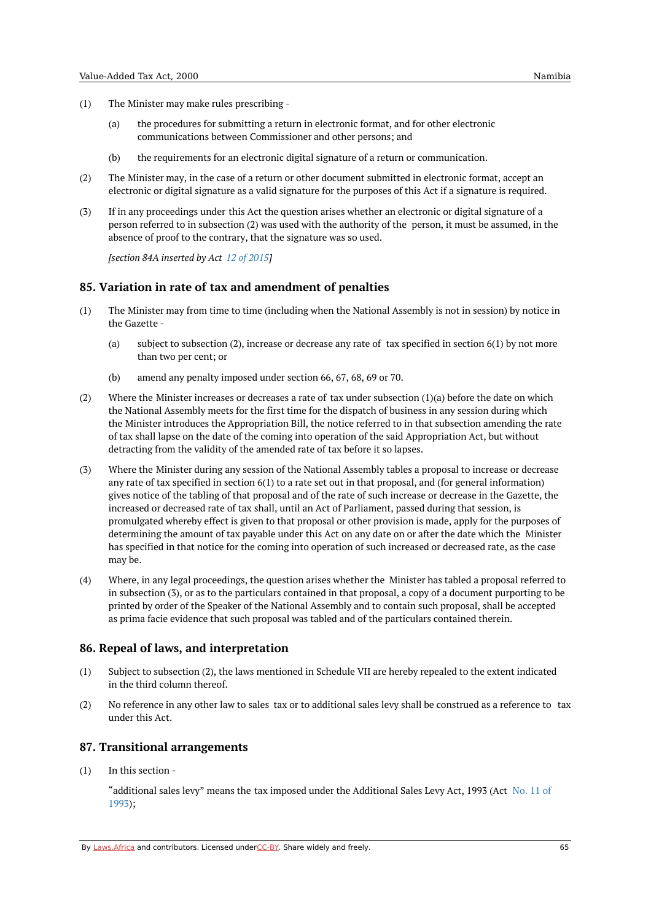(1) The Minister may make rules prescribing -

(a) the procedures for submitting a return in electronic format, and for other electronic communications between Commissioner and other persons; and

(b) the requirements for an electronic digital signature of a return or communication.

(2) The Minister may, in the case of a return or other document submitted in electronic format, accept an electronic or digital signature as a valid signature for the purposes of this Act if a signature is required.

(3) If in any proceedings under this Act the question arises whether an electronic or digital signature of a person referred to in subsection (2) was used with the authority of the person, it must be assumed, in the absence of proof to the contrary, that the signature was so used.

*[section 84A inserted by Act 12 of 2015]*

## 85. Variation in rate of tax and amendment of penalties

(1) The Minister may from time to time (including when the National Assembly is not in session) by notice in the Gazette -

(a) subject to subsection (2), increase or decrease any rate of tax specified in section 6(1) by not more than two per cent; or

(b) amend any penalty imposed under section 66, 67, 68, 69 or 70.

(2) Where the Minister increases or decreases a rate of tax under subsection (1)(a) before the date on which the National Assembly meets for the first time for the dispatch of business in any session during which the Minister introduces the Appropriation Bill, the notice referred to in that subsection amending the rate of tax shall lapse on the date of the coming into operation of the said Appropriation Act, but without detracting from the validity of the amended rate of tax before it so lapses.

(3) Where the Minister during any session of the National Assembly tables a proposal to increase or decrease any rate of tax specified in section 6(1) to a rate set out in that proposal, and (for general information) gives notice of the tabling of that proposal and of the rate of such increase or decrease in the Gazette, the increased or decreased rate of tax shall, until an Act of Parliament, passed during that session, is promulgated whereby effect is given to that proposal or other provision is made, apply for the purposes of determining the amount of tax payable under this Act on any date on or after the date which the Minister has specified in that notice for the coming into operation of such increased or decreased rate, as the case may be.

(4) Where, in any legal proceedings, the question arises whether the Minister has tabled a proposal referred to in subsection (3), or as to the particulars contained in that proposal, a copy of a document purporting to be printed by order of the Speaker of the National Assembly and to contain such proposal, shall be accepted as prima facie evidence that such proposal was tabled and of the particulars contained therein.

## 86. Repeal of laws, and interpretation

(1) Subject to subsection (2), the laws mentioned in Schedule VII are hereby repealed to the extent indicated in the third column thereof.

(2) No reference in any other law to sales tax or to additional sales levy shall be construed as a reference to tax under this Act.

## 87. Transitional arrangements

(1) In this section -

"additional sales levy" means the tax imposed under the Additional Sales Levy Act, 1993 (Act No. 11 of 1993);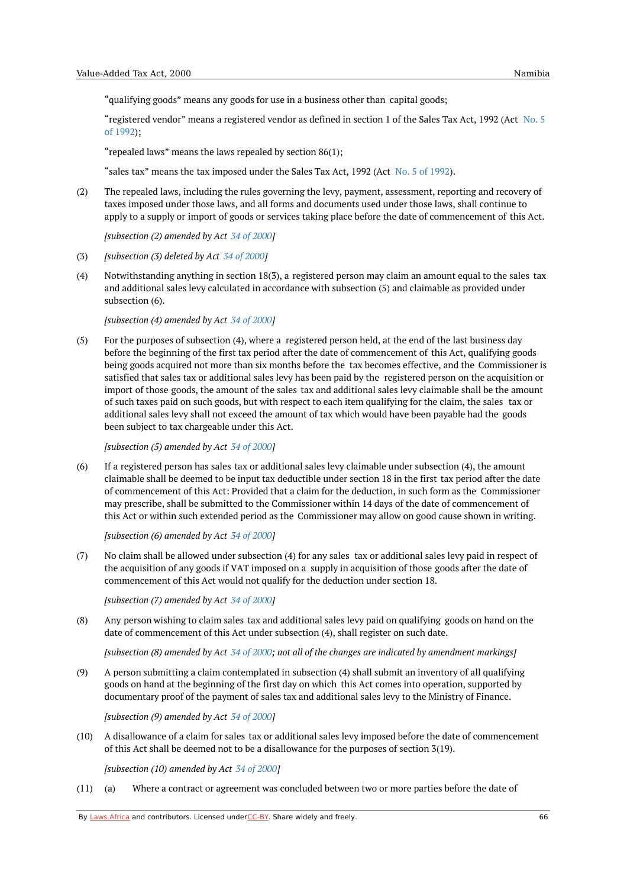"qualifying goods" means any goods for use in a business other than capital goods;

"registered vendor" means a registered vendor as defined in section 1 of the Sales Tax Act, 1992 (Act No. 5 of 1992);

"repealed laws" means the laws repealed by section 86(1);

"sales tax" means the tax imposed under the Sales Tax Act, 1992 (Act No. 5 of 1992).

(2) The repealed laws, including the rules governing the levy, payment, assessment, reporting and recovery of taxes imposed under those laws, and all forms and documents used under those laws, shall continue to apply to a supply or import of goods or services taking place before the date of commencement of this Act.

*[subsection (2) amended by Act 34 of 2000]*

(3) *[subsection (3) deleted by Act 34 of 2000]*

(4) Notwithstanding anything in section 18(3), a registered person may claim an amount equal to the sales tax and additional sales levy calculated in accordance with subsection (5) and claimable as provided under subsection (6).

*[subsection (4) amended by Act 34 of 2000]*

(5) For the purposes of subsection (4), where a registered person held, at the end of the last business day before the beginning of the first tax period after the date of commencement of this Act, qualifying goods being goods acquired not more than six months before the tax becomes effective, and the Commissioner is satisfied that sales tax or additional sales levy has been paid by the registered person on the acquisition or import of those goods, the amount of the sales tax and additional sales levy claimable shall be the amount of such taxes paid on such goods, but with respect to each item qualifying for the claim, the sales tax or additional sales levy shall not exceed the amount of tax which would have been payable had the goods been subject to tax chargeable under this Act.

*[subsection (5) amended by Act 34 of 2000]*

(6) If a registered person has sales tax or additional sales levy claimable under subsection (4), the amount claimable shall be deemed to be input tax deductible under section 18 in the first tax period after the date of commencement of this Act: Provided that a claim for the deduction, in such form as the Commissioner may prescribe, shall be submitted to the Commissioner within 14 days of the date of commencement of this Act or within such extended period as the Commissioner may allow on good cause shown in writing.

*[subsection (6) amended by Act 34 of 2000]*

(7) No claim shall be allowed under subsection (4) for any sales tax or additional sales levy paid in respect of the acquisition of any goods if VAT imposed on a supply in acquisition of those goods after the date of commencement of this Act would not qualify for the deduction under section 18.

*[subsection (7) amended by Act 34 of 2000]*

(8) Any person wishing to claim sales tax and additional sales levy paid on qualifying goods on hand on the date of commencement of this Act under subsection (4), shall register on such date.

*[subsection (8) amended by Act 34 of 2000; not all of the changes are indicated by amendment markings]*

(9) A person submitting a claim contemplated in subsection (4) shall submit an inventory of all qualifying goods on hand at the beginning of the first day on which this Act comes into operation, supported by documentary proof of the payment of sales tax and additional sales levy to the Ministry of Finance.

*[subsection (9) amended by Act 34 of 2000]*

(10) A disallowance of a claim for sales tax or additional sales levy imposed before the date of commencement of this Act shall be deemed not to be a disallowance for the purposes of section 3(19).

*[subsection (10) amended by Act 34 of 2000]*

(11) (a) Where a contract or agreement was concluded between two or more parties before the date of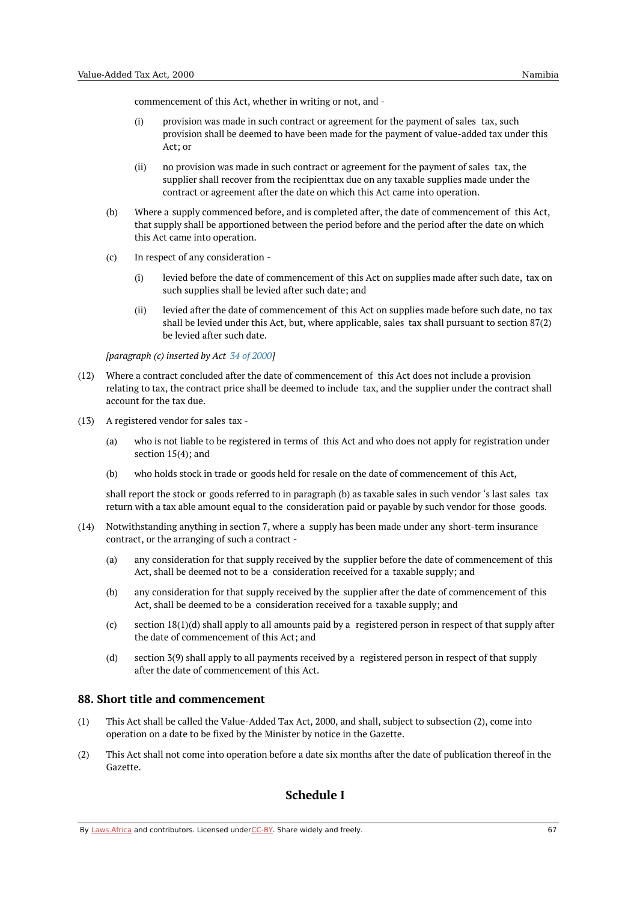commencement of this Act, whether in writing or not, and -

(i) provision was made in such contract or agreement for the payment of sales tax, such provision shall be deemed to have been made for the payment of value-added tax under this Act; or

(ii) no provision was made in such contract or agreement for the payment of sales tax, the supplier shall recover from the recipienttax due on any taxable supplies made under the contract or agreement after the date on which this Act came into operation.

(b) Where a supply commenced before, and is completed after, the date of commencement of this Act, that supply shall be apportioned between the period before and the period after the date on which this Act came into operation.

(c) In respect of any consideration -

(i) levied before the date of commencement of this Act on supplies made after such date, tax on such supplies shall be levied after such date; and

(ii) levied after the date of commencement of this Act on supplies made before such date, no tax shall be levied under this Act, but, where applicable, sales tax shall pursuant to section 87(2) be levied after such date.

*[paragraph (c) inserted by Act 34 of 2000]*

(12) Where a contract concluded after the date of commencement of this Act does not include a provision relating to tax, the contract price shall be deemed to include tax, and the supplier under the contract shall account for the tax due.

(13) A registered vendor for sales tax -

(a) who is not liable to be registered in terms of this Act and who does not apply for registration under section 15(4); and

(b) who holds stock in trade or goods held for resale on the date of commencement of this Act,

shall report the stock or goods referred to in paragraph (b) as taxable sales in such vendor 's last sales tax return with a tax able amount equal to the consideration paid or payable by such vendor for those goods.

(14) Notwithstanding anything in section 7, where a supply has been made under any short-term insurance contract, or the arranging of such a contract -

(a) any consideration for that supply received by the supplier before the date of commencement of this Act, shall be deemed not to be a consideration received for a taxable supply; and

(b) any consideration for that supply received by the supplier after the date of commencement of this Act, shall be deemed to be a consideration received for a taxable supply; and

(c) section 18(1)(d) shall apply to all amounts paid by a registered person in respect of that supply after the date of commencement of this Act; and

(d) section 3(9) shall apply to all payments received by a registered person in respect of that supply after the date of commencement of this Act.

### 88. Short title and commencement

(1) This Act shall be called the Value-Added Tax Act, 2000, and shall, subject to subsection (2), come into operation on a date to be fixed by the Minister by notice in the Gazette.

(2) This Act shall not come into operation before a date six months after the date of publication thereof in the Gazette.

## Schedule I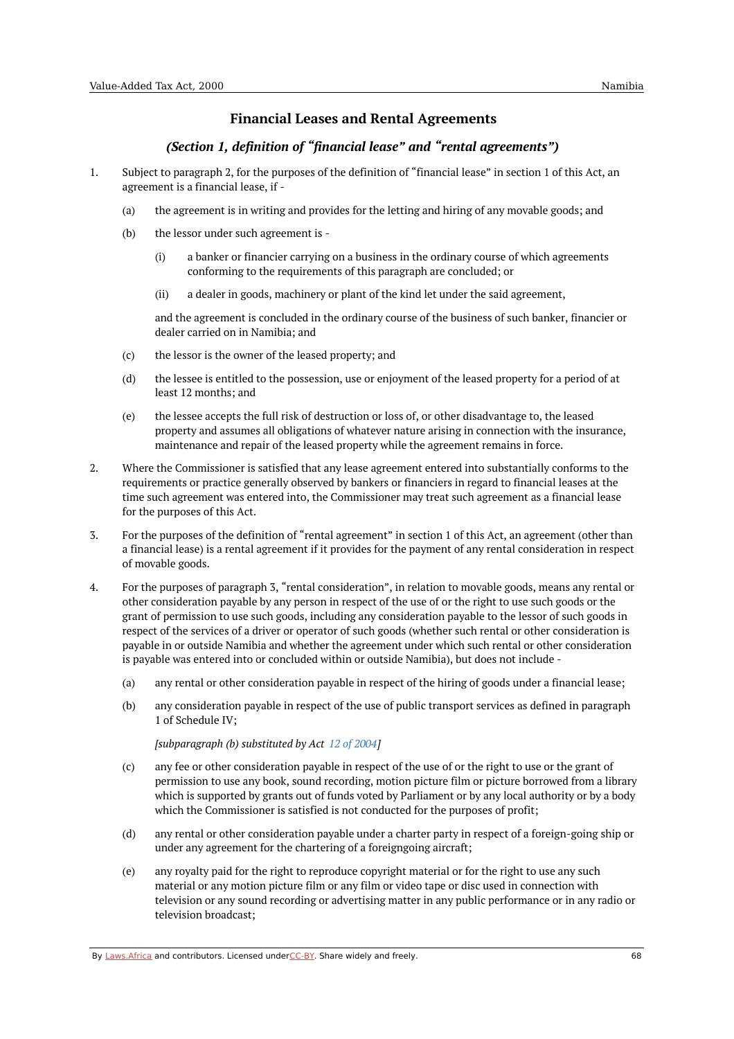## Financial Leases and Rental Agreements

### *(Section 1, definition of "financial lease" and "rental agreements")*

1. Subject to paragraph 2, for the purposes of the definition of "financial lease" in section 1 of this Act, an agreement is a financial lease, if -

    (a) the agreement is in writing and provides for the letting and hiring of any movable goods; and

    (b) the lessor under such agreement is -

    (i) a banker or financier carrying on a business in the ordinary course of which agreements conforming to the requirements of this paragraph are concluded; or

    (ii) a dealer in goods, machinery or plant of the kind let under the said agreement,

    and the agreement is concluded in the ordinary course of the business of such banker, financier or dealer carried on in Namibia; and

    (c) the lessor is the owner of the leased property; and

    (d) the lessee is entitled to the possession, use or enjoyment of the leased property for a period of at least 12 months; and

    (e) the lessee accepts the full risk of destruction or loss of, or other disadvantage to, the leased property and assumes all obligations of whatever nature arising in connection with the insurance, maintenance and repair of the leased property while the agreement remains in force.

2. Where the Commissioner is satisfied that any lease agreement entered into substantially conforms to the requirements or practice generally observed by bankers or financiers in regard to financial leases at the time such agreement was entered into, the Commissioner may treat such agreement as a financial lease for the purposes of this Act.

3. For the purposes of the definition of "rental agreement" in section 1 of this Act, an agreement (other than a financial lease) is a rental agreement if it provides for the payment of any rental consideration in respect of movable goods.

4. For the purposes of paragraph 3, "rental consideration", in relation to movable goods, means any rental or other consideration payable by any person in respect of the use of or the right to use such goods or the grant of permission to use such goods, including any consideration payable to the lessor of such goods in respect of the services of a driver or operator of such goods (whether such rental or other consideration is payable in or outside Namibia and whether the agreement under which such rental or other consideration is payable was entered into or concluded within or outside Namibia), but does not include -

    (a) any rental or other consideration payable in respect of the hiring of goods under a financial lease;

    (b) any consideration payable in respect of the use of public transport services as defined in paragraph 1 of Schedule IV;

    *[subparagraph (b) substituted by Act 12 of 2004]*

    (c) any fee or other consideration payable in respect of the use of or the right to use or the grant of permission to use any book, sound recording, motion picture film or picture borrowed from a library which is supported by grants out of funds voted by Parliament or by any local authority or by a body which the Commissioner is satisfied is not conducted for the purposes of profit;

    (d) any rental or other consideration payable under a charter party in respect of a foreign-going ship or under any agreement for the chartering of a foreigngoing aircraft;

    (e) any royalty paid for the right to reproduce copyright material or for the right to use any such material or any motion picture film or any film or video tape or disc used in connection with television or any sound recording or advertising matter in any public performance or in any radio or television broadcast;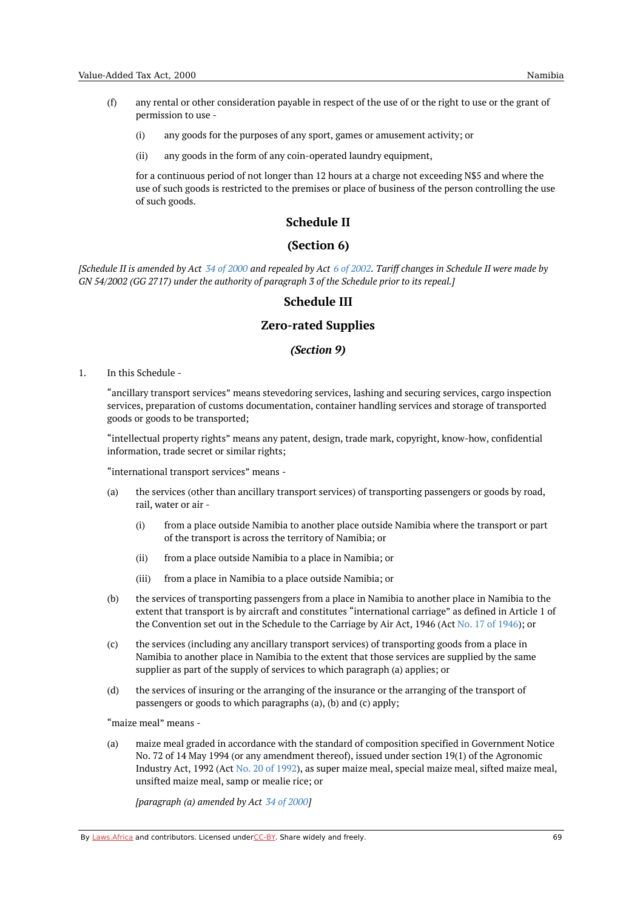(f) any rental or other consideration payable in respect of the use of or the right to use or the grant of permission to use -

  (i) any goods for the purposes of any sport, games or amusement activity; or

  (ii) any goods in the form of any coin-operated laundry equipment,

for a continuous period of not longer than 12 hours at a charge not exceeding N$5 and where the use of such goods is restricted to the premises or place of business of the person controlling the use of such goods.

## Schedule II

## (Section 6)

*[Schedule II is amended by Act 34 of 2000 and repealed by Act 6 of 2002. Tariff changes in Schedule II were made by GN 54/2002 (GG 2717) under the authority of paragraph 3 of the Schedule prior to its repeal.]*

## Schedule III

## Zero-rated Supplies

## *(Section 9)*

1. In this Schedule -

“ancillary transport services” means stevedoring services, lashing and securing services, cargo inspection services, preparation of customs documentation, container handling services and storage of transported goods or goods to be transported;

“intellectual property rights” means any patent, design, trade mark, copyright, know-how, confidential information, trade secret or similar rights;

“international transport services” means -

(a) the services (other than ancillary transport services) of transporting passengers or goods by road, rail, water or air -

  (i) from a place outside Namibia to another place outside Namibia where the transport or part of the transport is across the territory of Namibia; or

  (ii) from a place outside Namibia to a place in Namibia; or

  (iii) from a place in Namibia to a place outside Namibia; or

(b) the services of transporting passengers from a place in Namibia to another place in Namibia to the extent that transport is by aircraft and constitutes “international carriage” as defined in Article 1 of the Convention set out in the Schedule to the Carriage by Air Act, 1946 (Act No. 17 of 1946); or

(c) the services (including any ancillary transport services) of transporting goods from a place in Namibia to another place in Namibia to the extent that those services are supplied by the same supplier as part of the supply of services to which paragraph (a) applies; or

(d) the services of insuring or the arranging of the insurance or the arranging of the transport of passengers or goods to which paragraphs (a), (b) and (c) apply;

“maize meal” means -

(a) maize meal graded in accordance with the standard of composition specified in Government Notice No. 72 of 14 May 1994 (or any amendment thereof), issued under section 19(1) of the Agronomic Industry Act, 1992 (Act No. 20 of 1992), as super maize meal, special maize meal, sifted maize meal, unsifted maize meal, samp or mealie rice; or

*[paragraph (a) amended by Act 34 of 2000]*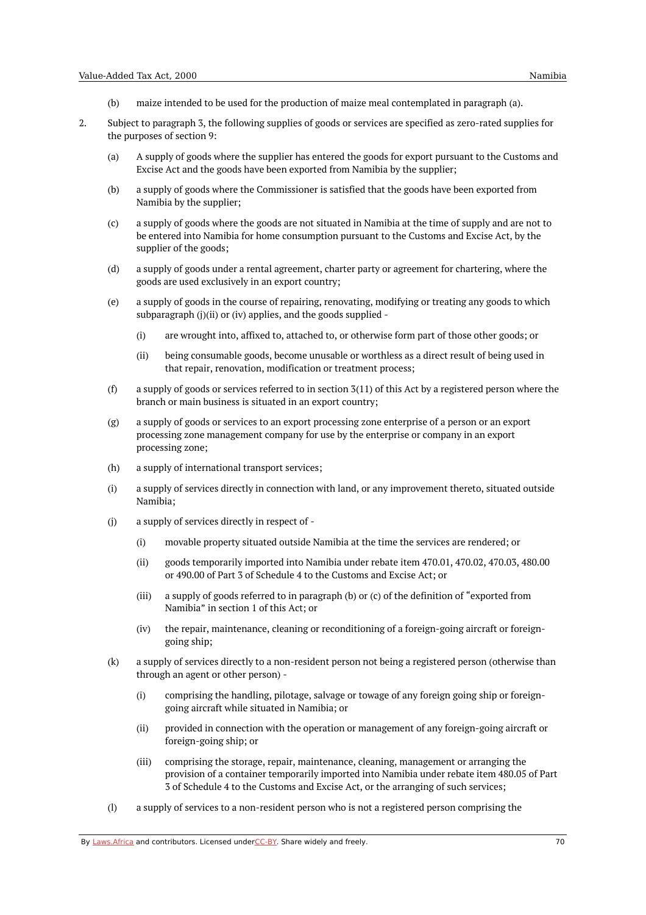(b) maize intended to be used for the production of maize meal contemplated in paragraph (a).

2. Subject to paragraph 3, the following supplies of goods or services are specified as zero-rated supplies for the purposes of section 9:

   (a) A supply of goods where the supplier has entered the goods for export pursuant to the Customs and Excise Act and the goods have been exported from Namibia by the supplier;

   (b) a supply of goods where the Commissioner is satisfied that the goods have been exported from Namibia by the supplier;

   (c) a supply of goods where the goods are not situated in Namibia at the time of supply and are not to be entered into Namibia for home consumption pursuant to the Customs and Excise Act, by the supplier of the goods;

   (d) a supply of goods under a rental agreement, charter party or agreement for chartering, where the goods are used exclusively in an export country;

   (e) a supply of goods in the course of repairing, renovating, modifying or treating any goods to which subparagraph (j)(ii) or (iv) applies, and the goods supplied -

      (i) are wrought into, affixed to, attached to, or otherwise form part of those other goods; or

      (ii) being consumable goods, become unusable or worthless as a direct result of being used in that repair, renovation, modification or treatment process;

   (f) a supply of goods or services referred to in section 3(11) of this Act by a registered person where the branch or main business is situated in an export country;

   (g) a supply of goods or services to an export processing zone enterprise of a person or an export processing zone management company for use by the enterprise or company in an export processing zone;

   (h) a supply of international transport services;

   (i) a supply of services directly in connection with land, or any improvement thereto, situated outside Namibia;

   (j) a supply of services directly in respect of -

      (i) movable property situated outside Namibia at the time the services are rendered; or

      (ii) goods temporarily imported into Namibia under rebate item 470.01, 470.02, 470.03, 480.00 or 490.00 of Part 3 of Schedule 4 to the Customs and Excise Act; or

      (iii) a supply of goods referred to in paragraph (b) or (c) of the definition of "exported from Namibia" in section 1 of this Act; or

      (iv) the repair, maintenance, cleaning or reconditioning of a foreign-going aircraft or foreign-going ship;

   (k) a supply of services directly to a non-resident person not being a registered person (otherwise than through an agent or other person) -

      (i) comprising the handling, pilotage, salvage or towage of any foreign going ship or foreign-going aircraft while situated in Namibia; or

      (ii) provided in connection with the operation or management of any foreign-going aircraft or foreign-going ship; or

      (iii) comprising the storage, repair, maintenance, cleaning, management or arranging the provision of a container temporarily imported into Namibia under rebate item 480.05 of Part 3 of Schedule 4 to the Customs and Excise Act, or the arranging of such services;

   (l) a supply of services to a non-resident person who is not a registered person comprising the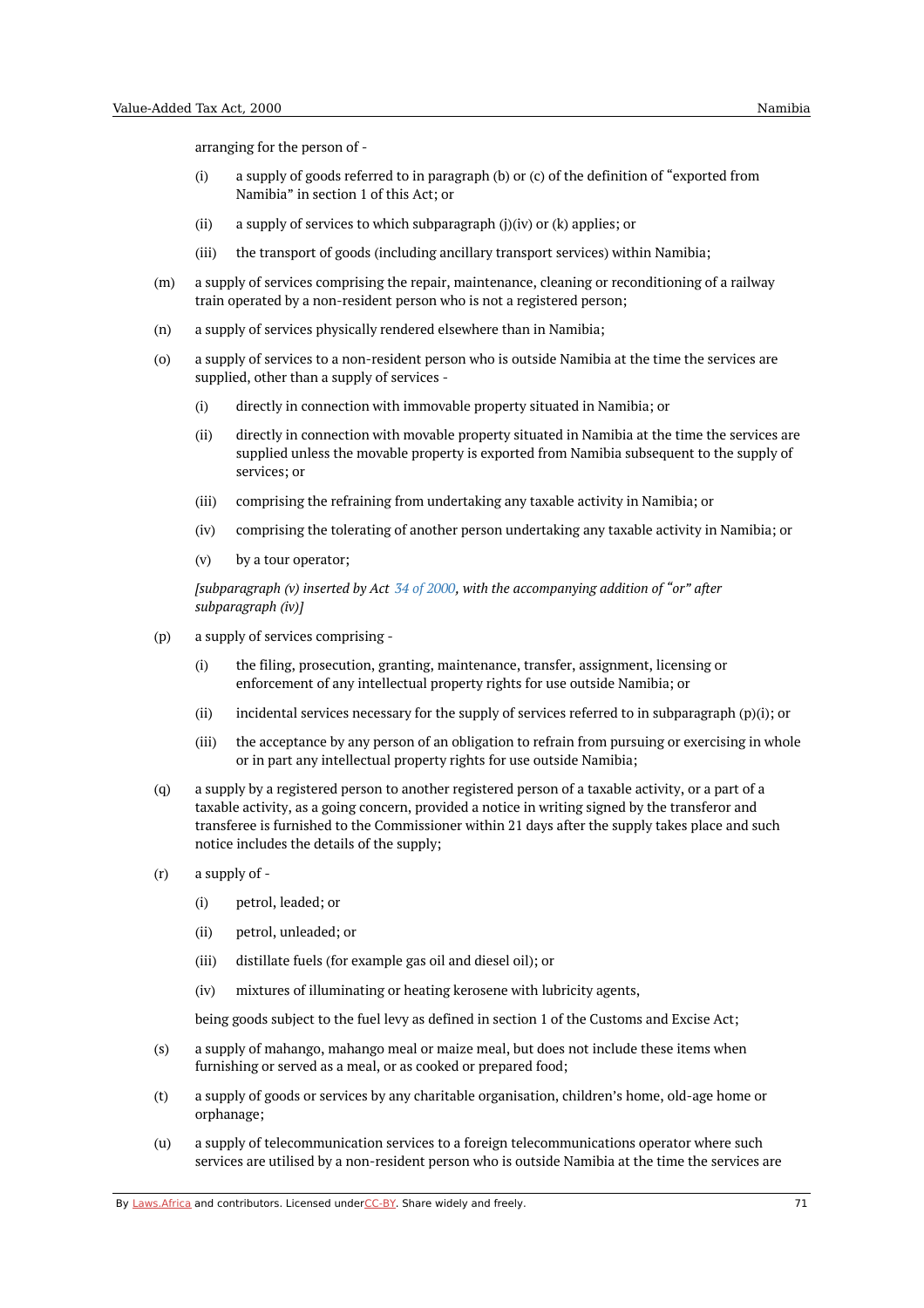arranging for the person of -

(i) a supply of goods referred to in paragraph (b) or (c) of the definition of "exported from Namibia" in section 1 of this Act; or

(ii) a supply of services to which subparagraph (j)(iv) or (k) applies; or

(iii) the transport of goods (including ancillary transport services) within Namibia;

(m) a supply of services comprising the repair, maintenance, cleaning or reconditioning of a railway train operated by a non-resident person who is not a registered person;

(n) a supply of services physically rendered elsewhere than in Namibia;

(o) a supply of services to a non-resident person who is outside Namibia at the time the services are supplied, other than a supply of services -

(i) directly in connection with immovable property situated in Namibia; or

(ii) directly in connection with movable property situated in Namibia at the time the services are supplied unless the movable property is exported from Namibia subsequent to the supply of services; or

(iii) comprising the refraining from undertaking any taxable activity in Namibia; or

(iv) comprising the tolerating of another person undertaking any taxable activity in Namibia; or

(v) by a tour operator;

*[subparagraph (v) inserted by Act 34 of 2000, with the accompanying addition of "or" after subparagraph (iv)]*

(p) a supply of services comprising -

(i) the filing, prosecution, granting, maintenance, transfer, assignment, licensing or enforcement of any intellectual property rights for use outside Namibia; or

(ii) incidental services necessary for the supply of services referred to in subparagraph (p)(i); or

(iii) the acceptance by any person of an obligation to refrain from pursuing or exercising in whole or in part any intellectual property rights for use outside Namibia;

(q) a supply by a registered person to another registered person of a taxable activity, or a part of a taxable activity, as a going concern, provided a notice in writing signed by the transferor and transferee is furnished to the Commissioner within 21 days after the supply takes place and such notice includes the details of the supply;

(r) a supply of -

(i) petrol, leaded; or

(ii) petrol, unleaded; or

(iii) distillate fuels (for example gas oil and diesel oil); or

(iv) mixtures of illuminating or heating kerosene with lubricity agents,

being goods subject to the fuel levy as defined in section 1 of the Customs and Excise Act;

(s) a supply of mahango, mahango meal or maize meal, but does not include these items when furnishing or served as a meal, or as cooked or prepared food;

(t) a supply of goods or services by any charitable organisation, children's home, old-age home or orphanage;

(u) a supply of telecommunication services to a foreign telecommunications operator where such services are utilised by a non-resident person who is outside Namibia at the time the services are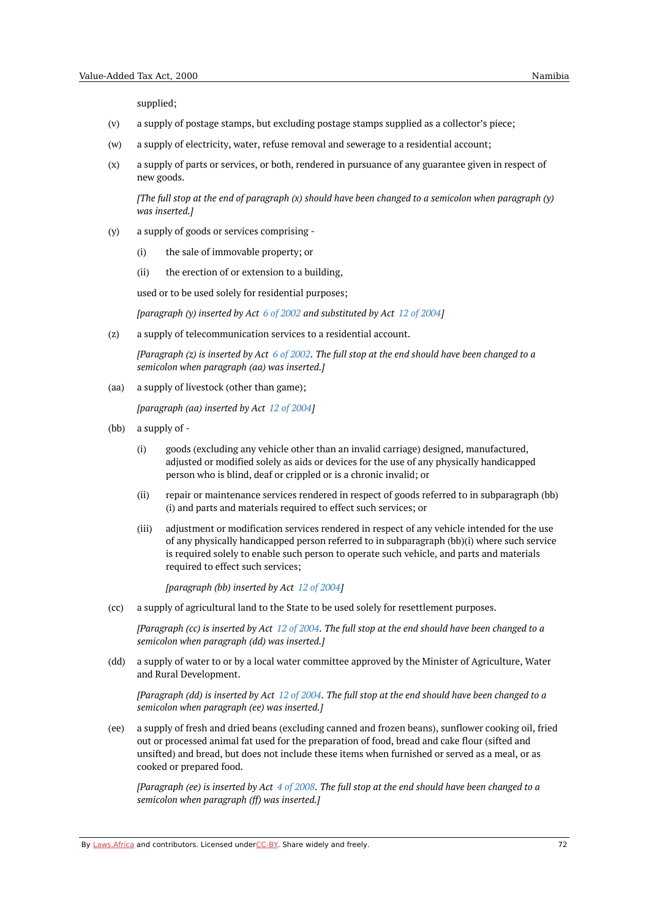supplied;

(v) a supply of postage stamps, but excluding postage stamps supplied as a collector's piece;

(w) a supply of electricity, water, refuse removal and sewerage to a residential account;

(x) a supply of parts or services, or both, rendered in pursuance of any guarantee given in respect of new goods.

*[The full stop at the end of paragraph (x) should have been changed to a semicolon when paragraph (y) was inserted.]*

(y) a supply of goods or services comprising -

(i) the sale of immovable property; or

(ii) the erection of or extension to a building,

used or to be used solely for residential purposes;

*[paragraph (y) inserted by Act 6 of 2002 and substituted by Act 12 of 2004]*

(z) a supply of telecommunication services to a residential account.

*[Paragraph (z) is inserted by Act 6 of 2002. The full stop at the end should have been changed to a semicolon when paragraph (aa) was inserted.]*

(aa) a supply of livestock (other than game);

*[paragraph (aa) inserted by Act 12 of 2004]*

(bb) a supply of -

(i) goods (excluding any vehicle other than an invalid carriage) designed, manufactured, adjusted or modified solely as aids or devices for the use of any physically handicapped person who is blind, deaf or crippled or is a chronic invalid; or

(ii) repair or maintenance services rendered in respect of goods referred to in subparagraph (bb)(i) and parts and materials required to effect such services; or

(iii) adjustment or modification services rendered in respect of any vehicle intended for the use of any physically handicapped person referred to in subparagraph (bb)(i) where such service is required solely to enable such person to operate such vehicle, and parts and materials required to effect such services;

*[paragraph (bb) inserted by Act 12 of 2004]*

(cc) a supply of agricultural land to the State to be used solely for resettlement purposes.

*[Paragraph (cc) is inserted by Act 12 of 2004. The full stop at the end should have been changed to a semicolon when paragraph (dd) was inserted.]*

(dd) a supply of water to or by a local water committee approved by the Minister of Agriculture, Water and Rural Development.

*[Paragraph (dd) is inserted by Act 12 of 2004. The full stop at the end should have been changed to a semicolon when paragraph (ee) was inserted.]*

(ee) a supply of fresh and dried beans (excluding canned and frozen beans), sunflower cooking oil, fried out or processed animal fat used for the preparation of food, bread and cake flour (sifted and unsifted) and bread, but does not include these items when furnished or served as a meal, or as cooked or prepared food.

*[Paragraph (ee) is inserted by Act 4 of 2008. The full stop at the end should have been changed to a semicolon when paragraph (ff) was inserted.]*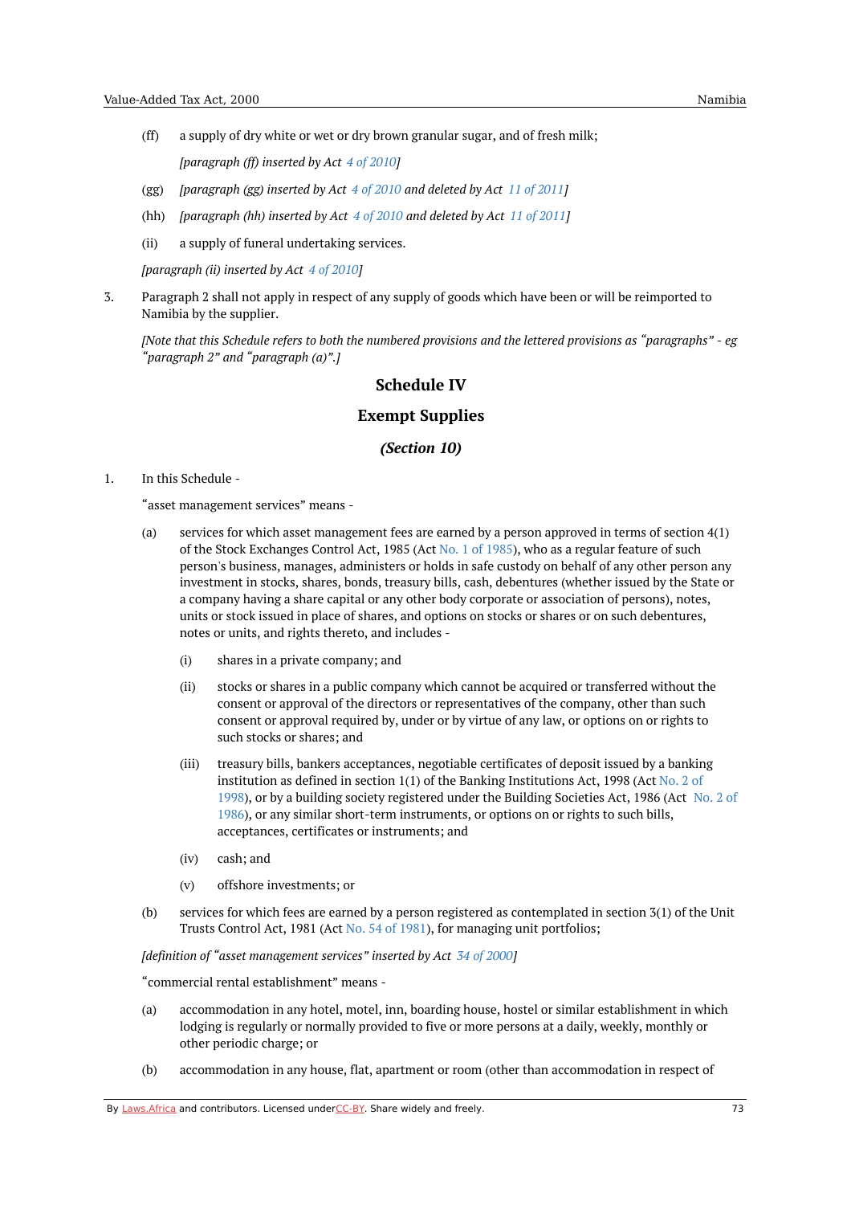(ff) a supply of dry white or wet or dry brown granular sugar, and of fresh milk;

*[paragraph (ff) inserted by Act 4 of 2010]*

(gg) *[paragraph (gg) inserted by Act 4 of 2010 and deleted by Act 11 of 2011]*

(hh) *[paragraph (hh) inserted by Act 4 of 2010 and deleted by Act 11 of 2011]*

(ii) a supply of funeral undertaking services.

*[paragraph (ii) inserted by Act 4 of 2010]*

3. Paragraph 2 shall not apply in respect of any supply of goods which have been or will be reimported to Namibia by the supplier.

*[Note that this Schedule refers to both the numbered provisions and the lettered provisions as "paragraphs" - eg "paragraph 2" and "paragraph (a)".]*

## Schedule IV

## Exempt Supplies

### *(Section 10)*

1. In this Schedule -

"asset management services" means -

(a) services for which asset management fees are earned by a person approved in terms of section 4(1) of the Stock Exchanges Control Act, 1985 (Act No. 1 of 1985), who as a regular feature of such person's business, manages, administers or holds in safe custody on behalf of any other person any investment in stocks, shares, bonds, treasury bills, cash, debentures (whether issued by the State or a company having a share capital or any other body corporate or association of persons), notes, units or stock issued in place of shares, and options on stocks or shares or on such debentures, notes or units, and rights thereto, and includes -

(i) shares in a private company; and

(ii) stocks or shares in a public company which cannot be acquired or transferred without the consent or approval of the directors or representatives of the company, other than such consent or approval required by, under or by virtue of any law, or options on or rights to such stocks or shares; and

(iii) treasury bills, bankers acceptances, negotiable certificates of deposit issued by a banking institution as defined in section 1(1) of the Banking Institutions Act, 1998 (Act No. 2 of 1998), or by a building society registered under the Building Societies Act, 1986 (Act No. 2 of 1986), or any similar short-term instruments, or options on or rights to such bills, acceptances, certificates or instruments; and

(iv) cash; and

(v) offshore investments; or

(b) services for which fees are earned by a person registered as contemplated in section 3(1) of the Unit Trusts Control Act, 1981 (Act No. 54 of 1981), for managing unit portfolios;

*[definition of "asset management services" inserted by Act 34 of 2000]*

"commercial rental establishment" means -

(a) accommodation in any hotel, motel, inn, boarding house, hostel or similar establishment in which lodging is regularly or normally provided to five or more persons at a daily, weekly, monthly or other periodic charge; or

(b) accommodation in any house, flat, apartment or room (other than accommodation in respect of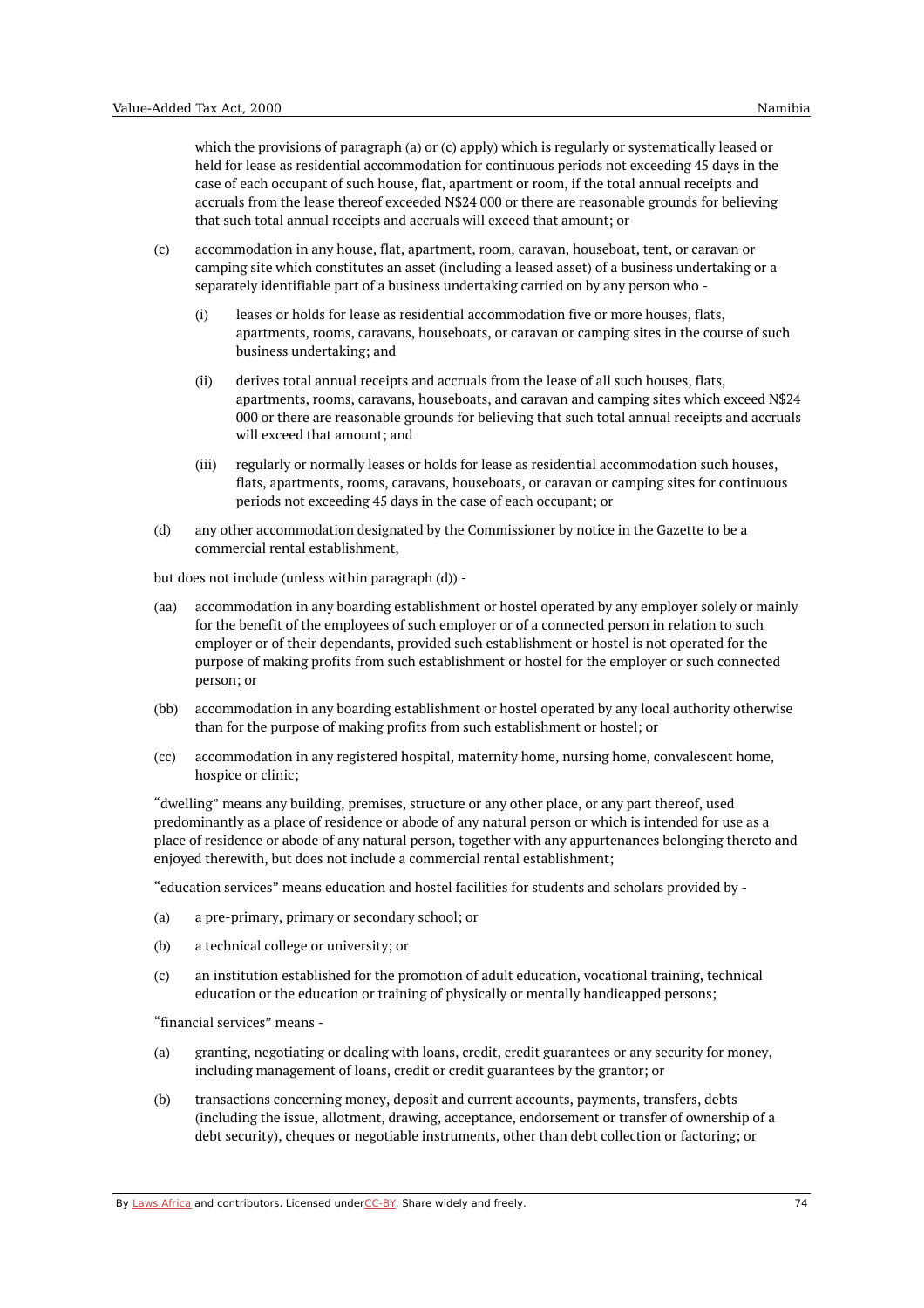which the provisions of paragraph (a) or (c) apply) which is regularly or systematically leased or held for lease as residential accommodation for continuous periods not exceeding 45 days in the case of each occupant of such house, flat, apartment or room, if the total annual receipts and accruals from the lease thereof exceeded N$24 000 or there are reasonable grounds for believing that such total annual receipts and accruals will exceed that amount; or

(c) accommodation in any house, flat, apartment, room, caravan, houseboat, tent, or caravan or camping site which constitutes an asset (including a leased asset) of a business undertaking or a separately identifiable part of a business undertaking carried on by any person who -

  (i) leases or holds for lease as residential accommodation five or more houses, flats, apartments, rooms, caravans, houseboats, or caravan or camping sites in the course of such business undertaking; and

  (ii) derives total annual receipts and accruals from the lease of all such houses, flats, apartments, rooms, caravans, houseboats, and caravan and camping sites which exceed N$24 000 or there are reasonable grounds for believing that such total annual receipts and accruals will exceed that amount; and

  (iii) regularly or normally leases or holds for lease as residential accommodation such houses, flats, apartments, rooms, caravans, houseboats, or caravan or camping sites for continuous periods not exceeding 45 days in the case of each occupant; or

(d) any other accommodation designated by the Commissioner by notice in the Gazette to be a commercial rental establishment,

but does not include (unless within paragraph (d)) -

(aa) accommodation in any boarding establishment or hostel operated by any employer solely or mainly for the benefit of the employees of such employer or of a connected person in relation to such employer or of their dependants, provided such establishment or hostel is not operated for the purpose of making profits from such establishment or hostel for the employer or such connected person; or

(bb) accommodation in any boarding establishment or hostel operated by any local authority otherwise than for the purpose of making profits from such establishment or hostel; or

(cc) accommodation in any registered hospital, maternity home, nursing home, convalescent home, hospice or clinic;

"dwelling" means any building, premises, structure or any other place, or any part thereof, used predominantly as a place of residence or abode of any natural person or which is intended for use as a place of residence or abode of any natural person, together with any appurtenances belonging thereto and enjoyed therewith, but does not include a commercial rental establishment;

"education services" means education and hostel facilities for students and scholars provided by -

(a) a pre-primary, primary or secondary school; or

(b) a technical college or university; or

(c) an institution established for the promotion of adult education, vocational training, technical education or the education or training of physically or mentally handicapped persons;

"financial services" means -

(a) granting, negotiating or dealing with loans, credit, credit guarantees or any security for money, including management of loans, credit or credit guarantees by the grantor; or

(b) transactions concerning money, deposit and current accounts, payments, transfers, debts (including the issue, allotment, drawing, acceptance, endorsement or transfer of ownership of a debt security), cheques or negotiable instruments, other than debt collection or factoring; or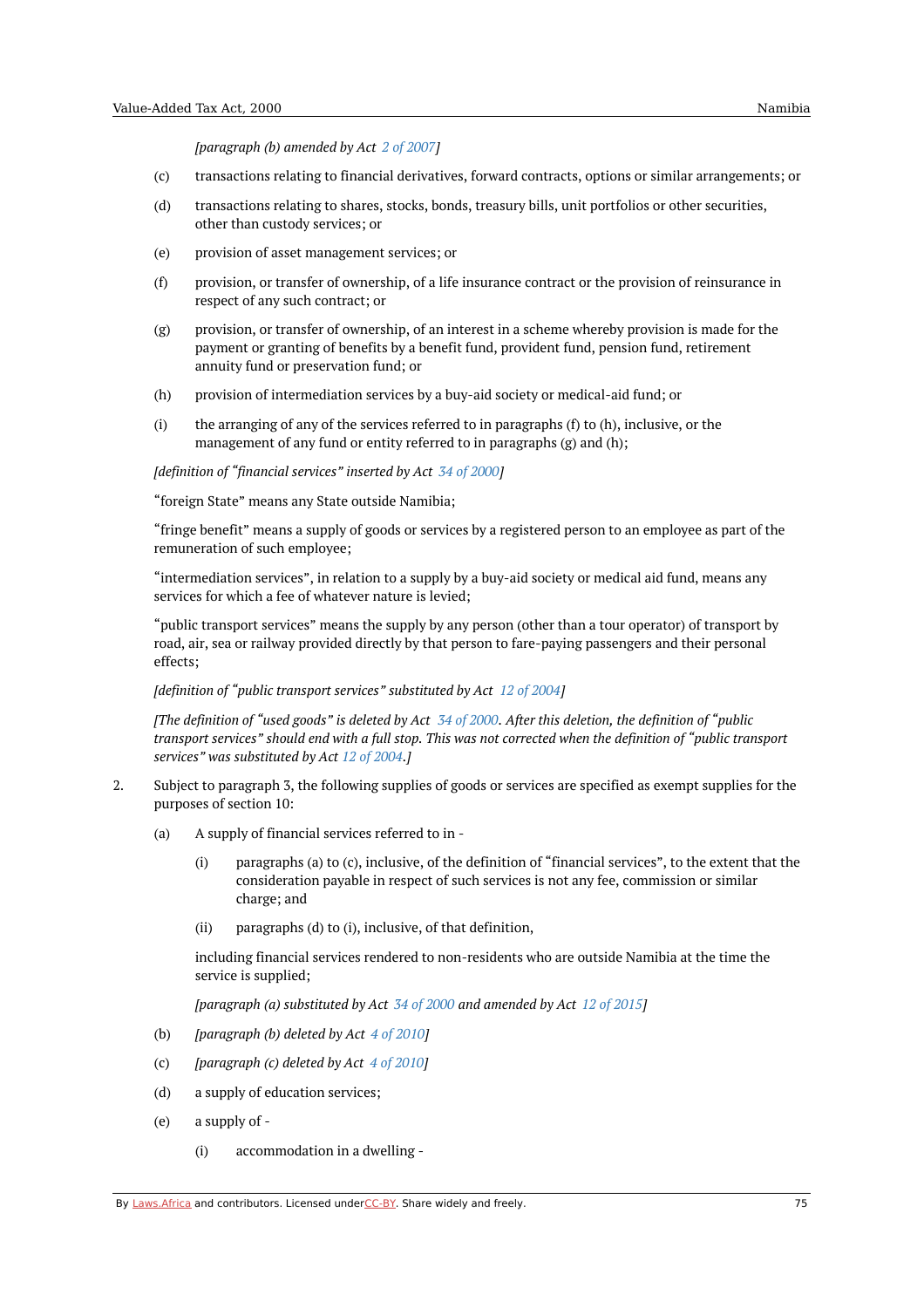*[paragraph (b) amended by Act 2 of 2007]*

(c) transactions relating to financial derivatives, forward contracts, options or similar arrangements; or

(d) transactions relating to shares, stocks, bonds, treasury bills, unit portfolios or other securities, other than custody services; or

(e) provision of asset management services; or

(f) provision, or transfer of ownership, of a life insurance contract or the provision of reinsurance in respect of any such contract; or

(g) provision, or transfer of ownership, of an interest in a scheme whereby provision is made for the payment or granting of benefits by a benefit fund, provident fund, pension fund, retirement annuity fund or preservation fund; or

(h) provision of intermediation services by a buy-aid society or medical-aid fund; or

(i) the arranging of any of the services referred to in paragraphs (f) to (h), inclusive, or the management of any fund or entity referred to in paragraphs (g) and (h);

*[definition of "financial services" inserted by Act 34 of 2000]*

"foreign State" means any State outside Namibia;

"fringe benefit" means a supply of goods or services by a registered person to an employee as part of the remuneration of such employee;

"intermediation services", in relation to a supply by a buy-aid society or medical aid fund, means any services for which a fee of whatever nature is levied;

"public transport services" means the supply by any person (other than a tour operator) of transport by road, air, sea or railway provided directly by that person to fare-paying passengers and their personal effects;

*[definition of "public transport services" substituted by Act 12 of 2004]*

*[The definition of "used goods" is deleted by Act 34 of 2000. After this deletion, the definition of "public transport services" should end with a full stop. This was not corrected when the definition of "public transport services" was substituted by Act 12 of 2004.]*

2. Subject to paragraph 3, the following supplies of goods or services are specified as exempt supplies for the purposes of section 10:

   (a) A supply of financial services referred to in -

      (i) paragraphs (a) to (c), inclusive, of the definition of "financial services", to the extent that the consideration payable in respect of such services is not any fee, commission or similar charge; and

      (ii) paragraphs (d) to (i), inclusive, of that definition,

   including financial services rendered to non-residents who are outside Namibia at the time the service is supplied;

   *[paragraph (a) substituted by Act 34 of 2000 and amended by Act 12 of 2015]*

   (b) *[paragraph (b) deleted by Act 4 of 2010]*

   (c) *[paragraph (c) deleted by Act 4 of 2010]*

   (d) a supply of education services;

   (e) a supply of -

      (i) accommodation in a dwelling -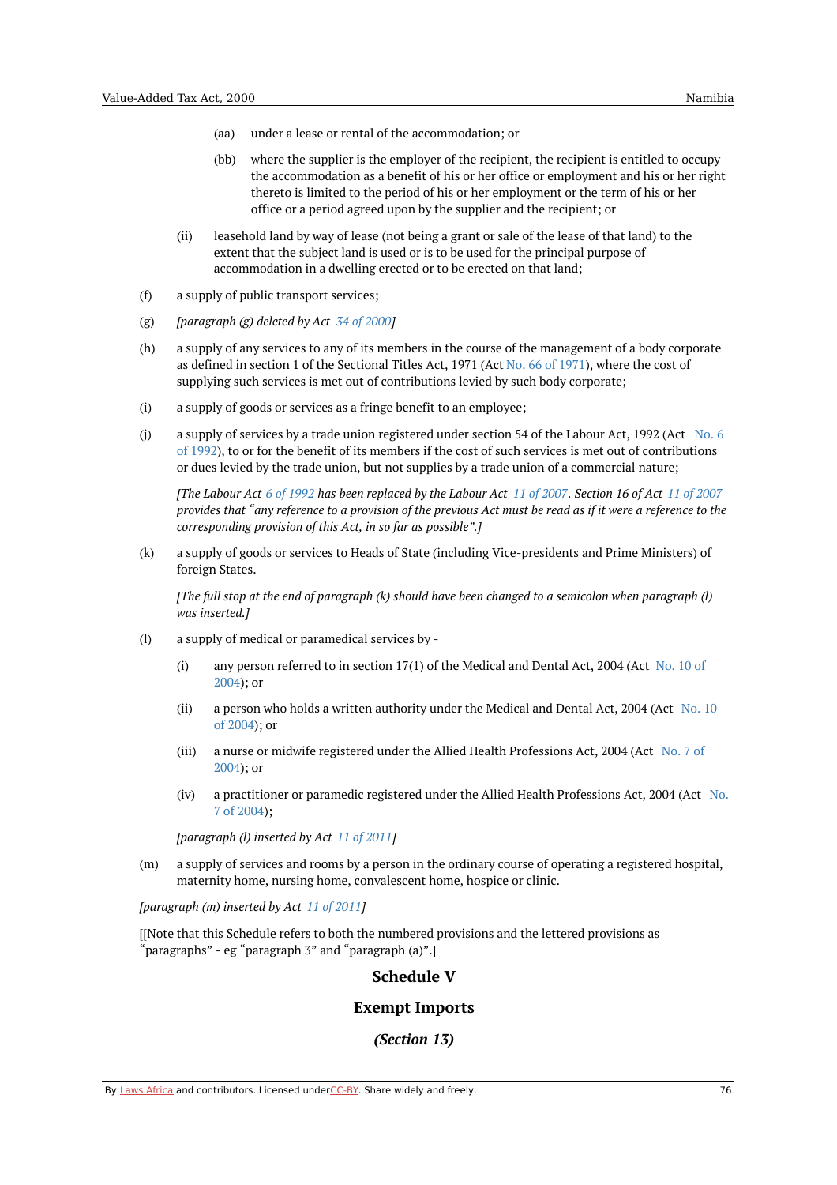(aa) under a lease or rental of the accommodation; or

(bb) where the supplier is the employer of the recipient, the recipient is entitled to occupy the accommodation as a benefit of his or her office or employment and his or her right thereto is limited to the period of his or her employment or the term of his or her office or a period agreed upon by the supplier and the recipient; or

(ii) leasehold land by way of lease (not being a grant or sale of the lease of that land) to the extent that the subject land is used or is to be used for the principal purpose of accommodation in a dwelling erected or to be erected on that land;

(f) a supply of public transport services;

(g) *[paragraph (g) deleted by Act 34 of 2000]*

(h) a supply of any services to any of its members in the course of the management of a body corporate as defined in section 1 of the Sectional Titles Act, 1971 (Act No. 66 of 1971), where the cost of supplying such services is met out of contributions levied by such body corporate;

(i) a supply of goods or services as a fringe benefit to an employee;

(j) a supply of services by a trade union registered under section 54 of the Labour Act, 1992 (Act No. 6 of 1992), to or for the benefit of its members if the cost of such services is met out of contributions or dues levied by the trade union, but not supplies by a trade union of a commercial nature;

*[The Labour Act 6 of 1992 has been replaced by the Labour Act 11 of 2007. Section 16 of Act 11 of 2007 provides that "any reference to a provision of the previous Act must be read as if it were a reference to the corresponding provision of this Act, in so far as possible".]*

(k) a supply of goods or services to Heads of State (including Vice-presidents and Prime Ministers) of foreign States.

*[The full stop at the end of paragraph (k) should have been changed to a semicolon when paragraph (l) was inserted.]*

(l) a supply of medical or paramedical services by -

(i) any person referred to in section 17(1) of the Medical and Dental Act, 2004 (Act No. 10 of 2004); or

(ii) a person who holds a written authority under the Medical and Dental Act, 2004 (Act No. 10 of 2004); or

(iii) a nurse or midwife registered under the Allied Health Professions Act, 2004 (Act No. 7 of 2004); or

(iv) a practitioner or paramedic registered under the Allied Health Professions Act, 2004 (Act No. 7 of 2004);

*[paragraph (l) inserted by Act 11 of 2011]*

(m) a supply of services and rooms by a person in the ordinary course of operating a registered hospital, maternity home, nursing home, convalescent home, hospice or clinic.

*[paragraph (m) inserted by Act 11 of 2011]*

[[Note that this Schedule refers to both the numbered provisions and the lettered provisions as "paragraphs" - eg "paragraph 3" and "paragraph (a)".]

## Schedule V

## Exempt Imports

### *(Section 13)*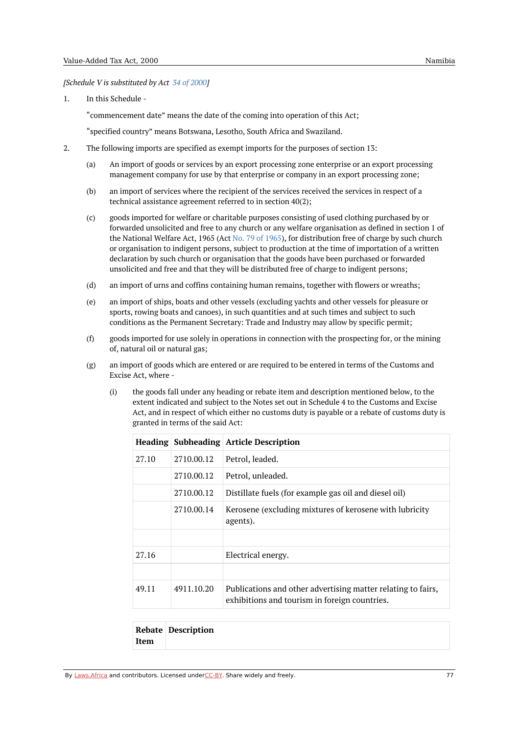*[Schedule V is substituted by Act 34 of 2000]*

1. In this Schedule -

   "commencement date" means the date of the coming into operation of this Act;

   "specified country" means Botswana, Lesotho, South Africa and Swaziland.

2. The following imports are specified as exempt imports for the purposes of section 13:

   (a) An import of goods or services by an export processing zone enterprise or an export processing management company for use by that enterprise or company in an export processing zone;

   (b) an import of services where the recipient of the services received the services in respect of a technical assistance agreement referred to in section 40(2);

   (c) goods imported for welfare or charitable purposes consisting of used clothing purchased by or forwarded unsolicited and free to any church or any welfare organisation as defined in section 1 of the National Welfare Act, 1965 (Act No. 79 of 1965), for distribution free of charge by such church or organisation to indigent persons, subject to production at the time of importation of a written declaration by such church or organisation that the goods have been purchased or forwarded unsolicited and free and that they will be distributed free of charge to indigent persons;

   (d) an import of urns and coffins containing human remains, together with flowers or wreaths;

   (e) an import of ships, boats and other vessels (excluding yachts and other vessels for pleasure or sports, rowing boats and canoes), in such quantities and at such times and subject to such conditions as the Permanent Secretary: Trade and Industry may allow by specific permit;

   (f) goods imported for use solely in operations in connection with the prospecting for, or the mining of, natural oil or natural gas;

   (g) an import of goods which are entered or are required to be entered in terms of the Customs and Excise Act, where -

      (i) the goods fall under any heading or rebate item and description mentioned below, to the extent indicated and subject to the Notes set out in Schedule 4 to the Customs and Excise Act, and in respect of which either no customs duty is payable or a rebate of customs duty is granted in terms of the said Act:

| Heading | Subheading | Article Description |
|---|---|---|
| 27.10 | 2710.00.12 | Petrol, leaded. |
| | 2710.00.12 | Petrol, unleaded. |
| | 2710.00.12 | Distillate fuels (for example gas oil and diesel oil) |
| | 2710.00.14 | Kerosene (excluding mixtures of kerosene with lubricity agents). |
| | | |
| 27.16 | | Electrical energy. |
| | | |
| 49.11 | 4911.10.20 | Publications and other advertising matter relating to fairs, exhibitions and tourism in foreign countries. |

| Rebate Item | Description |
|---|---|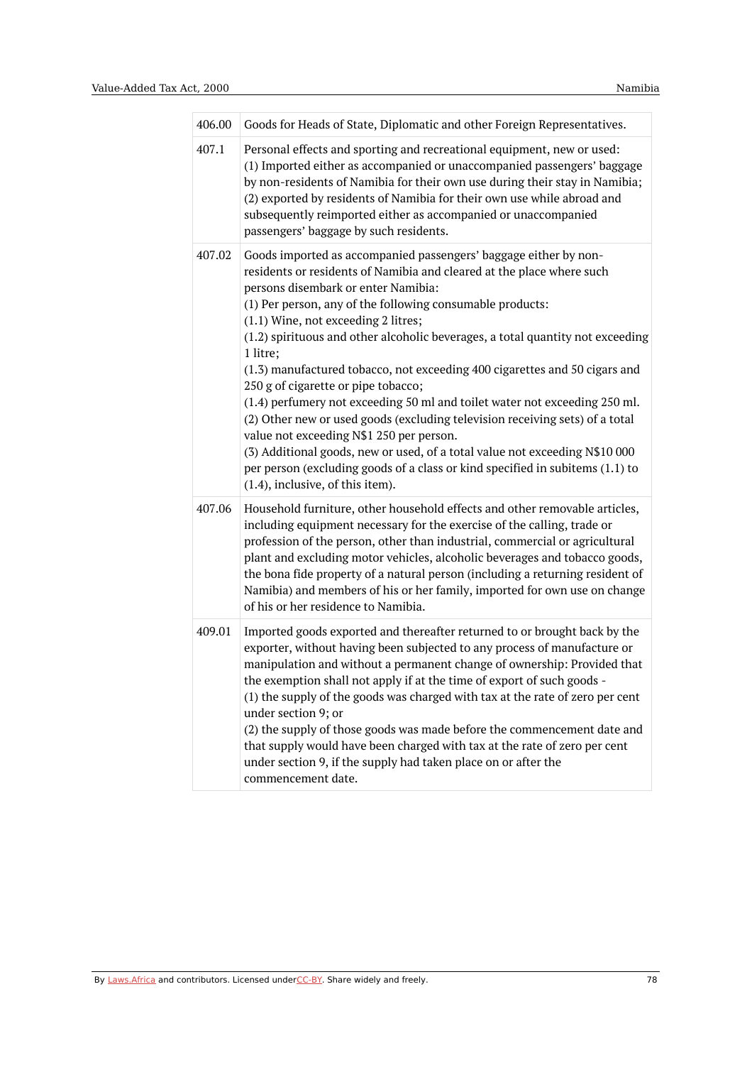| | |
|---|---|
| 406.00 | Goods for Heads of State, Diplomatic and other Foreign Representatives. |
| 407.1 | Personal effects and sporting and recreational equipment, new or used:<br>(1) Imported either as accompanied or unaccompanied passengers' baggage by non-residents of Namibia for their own use during their stay in Namibia;<br>(2) exported by residents of Namibia for their own use while abroad and subsequently reimported either as accompanied or unaccompanied passengers' baggage by such residents. |
| 407.02 | Goods imported as accompanied passengers' baggage either by non-residents or residents of Namibia and cleared at the place where such persons disembark or enter Namibia:<br>(1) Per person, any of the following consumable products:<br>(1.1) Wine, not exceeding 2 litres;<br>(1.2) spirituous and other alcoholic beverages, a total quantity not exceeding 1 litre;<br>(1.3) manufactured tobacco, not exceeding 400 cigarettes and 50 cigars and 250 g of cigarette or pipe tobacco;<br>(1.4) perfumery not exceeding 50 ml and toilet water not exceeding 250 ml.<br>(2) Other new or used goods (excluding television receiving sets) of a total value not exceeding N$1 250 per person.<br>(3) Additional goods, new or used, of a total value not exceeding N$10 000 per person (excluding goods of a class or kind specified in subitems (1.1) to (1.4), inclusive, of this item). |
| 407.06 | Household furniture, other household effects and other removable articles, including equipment necessary for the exercise of the calling, trade or profession of the person, other than industrial, commercial or agricultural plant and excluding motor vehicles, alcoholic beverages and tobacco goods, the bona fide property of a natural person (including a returning resident of Namibia) and members of his or her family, imported for own use on change of his or her residence to Namibia. |
| 409.01 | Imported goods exported and thereafter returned to or brought back by the exporter, without having been subjected to any process of manufacture or manipulation and without a permanent change of ownership: Provided that the exemption shall not apply if at the time of export of such goods -<br>(1) the supply of the goods was charged with tax at the rate of zero per cent under section 9; or<br>(2) the supply of those goods was made before the commencement date and that supply would have been charged with tax at the rate of zero per cent under section 9, if the supply had taken place on or after the commencement date. |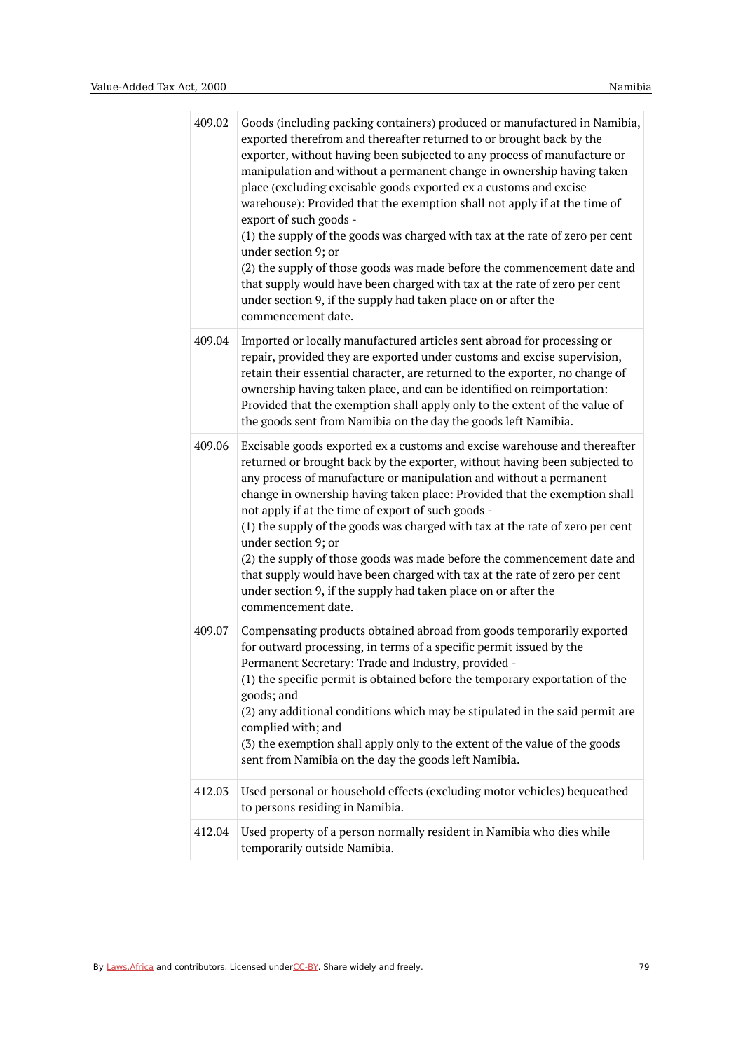| | |
|---|---|
| 409.02 | Goods (including packing containers) produced or manufactured in Namibia, exported therefrom and thereafter returned to or brought back by the exporter, without having been subjected to any process of manufacture or manipulation and without a permanent change in ownership having taken place (excluding excisable goods exported ex a customs and excise warehouse): Provided that the exemption shall not apply if at the time of export of such goods -<br>(1) the supply of the goods was charged with tax at the rate of zero per cent under section 9; or<br>(2) the supply of those goods was made before the commencement date and that supply would have been charged with tax at the rate of zero per cent under section 9, if the supply had taken place on or after the commencement date. |
| 409.04 | Imported or locally manufactured articles sent abroad for processing or repair, provided they are exported under customs and excise supervision, retain their essential character, are returned to the exporter, no change of ownership having taken place, and can be identified on reimportation: Provided that the exemption shall apply only to the extent of the value of the goods sent from Namibia on the day the goods left Namibia. |
| 409.06 | Excisable goods exported ex a customs and excise warehouse and thereafter returned or brought back by the exporter, without having been subjected to any process of manufacture or manipulation and without a permanent change in ownership having taken place: Provided that the exemption shall not apply if at the time of export of such goods -<br>(1) the supply of the goods was charged with tax at the rate of zero per cent under section 9; or<br>(2) the supply of those goods was made before the commencement date and that supply would have been charged with tax at the rate of zero per cent under section 9, if the supply had taken place on or after the commencement date. |
| 409.07 | Compensating products obtained abroad from goods temporarily exported for outward processing, in terms of a specific permit issued by the Permanent Secretary: Trade and Industry, provided -<br>(1) the specific permit is obtained before the temporary exportation of the goods; and<br>(2) any additional conditions which may be stipulated in the said permit are complied with; and<br>(3) the exemption shall apply only to the extent of the value of the goods sent from Namibia on the day the goods left Namibia. |
| 412.03 | Used personal or household effects (excluding motor vehicles) bequeathed to persons residing in Namibia. |
| 412.04 | Used property of a person normally resident in Namibia who dies while temporarily outside Namibia. |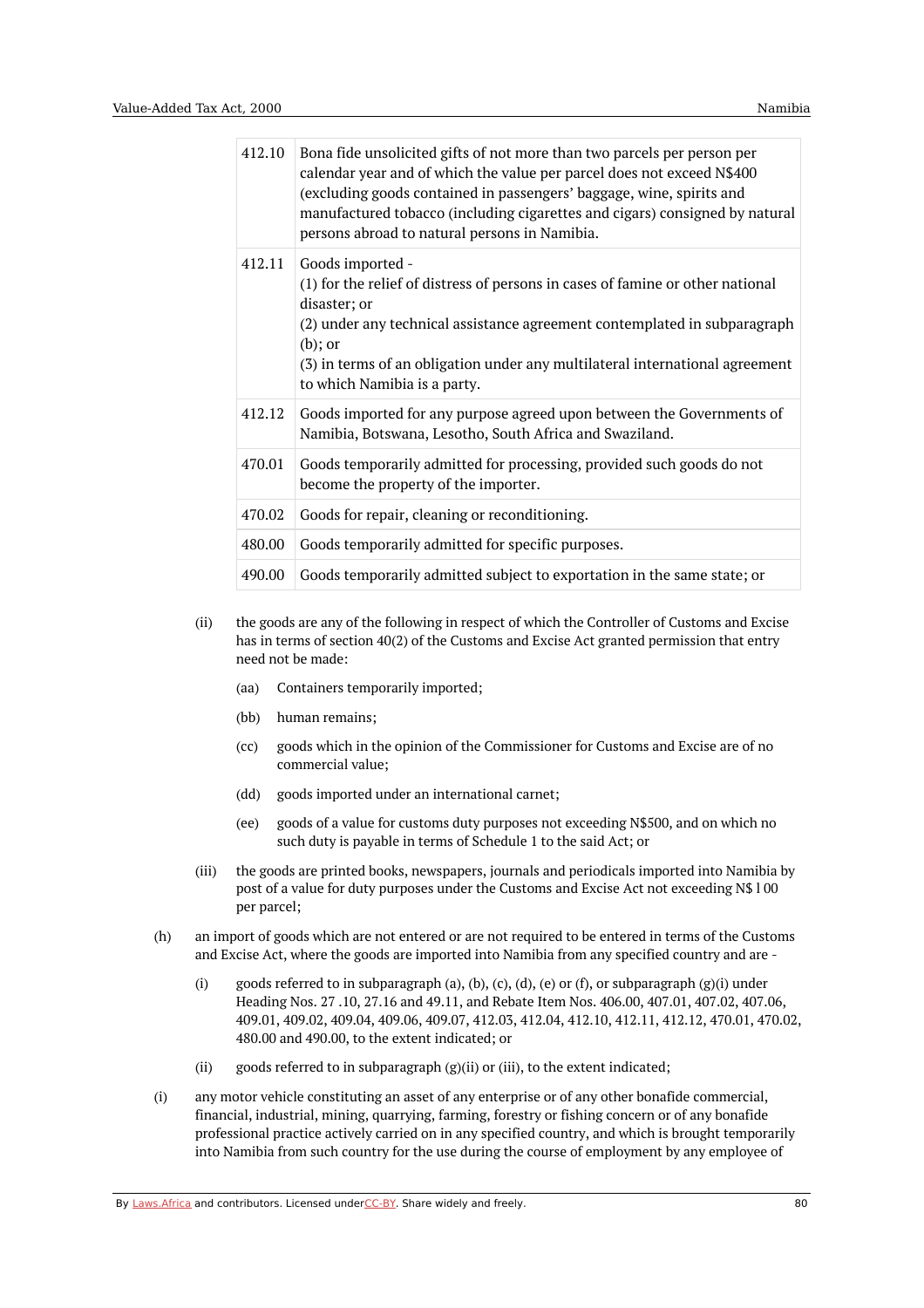| | |
|---|---|
| 412.10 | Bona fide unsolicited gifts of not more than two parcels per person per calendar year and of which the value per parcel does not exceed N$400 (excluding goods contained in passengers' baggage, wine, spirits and manufactured tobacco (including cigarettes and cigars) consigned by natural persons abroad to natural persons in Namibia. |
| 412.11 | Goods imported -<br>(1) for the relief of distress of persons in cases of famine or other national disaster; or<br>(2) under any technical assistance agreement contemplated in subparagraph (b); or<br>(3) in terms of an obligation under any multilateral international agreement to which Namibia is a party. |
| 412.12 | Goods imported for any purpose agreed upon between the Governments of Namibia, Botswana, Lesotho, South Africa and Swaziland. |
| 470.01 | Goods temporarily admitted for processing, provided such goods do not become the property of the importer. |
| 470.02 | Goods for repair, cleaning or reconditioning. |
| 480.00 | Goods temporarily admitted for specific purposes. |
| 490.00 | Goods temporarily admitted subject to exportation in the same state; or |

(ii) the goods are any of the following in respect of which the Controller of Customs and Excise has in terms of section 40(2) of the Customs and Excise Act granted permission that entry need not be made:

(aa) Containers temporarily imported;

(bb) human remains;

(cc) goods which in the opinion of the Commissioner for Customs and Excise are of no commercial value;

(dd) goods imported under an international carnet;

(ee) goods of a value for customs duty purposes not exceeding N$500, and on which no such duty is payable in terms of Schedule 1 to the said Act; or

(iii) the goods are printed books, newspapers, journals and periodicals imported into Namibia by post of a value for duty purposes under the Customs and Excise Act not exceeding N$ l 00 per parcel;

(h) an import of goods which are not entered or are not required to be entered in terms of the Customs and Excise Act, where the goods are imported into Namibia from any specified country and are -

(i) goods referred to in subparagraph (a), (b), (c), (d), (e) or (f), or subparagraph (g)(i) under Heading Nos. 27 .10, 27.16 and 49.11, and Rebate Item Nos. 406.00, 407.01, 407.02, 407.06, 409.01, 409.02, 409.04, 409.06, 409.07, 412.03, 412.04, 412.10, 412.11, 412.12, 470.01, 470.02, 480.00 and 490.00, to the extent indicated; or

(ii) goods referred to in subparagraph (g)(ii) or (iii), to the extent indicated;

(i) any motor vehicle constituting an asset of any enterprise or of any other bonafide commercial, financial, industrial, mining, quarrying, farming, forestry or fishing concern or of any bonafide professional practice actively carried on in any specified country, and which is brought temporarily into Namibia from such country for the use during the course of employment by any employee of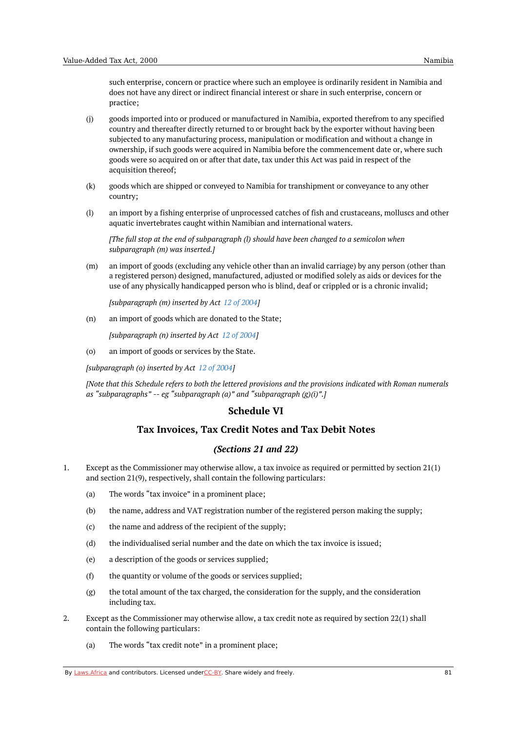such enterprise, concern or practice where such an employee is ordinarily resident in Namibia and does not have any direct or indirect financial interest or share in such enterprise, concern or practice;

(j) goods imported into or produced or manufactured in Namibia, exported therefrom to any specified country and thereafter directly returned to or brought back by the exporter without having been subjected to any manufacturing process, manipulation or modification and without a change in ownership, if such goods were acquired in Namibia before the commencement date or, where such goods were so acquired on or after that date, tax under this Act was paid in respect of the acquisition thereof;

(k) goods which are shipped or conveyed to Namibia for transhipment or conveyance to any other country;

(l) an import by a fishing enterprise of unprocessed catches of fish and crustaceans, molluscs and other aquatic invertebrates caught within Namibian and international waters.

*[The full stop at the end of subparagraph (l) should have been changed to a semicolon when subparagraph (m) was inserted.]*

(m) an import of goods (excluding any vehicle other than an invalid carriage) by any person (other than a registered person) designed, manufactured, adjusted or modified solely as aids or devices for the use of any physically handicapped person who is blind, deaf or crippled or is a chronic invalid;

*[subparagraph (m) inserted by Act 12 of 2004]*

(n) an import of goods which are donated to the State;

*[subparagraph (n) inserted by Act 12 of 2004]*

(o) an import of goods or services by the State.

*[subparagraph (o) inserted by Act 12 of 2004]*

*[Note that this Schedule refers to both the lettered provisions and the provisions indicated with Roman numerals as "subparagraphs" -- eg "subparagraph (a)" and "subparagraph (g)(i)".]*

## Schedule VI

## Tax Invoices, Tax Credit Notes and Tax Debit Notes

### *(Sections 21 and 22)*

1. Except as the Commissioner may otherwise allow, a tax invoice as required or permitted by section 21(1) and section 21(9), respectively, shall contain the following particulars:

   (a) The words "tax invoice" in a prominent place;

   (b) the name, address and VAT registration number of the registered person making the supply;

   (c) the name and address of the recipient of the supply;

   (d) the individualised serial number and the date on which the tax invoice is issued;

   (e) a description of the goods or services supplied;

   (f) the quantity or volume of the goods or services supplied;

   (g) the total amount of the tax charged, the consideration for the supply, and the consideration including tax.

2. Except as the Commissioner may otherwise allow, a tax credit note as required by section 22(1) shall contain the following particulars:

   (a) The words "tax credit note" in a prominent place;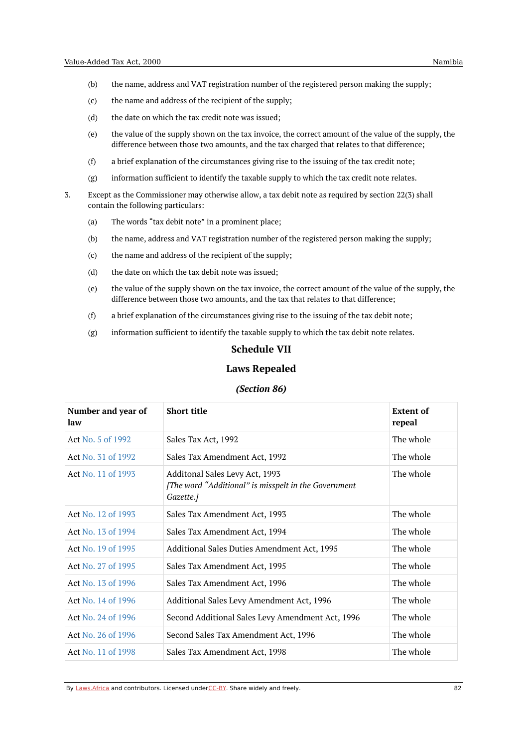(b) the name, address and VAT registration number of the registered person making the supply;

(c) the name and address of the recipient of the supply;

(d) the date on which the tax credit note was issued;

(e) the value of the supply shown on the tax invoice, the correct amount of the value of the supply, the difference between those two amounts, and the tax charged that relates to that difference;

(f) a brief explanation of the circumstances giving rise to the issuing of the tax credit note;

(g) information sufficient to identify the taxable supply to which the tax credit note relates.

3. Except as the Commissioner may otherwise allow, a tax debit note as required by section 22(3) shall contain the following particulars:

(a) The words "tax debit note" in a prominent place;

(b) the name, address and VAT registration number of the registered person making the supply;

(c) the name and address of the recipient of the supply;

(d) the date on which the tax debit note was issued;

(e) the value of the supply shown on the tax invoice, the correct amount of the value of the supply, the difference between those two amounts, and the tax that relates to that difference;

(f) a brief explanation of the circumstances giving rise to the issuing of the tax debit note;

(g) information sufficient to identify the taxable supply to which the tax debit note relates.

## Schedule VII

## Laws Repealed

### *(Section 86)*

| Number and year of law | Short title | Extent of repeal |
|---|---|---|
| Act No. 5 of 1992 | Sales Tax Act, 1992 | The whole |
| Act No. 31 of 1992 | Sales Tax Amendment Act, 1992 | The whole |
| Act No. 11 of 1993 | Additonal Sales Levy Act, 1993 *[The word "Additional" is misspelt in the Government Gazette.]* | The whole |
| Act No. 12 of 1993 | Sales Tax Amendment Act, 1993 | The whole |
| Act No. 13 of 1994 | Sales Tax Amendment Act, 1994 | The whole |
| Act No. 19 of 1995 | Additional Sales Duties Amendment Act, 1995 | The whole |
| Act No. 27 of 1995 | Sales Tax Amendment Act, 1995 | The whole |
| Act No. 13 of 1996 | Sales Tax Amendment Act, 1996 | The whole |
| Act No. 14 of 1996 | Additional Sales Levy Amendment Act, 1996 | The whole |
| Act No. 24 of 1996 | Second Additional Sales Levy Amendment Act, 1996 | The whole |
| Act No. 26 of 1996 | Second Sales Tax Amendment Act, 1996 | The whole |
| Act No. 11 of 1998 | Sales Tax Amendment Act, 1998 | The whole |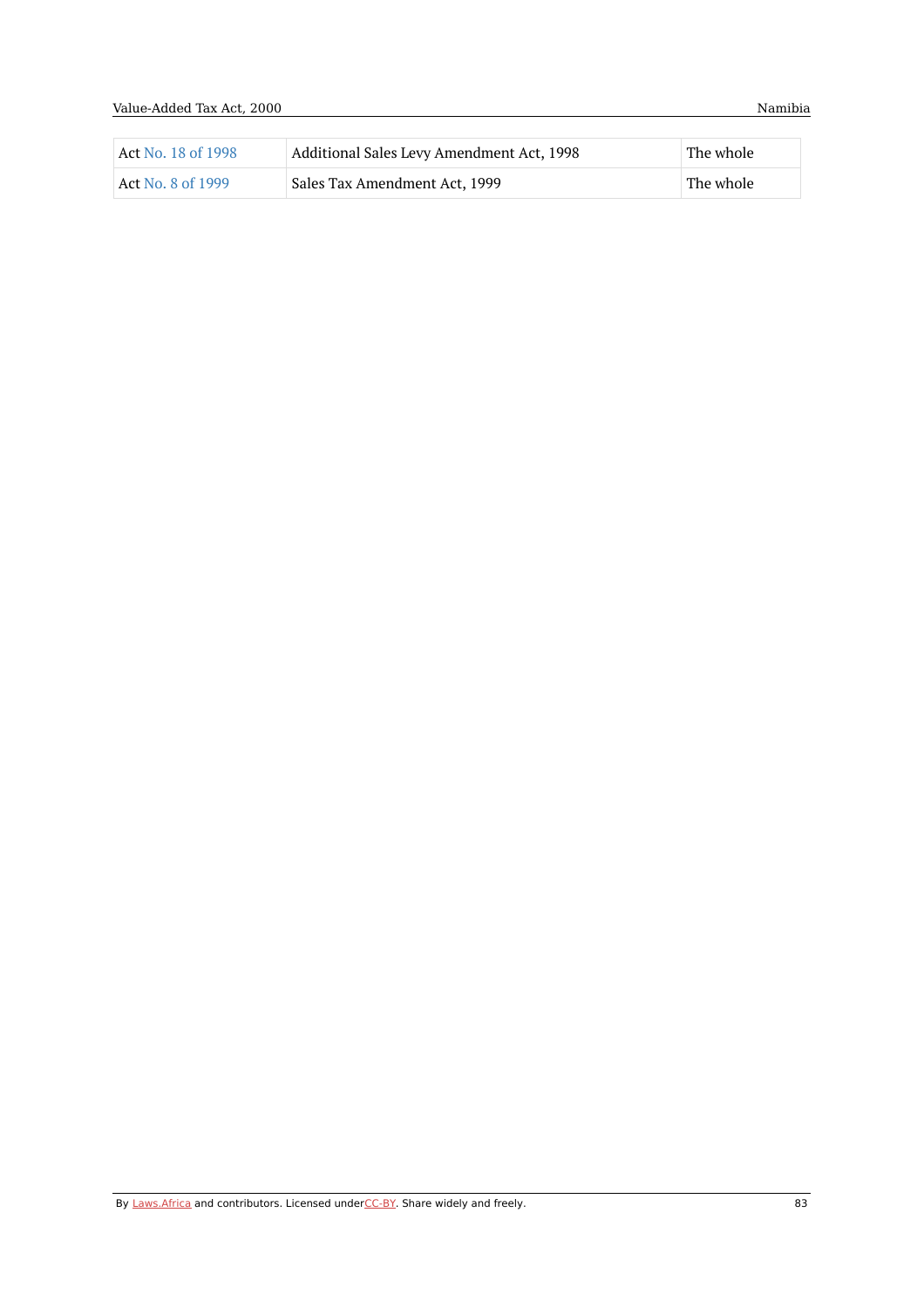| | | |
|---|---|---|
| Act No. 18 of 1998 | Additional Sales Levy Amendment Act, 1998 | The whole |
| Act No. 8 of 1999 | Sales Tax Amendment Act, 1999 | The whole |